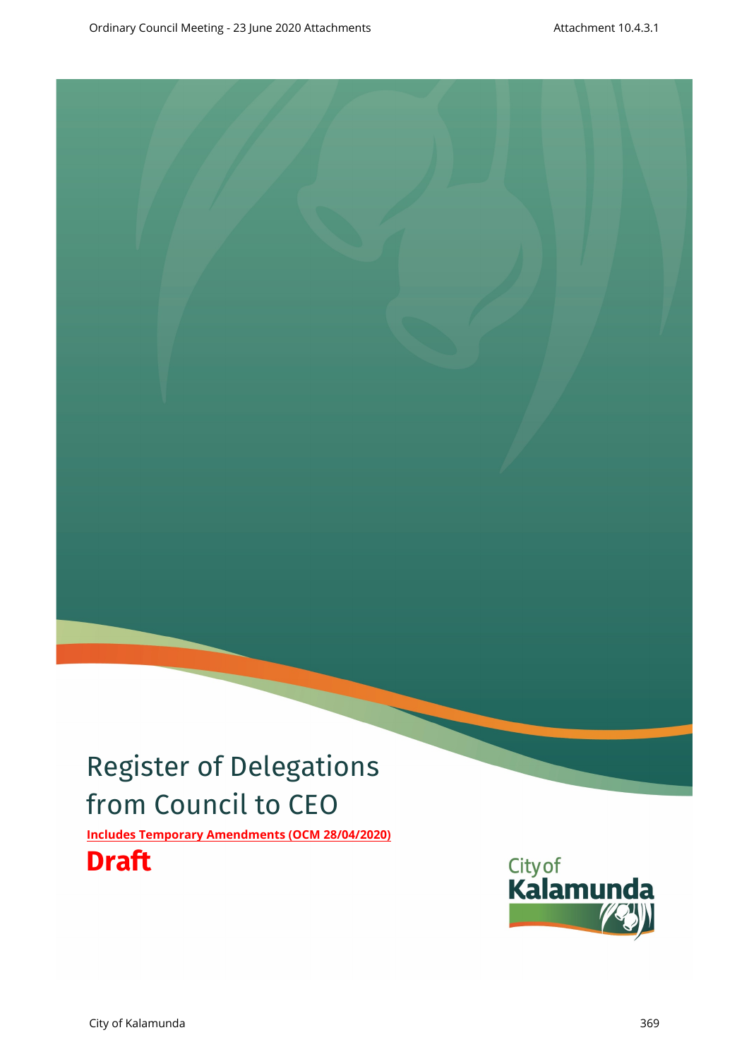# Register of Delegations from Council to CEO

**Includes Temporary Amendments (OCM 28/04/2020)**

**Draft**

City of Kalamunda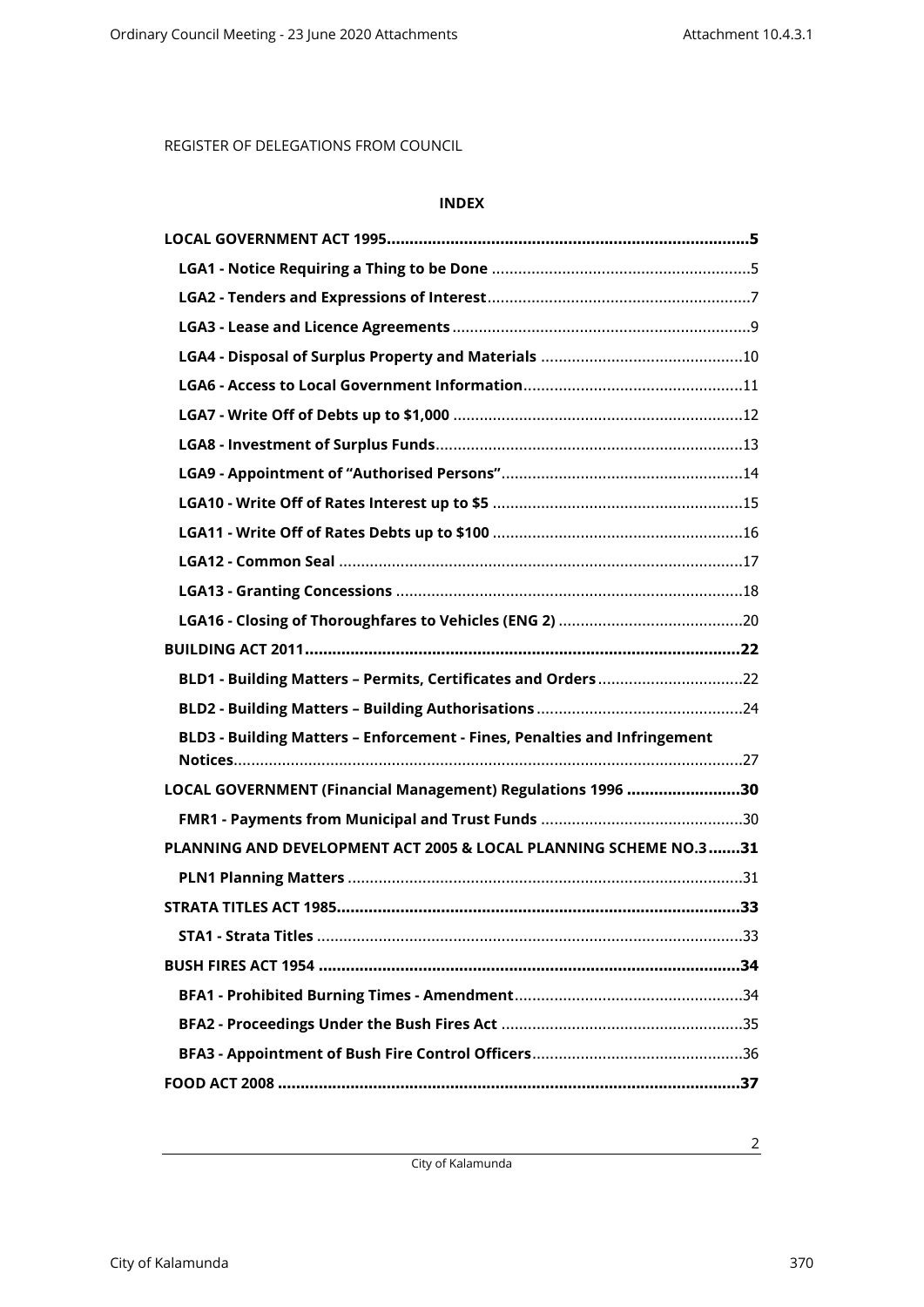REGISTER OF DELEGATIONS FROM COUNCIL

**INDEX**

**LOCAL GOVERNMENT ACT 1995....................................................................................5**

- **LGA1 - Notice Requiring a Thing to be Done** ..........................................................5
- **LGA2 - Tenders and Expressions of Interest**...........................................................7
- **LGA3 - Lease and Licence Agreements**...................................................................9
- **LGA4 - Disposal of Surplus Property and Materials** .............................................10
- **LGA6 - Access to Local Government Information**..................................................11
- **LGA7 - Write Off of Debts up to $1,000** .................................................................12
- **LGA8 - Investment of Surplus Funds**.....................................................................13
- **LGA9 - Appointment of "Authorised Persons"**.......................................................14
- **LGA10 - Write Off of Rates Interest up to $5** .........................................................15
- **LGA11 - Write Off of Rates Debts up to $100** .........................................................16
- **LGA12 - Common Seal** ...........................................................................................17
- **LGA13 - Granting Concessions** ..............................................................................18
- **LGA16 - Closing of Thoroughfares to Vehicles (ENG 2)** ..........................................20

**BUILDING ACT 2011.....................................................................................................22**

- **BLD1 - Building Matters – Permits, Certificates and Orders**.................................22
- **BLD2 - Building Matters – Building Authorisations**..............................................24
- **BLD3 - Building Matters – Enforcement - Fines, Penalties and Infringement Notices**..................................................................................................................27

**LOCAL GOVERNMENT (Financial Management) Regulations 1996 .........................30**

- **FMR1 - Payments from Municipal and Trust Funds** .............................................30

**PLANNING AND DEVELOPMENT ACT 2005 & LOCAL PLANNING SCHEME NO.3.......31**

- **PLN1 Planning Matters** .........................................................................................31

**STRATA TITLES ACT 1985.........................................................................................33**

- **STA1 - Strata Titles** ................................................................................................33

**BUSH FIRES ACT 1954 .............................................................................................34**

- **BFA1 - Prohibited Burning Times - Amendment**....................................................34
- **BFA2 - Proceedings Under the Bush Fires Act** .......................................................35
- **BFA3 - Appointment of Bush Fire Control Officers**................................................36

**FOOD ACT 2008 .......................................................................................................37**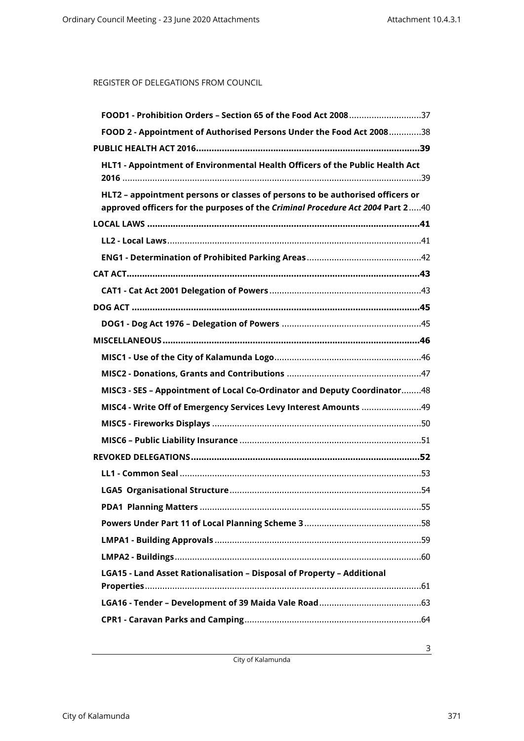REGISTER OF DELEGATIONS FROM COUNCIL

**FOOD1 - Prohibition Orders – Section 65 of the Food Act 2008**.............................37

**FOOD 2 - Appointment of Authorised Persons Under the Food Act 2008**.............38

**PUBLIC HEALTH ACT 2016.......................................................................................39**

**HLT1 - Appointment of Environmental Health Officers of the Public Health Act 2016** ......................................................................................................................39

**HLT2 – appointment persons or classes of persons to be authorised officers or approved officers for the purposes of the *Criminal Procedure Act 2004* Part 2**.....40

**LOCAL LAWS ...........................................................................................................41**

**LL2 - Local Laws**....................................................................................................41

**ENG1 - Determination of Prohibited Parking Areas**.............................................42

**CAT ACT..................................................................................................................43**

**CAT1 - Cat Act 2001 Delegation of Powers**............................................................43

**DOG ACT ................................................................................................................45**

**DOG1 - Dog Act 1976 – Delegation of Powers** .......................................................45

**MISCELLANEOUS....................................................................................................46**

**MISC1 - Use of the City of Kalamunda Logo**..........................................................46

**MISC2 - Donations, Grants and Contributions** .....................................................47

**MISC3 - SES – Appointment of Local Co-Ordinator and Deputy Coordinator**........48

**MISC4 - Write Off of Emergency Services Levy Interest Amounts** ........................49

**MISC5 - Fireworks Displays** ...................................................................................50

**MISC6 – Public Liability Insurance** ........................................................................51

**REVOKED DELEGATIONS.........................................................................................52**

**LL1 - Common Seal** ................................................................................................53

**LGA5 Organisational Structure**............................................................................54

**PDA1 Planning Matters** ........................................................................................55

**Powers Under Part 11 of Local Planning Scheme 3**...............................................58

**LMPA1 - Building Approvals**..................................................................................59

**LMPA2 - Buildings**..................................................................................................60

**LGA15 - Land Asset Rationalisation – Disposal of Property – Additional Properties**..............................................................................................................61

**LGA16 - Tender – Development of 39 Maida Vale Road**.........................................63

**CPR1 - Caravan Parks and Camping**......................................................................64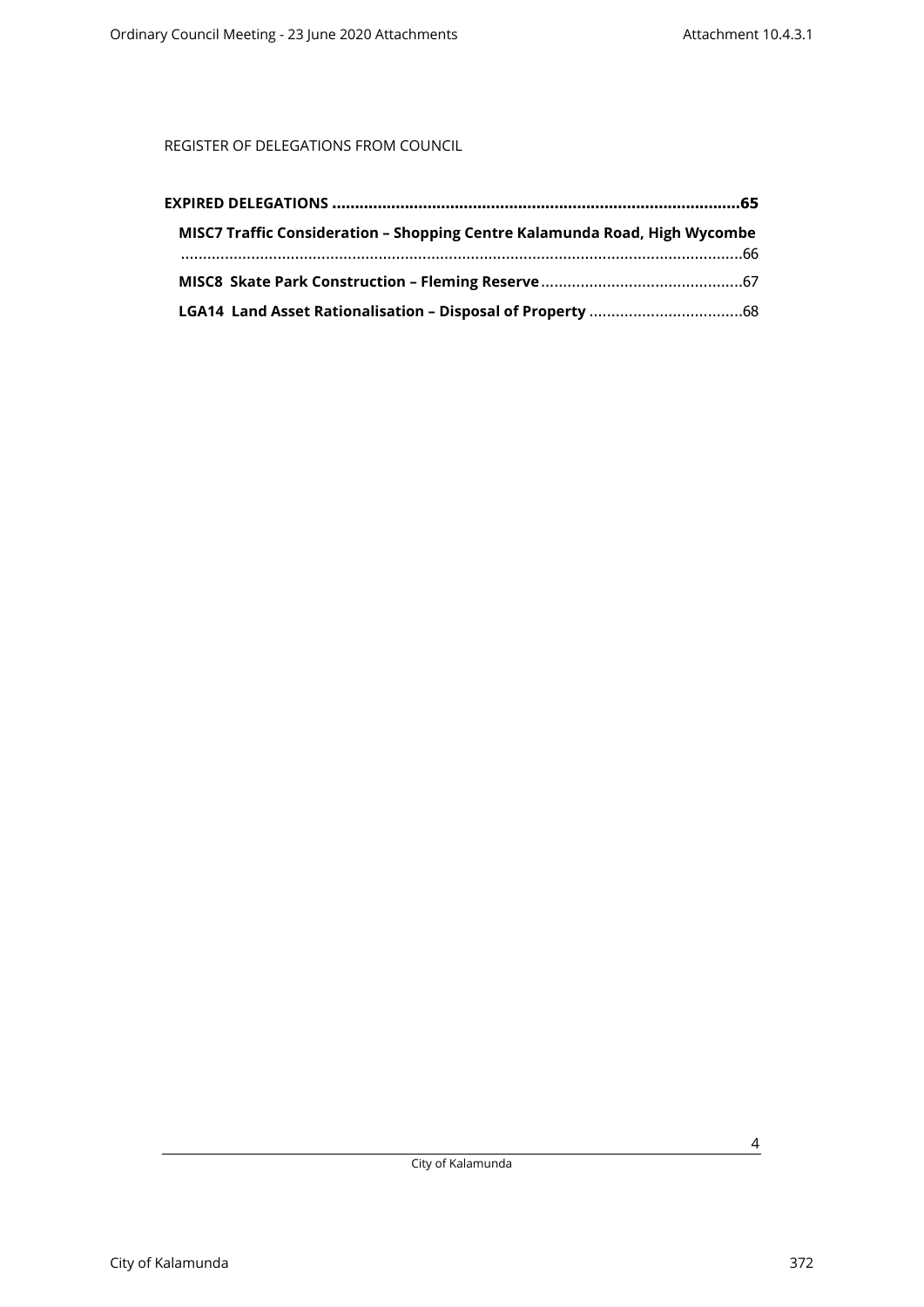REGISTER OF DELEGATIONS FROM COUNCIL

**EXPIRED DELEGATIONS** ........................................................................................**65**

**MISC7 Traffic Consideration – Shopping Centre Kalamunda Road, High Wycombe** ...........................................................................................................................66

**MISC8 Skate Park Construction – Fleming Reserve**..............................................67

**LGA14 Land Asset Rationalisation – Disposal of Property** ...................................68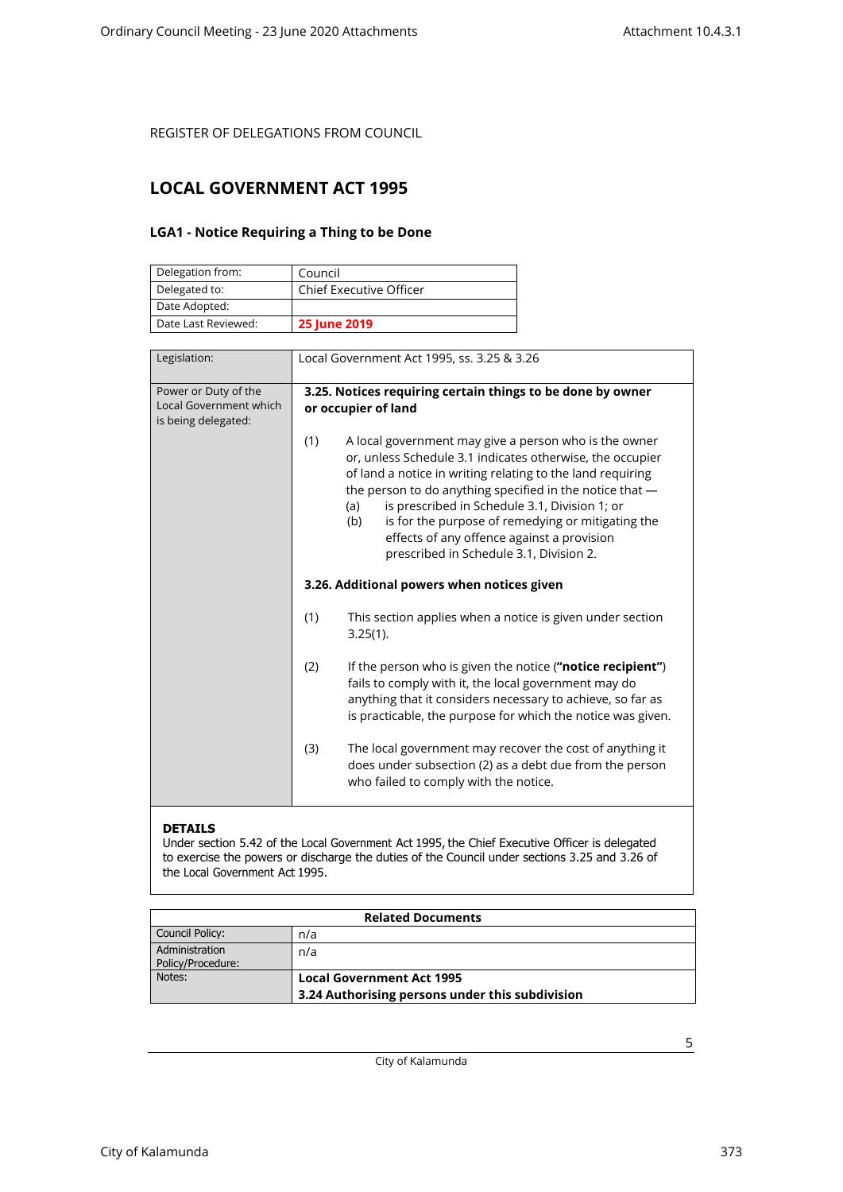REGISTER OF DELEGATIONS FROM COUNCIL

## LOCAL GOVERNMENT ACT 1995

### LGA1 - Notice Requiring a Thing to be Done

| Delegation from: | Council |
|---|---|
| Delegated to: | Chief Executive Officer |
| Date Adopted: | |
| Date Last Reviewed: | **25 June 2019** |

| Legislation: | Local Government Act 1995, ss. 3.25 & 3.26 |
|---|---|
| Power or Duty of the Local Government which is being delegated: | **3.25. Notices requiring certain things to be done by owner or occupier of land**<br><br>(1) A local government may give a person who is the owner or, unless Schedule 3.1 indicates otherwise, the occupier of land a notice in writing relating to the land requiring the person to do anything specified in the notice that —<br>(a) is prescribed in Schedule 3.1, Division 1; or<br>(b) is for the purpose of remedying or mitigating the effects of any offence against a provision prescribed in Schedule 3.1, Division 2.<br><br>**3.26. Additional powers when notices given**<br><br>(1) This section applies when a notice is given under section 3.25(1).<br><br>(2) If the person who is given the notice (**"notice recipient"**) fails to comply with it, the local government may do anything that it considers necessary to achieve, so far as is practicable, the purpose for which the notice was given.<br><br>(3) The local government may recover the cost of anything it does under subsection (2) as a debt due from the person who failed to comply with the notice. |

**DETAILS**

Under section 5.42 of the Local Government Act 1995, the Chief Executive Officer is delegated to exercise the powers or discharge the duties of the Council under sections 3.25 and 3.26 of the Local Government Act 1995.

| Related Documents | |
|---|---|
| Council Policy: | n/a |
| Administration Policy/Procedure: | n/a |
| Notes: | **Local Government Act 1995**<br>**3.24 Authorising persons under this subdivision** |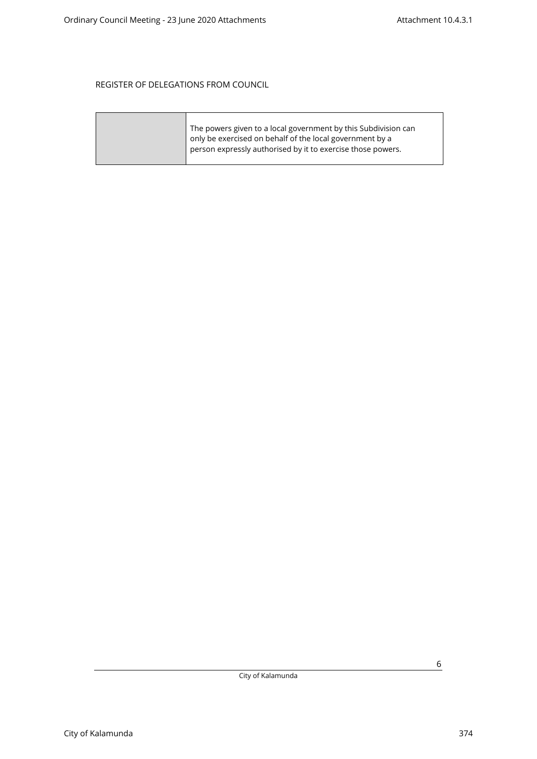REGISTER OF DELEGATIONS FROM COUNCIL

| | |
|---|---|
| | The powers given to a local government by this Subdivision can only be exercised on behalf of the local government by a person expressly authorised by it to exercise those powers. |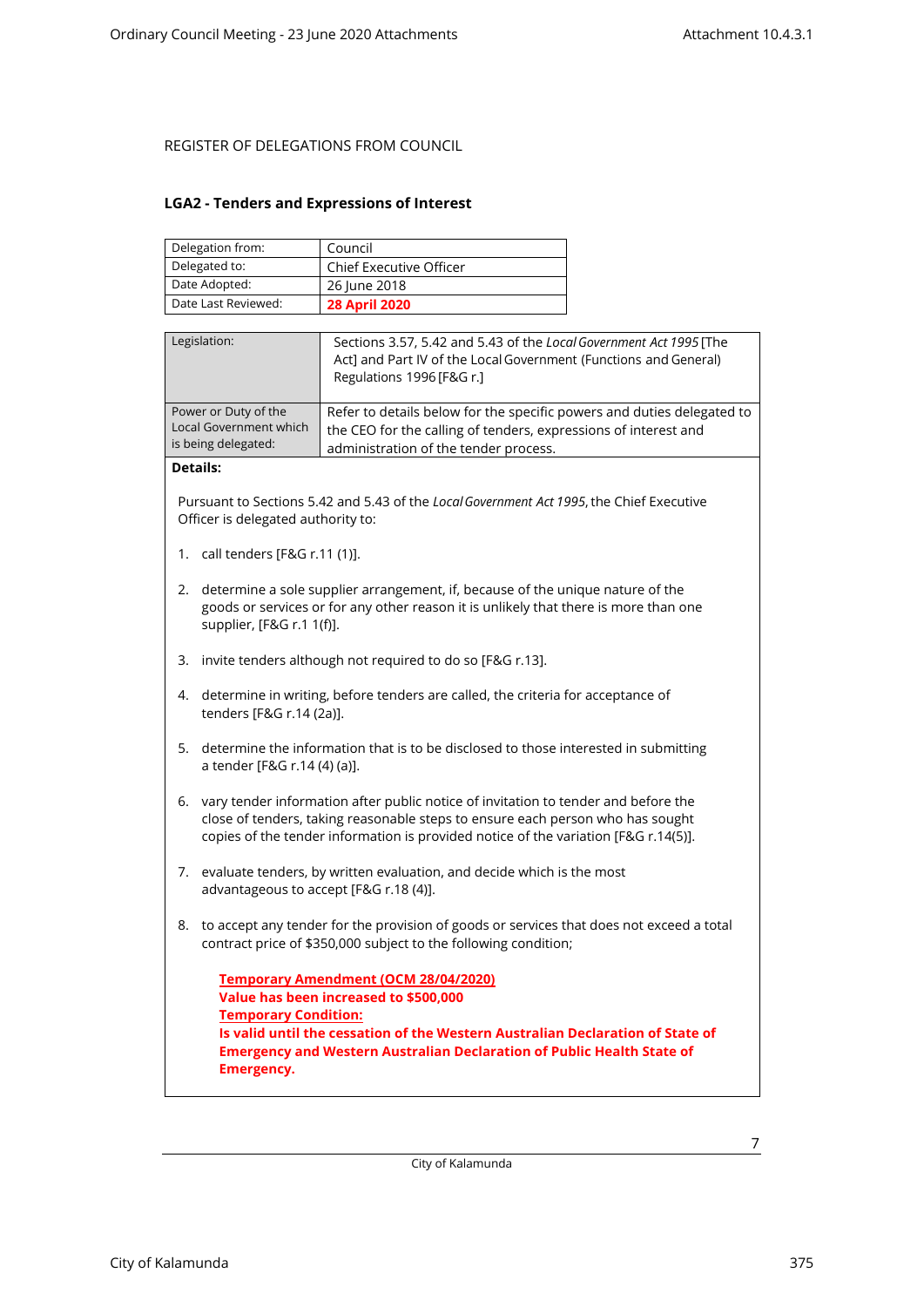REGISTER OF DELEGATIONS FROM COUNCIL

## LGA2 - Tenders and Expressions of Interest

| Delegation from: | Council |
|---|---|
| Delegated to: | Chief Executive Officer |
| Date Adopted: | 26 June 2018 |
| Date Last Reviewed: | **28 April 2020** |

| Legislation: | Sections 3.57, 5.42 and 5.43 of the *Local Government Act 1995* [The Act] and Part IV of the Local Government (Functions and General) Regulations 1996 [F&G r.] |
|---|---|
| Power or Duty of the Local Government which is being delegated: | Refer to details below for the specific powers and duties delegated to the CEO for the calling of tenders, expressions of interest and administration of the tender process. |

**Details:**

Pursuant to Sections 5.42 and 5.43 of the *Local Government Act 1995*, the Chief Executive Officer is delegated authority to:

1. call tenders [F&G r.11 (1)].
2. determine a sole supplier arrangement, if, because of the unique nature of the goods or services or for any other reason it is unlikely that there is more than one supplier, [F&G r.1 1(f)].
3. invite tenders although not required to do so [F&G r.13].
4. determine in writing, before tenders are called, the criteria for acceptance of tenders [F&G r.14 (2a)].
5. determine the information that is to be disclosed to those interested in submitting a tender [F&G r.14 (4) (a)].
6. vary tender information after public notice of invitation to tender and before the close of tenders, taking reasonable steps to ensure each person who has sought copies of the tender information is provided notice of the variation [F&G r.14(5)].
7. evaluate tenders, by written evaluation, and decide which is the most advantageous to accept [F&G r.18 (4)].
8. to accept any tender for the provision of goods or services that does not exceed a total contract price of $350,000 subject to the following condition;

   **Temporary Amendment (OCM 28/04/2020)**
   **Value has been increased to $500,000**
   **Temporary Condition:**
   **Is valid until the cessation of the Western Australian Declaration of State of Emergency and Western Australian Declaration of Public Health State of Emergency.**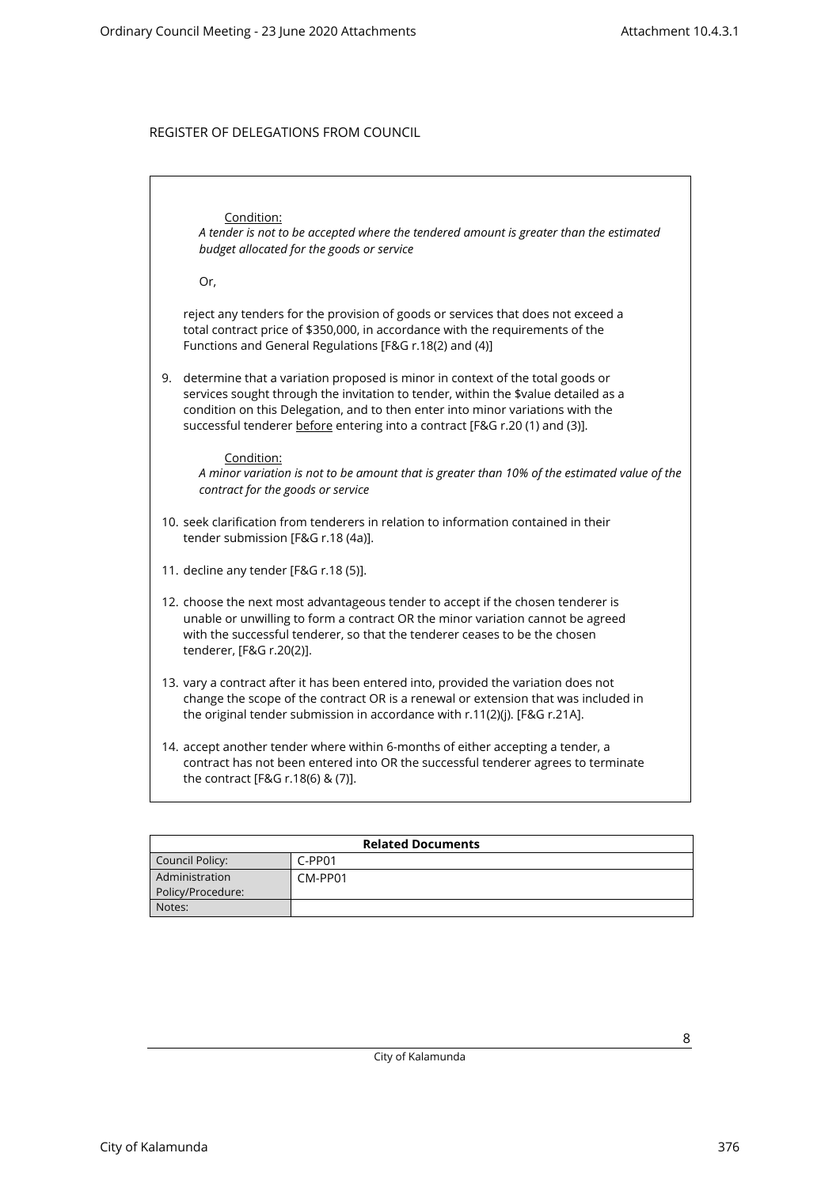REGISTER OF DELEGATIONS FROM COUNCIL

Condition:
*A tender is not to be accepted where the tendered amount is greater than the estimated budget allocated for the goods or service*

Or,

reject any tenders for the provision of goods or services that does not exceed a total contract price of $350,000, in accordance with the requirements of the Functions and General Regulations [F&G r.18(2) and (4)]

9. determine that a variation proposed is minor in context of the total goods or services sought through the invitation to tender, within the $value detailed as a condition on this Delegation, and to then enter into minor variations with the successful tenderer <u>before</u> entering into a contract [F&G r.20 (1) and (3)].

   Condition:
   *A minor variation is not to be amount that is greater than 10% of the estimated value of the contract for the goods or service*

10. seek clarification from tenderers in relation to information contained in their tender submission [F&G r.18 (4a)].

11. decline any tender [F&G r.18 (5)].

12. choose the next most advantageous tender to accept if the chosen tenderer is unable or unwilling to form a contract OR the minor variation cannot be agreed with the successful tenderer, so that the tenderer ceases to be the chosen tenderer, [F&G r.20(2)].

13. vary a contract after it has been entered into, provided the variation does not change the scope of the contract OR is a renewal or extension that was included in the original tender submission in accordance with r.11(2)(j). [F&G r.21A].

14. accept another tender where within 6-months of either accepting a tender, a contract has not been entered into OR the successful tenderer agrees to terminate the contract [F&G r.18(6) & (7)].

| **Related Documents** | |
|---|---|
| Council Policy: | C-PP01 |
| Administration Policy/Procedure: | CM-PP01 |
| Notes: | |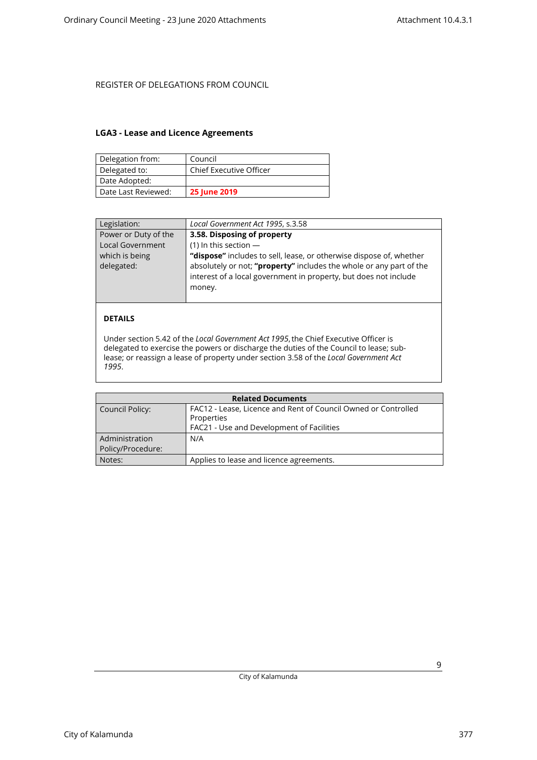REGISTER OF DELEGATIONS FROM COUNCIL

## LGA3 - Lease and Licence Agreements

| Delegation from: | Council |
|---|---|
| Delegated to: | Chief Executive Officer |
| Date Adopted: | |
| Date Last Reviewed: | **25 June 2019** |

| Legislation: | *Local Government Act 1995*, s.3.58 |
|---|---|
| Power or Duty of the Local Government which is being delegated: | **3.58. Disposing of property**<br>(1) In this section —<br>**"dispose"** includes to sell, lease, or otherwise dispose of, whether absolutely or not; **"property"** includes the whole or any part of the interest of a local government in property, but does not include money. |

**DETAILS**

Under section 5.42 of the *Local Government Act 1995*, the Chief Executive Officer is delegated to exercise the powers or discharge the duties of the Council to lease; sub-lease; or reassign a lease of property under section 3.58 of the *Local Government Act 1995*.

| Related Documents | |
|---|---|
| Council Policy: | FAC12 - Lease, Licence and Rent of Council Owned or Controlled Properties<br>FAC21 - Use and Development of Facilities |
| Administration Policy/Procedure: | N/A |
| Notes: | Applies to lease and licence agreements. |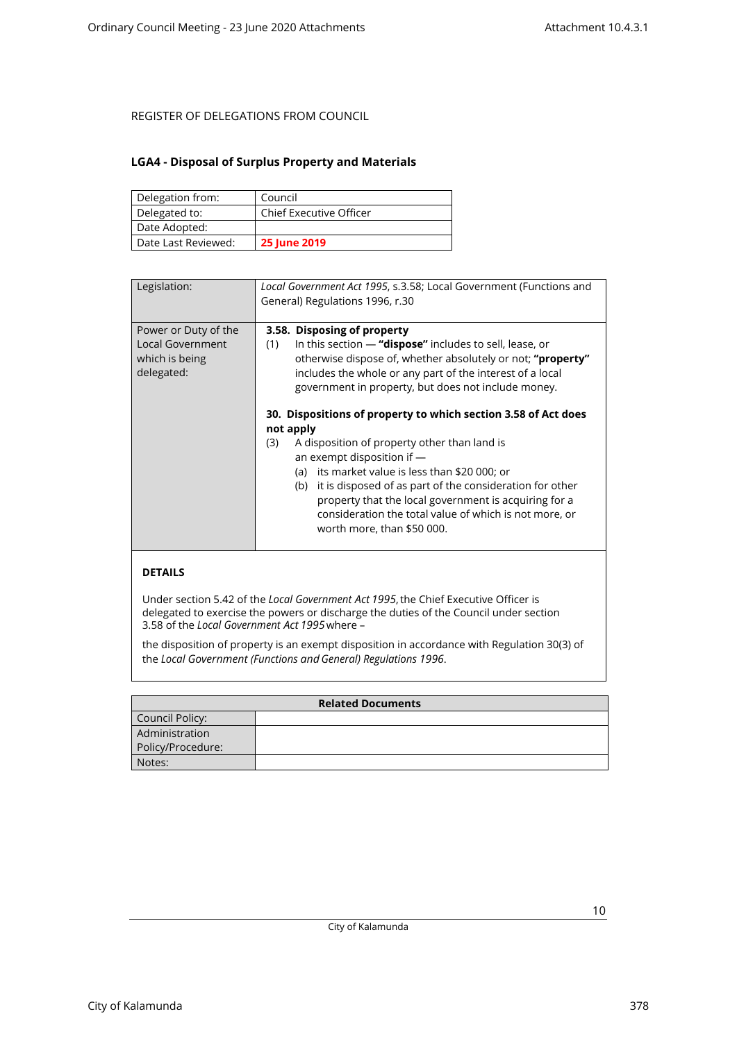REGISTER OF DELEGATIONS FROM COUNCIL

## LGA4 - Disposal of Surplus Property and Materials

| Delegation from: | Council |
|---|---|
| Delegated to: | Chief Executive Officer |
| Date Adopted: | |
| Date Last Reviewed: | **25 June 2019** |

| Legislation: | *Local Government Act 1995*, s.3.58; Local Government (Functions and General) Regulations 1996, r.30 |
|---|---|
| Power or Duty of the Local Government which is being delegated: | **3.58. Disposing of property**<br>(1) In this section — **"dispose"** includes to sell, lease, or otherwise dispose of, whether absolutely or not; **"property"** includes the whole or any part of the interest of a local government in property, but does not include money.<br><br>**30. Dispositions of property to which section 3.58 of Act does not apply**<br>(3) A disposition of property other than land is an exempt disposition if —<br>(a) its market value is less than $20 000; or<br>(b) it is disposed of as part of the consideration for other property that the local government is acquiring for a consideration the total value of which is not more, or worth more, than $50 000. |

**DETAILS**

Under section 5.42 of the *Local Government Act 1995*, the Chief Executive Officer is delegated to exercise the powers or discharge the duties of the Council under section 3.58 of the *Local Government Act 1995* where –

the disposition of property is an exempt disposition in accordance with Regulation 30(3) of the *Local Government (Functions and General) Regulations 1996*.

| Related Documents | |
|---|---|
| Council Policy: | |
| Administration Policy/Procedure: | |
| Notes: | |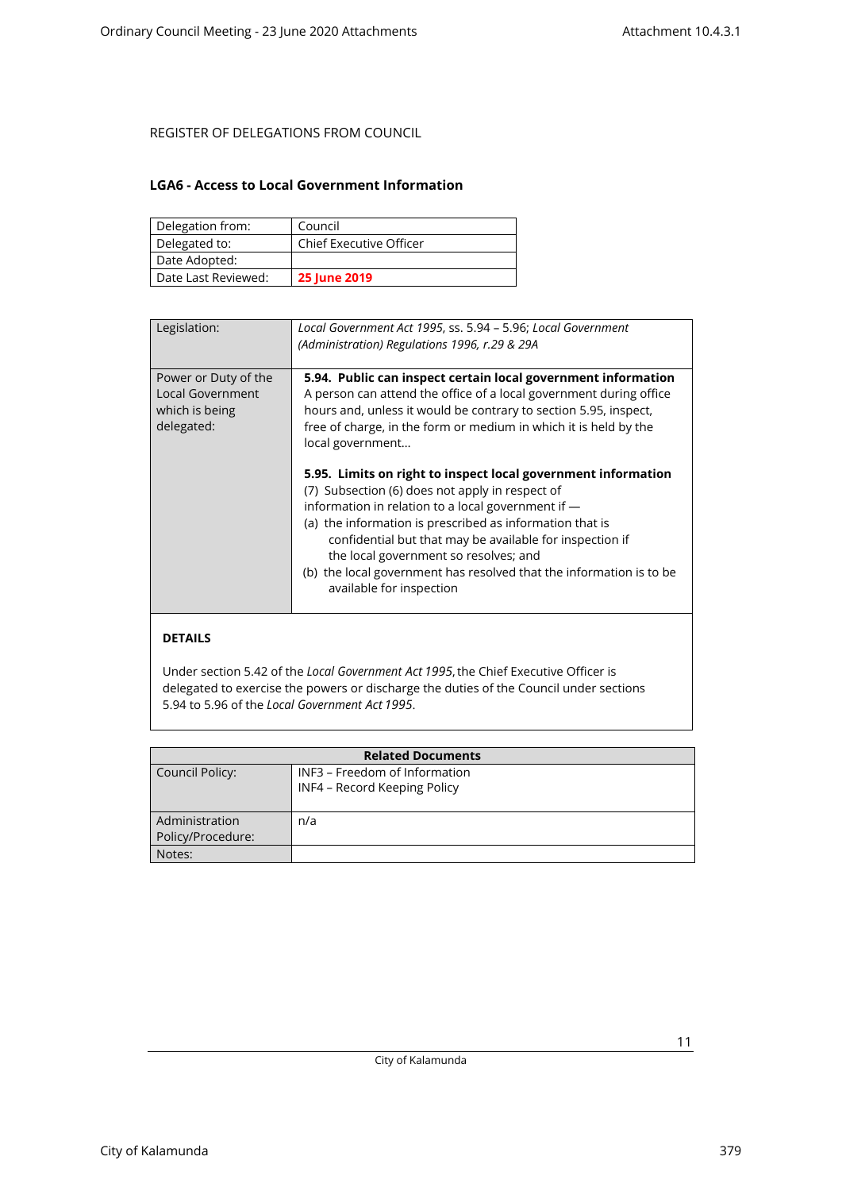REGISTER OF DELEGATIONS FROM COUNCIL

### LGA6 - Access to Local Government Information

| Delegation from: | Council |
|---|---|
| Delegated to: | Chief Executive Officer |
| Date Adopted: | |
| Date Last Reviewed: | **25 June 2019** |

| Legislation: | *Local Government Act 1995*, ss. 5.94 – 5.96; *Local Government (Administration) Regulations 1996, r.29 & 29A* |
|---|---|
| Power or Duty of the Local Government which is being delegated: | **5.94. Public can inspect certain local government information**<br>A person can attend the office of a local government during office hours and, unless it would be contrary to section 5.95, inspect, free of charge, in the form or medium in which it is held by the local government…<br><br>**5.95. Limits on right to inspect local government information**<br>(7) Subsection (6) does not apply in respect of information in relation to a local government if —<br>(a) the information is prescribed as information that is confidential but that may be available for inspection if the local government so resolves; and<br>(b) the local government has resolved that the information is to be available for inspection |

**DETAILS**

Under section 5.42 of the *Local Government Act 1995*, the Chief Executive Officer is delegated to exercise the powers or discharge the duties of the Council under sections 5.94 to 5.96 of the *Local Government Act 1995*.

| Related Documents | |
|---|---|
| Council Policy: | INF3 – Freedom of Information<br>INF4 – Record Keeping Policy |
| Administration Policy/Procedure: | n/a |
| Notes: | |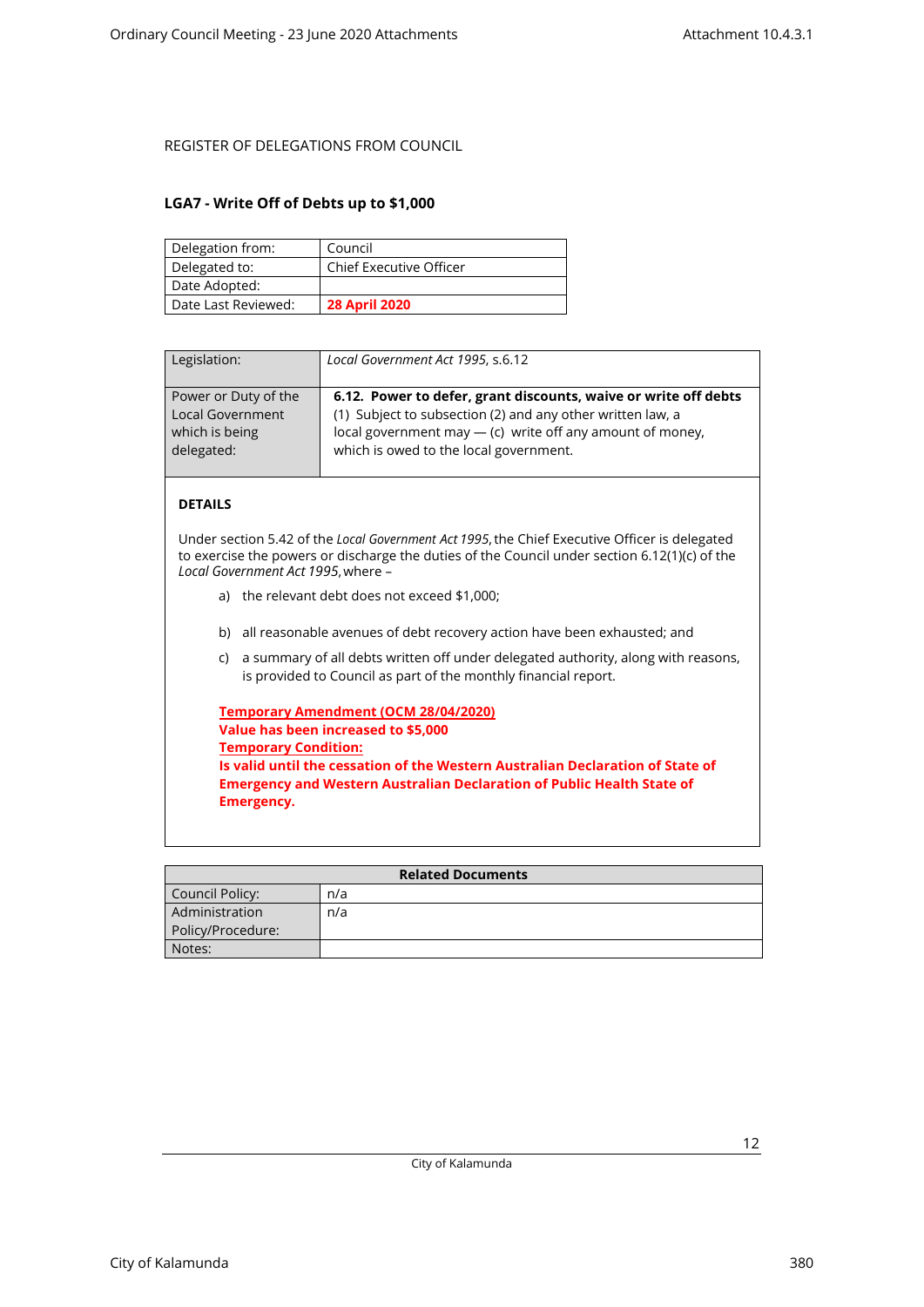REGISTER OF DELEGATIONS FROM COUNCIL

## LGA7 - Write Off of Debts up to $1,000

| Delegation from: | Council |
|---|---|
| Delegated to: | Chief Executive Officer |
| Date Adopted: | |
| Date Last Reviewed: | **28 April 2020** |

| Legislation: | *Local Government Act 1995*, s.6.12 |
|---|---|
| Power or Duty of the Local Government which is being delegated: | **6.12. Power to defer, grant discounts, waive or write off debts** (1) Subject to subsection (2) and any other written law, a local government may — (c) write off any amount of money, which is owed to the local government. |

**DETAILS**

Under section 5.42 of the *Local Government Act 1995*, the Chief Executive Officer is delegated to exercise the powers or discharge the duties of the Council under section 6.12(1)(c) of the *Local Government Act 1995*, where –

a) the relevant debt does not exceed $1,000;

b) all reasonable avenues of debt recovery action have been exhausted; and

c) a summary of all debts written off under delegated authority, along with reasons, is provided to Council as part of the monthly financial report.

**Temporary Amendment (OCM 28/04/2020)**
**Value has been increased to $5,000**
**Temporary Condition:**
**Is valid until the cessation of the Western Australian Declaration of State of Emergency and Western Australian Declaration of Public Health State of Emergency.**

| Related Documents | |
|---|---|
| Council Policy: | n/a |
| Administration Policy/Procedure: | n/a |
| Notes: | |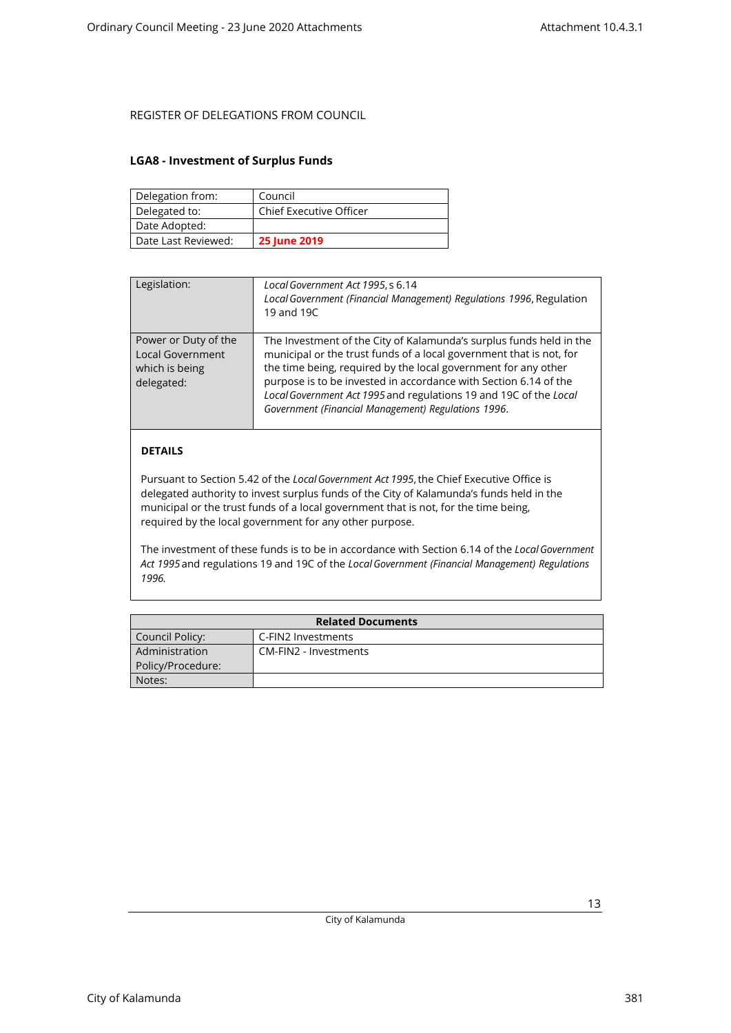REGISTER OF DELEGATIONS FROM COUNCIL

### LGA8 - Investment of Surplus Funds

| Delegation from: | Council |
|---|---|
| Delegated to: | Chief Executive Officer |
| Date Adopted: | |
| Date Last Reviewed: | **25 June 2019** |

| Legislation: | *Local Government Act 1995*, s 6.14<br>*Local Government (Financial Management) Regulations 1996*, Regulation 19 and 19C |
|---|---|
| Power or Duty of the Local Government which is being delegated: | The Investment of the City of Kalamunda's surplus funds held in the municipal or the trust funds of a local government that is not, for the time being, required by the local government for any other purpose is to be invested in accordance with Section 6.14 of the *Local Government Act 1995* and regulations 19 and 19C of the *Local Government (Financial Management) Regulations 1996*. |

**DETAILS**

Pursuant to Section 5.42 of the *Local Government Act 1995*, the Chief Executive Office is delegated authority to invest surplus funds of the City of Kalamunda's funds held in the municipal or the trust funds of a local government that is not, for the time being, required by the local government for any other purpose.

The investment of these funds is to be in accordance with Section 6.14 of the *Local Government Act 1995* and regulations 19 and 19C of the *Local Government (Financial Management) Regulations 1996.*

| **Related Documents** | |
|---|---|
| Council Policy: | C-FIN2 Investments |
| Administration Policy/Procedure: | CM-FIN2 - Investments |
| Notes: | |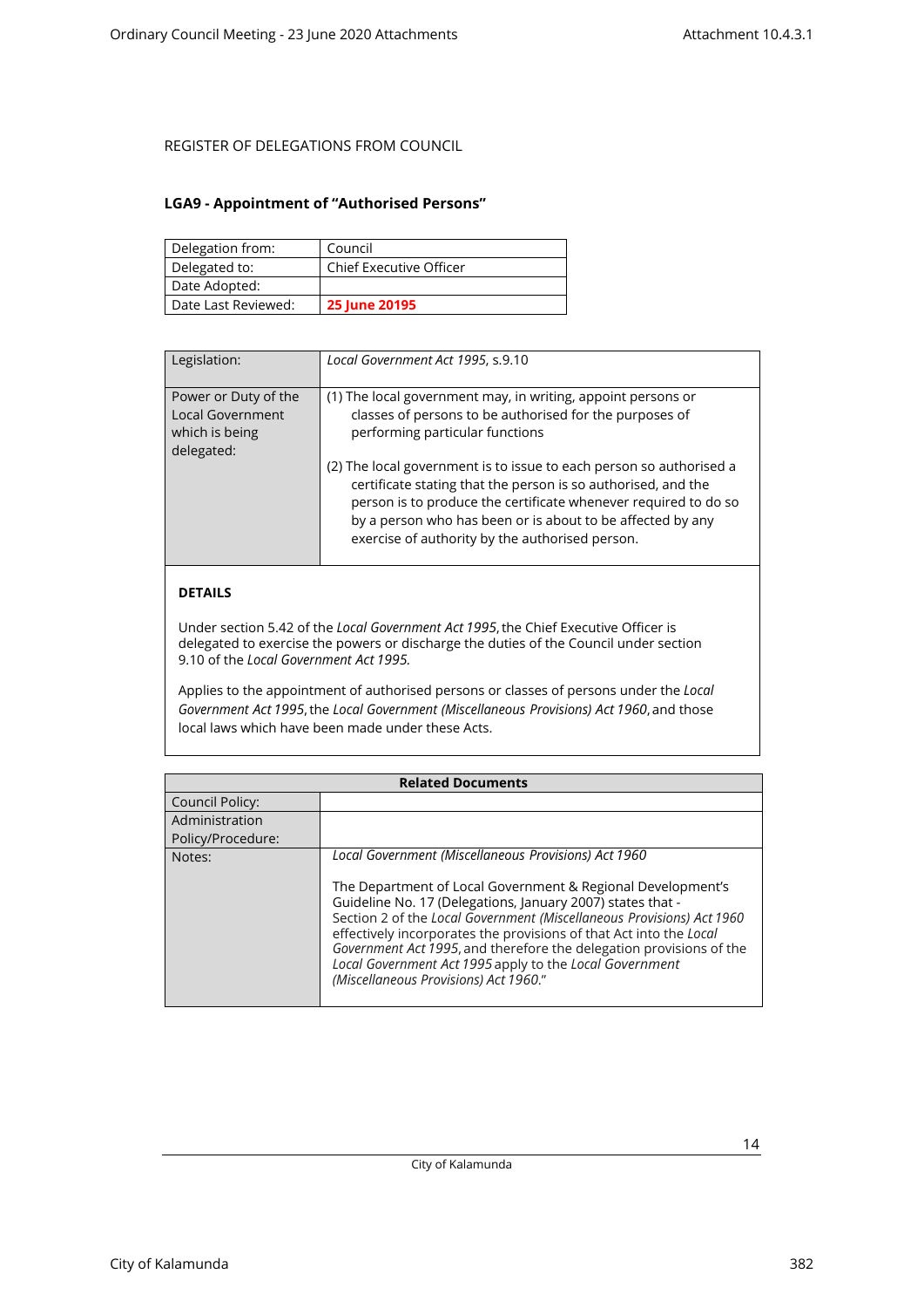REGISTER OF DELEGATIONS FROM COUNCIL

## LGA9 - Appointment of "Authorised Persons"

| Delegation from: | Council |
|---|---|
| Delegated to: | Chief Executive Officer |
| Date Adopted: | |
| Date Last Reviewed: | **25 June 20195** |

| Legislation: | *Local Government Act 1995*, s.9.10 |
|---|---|
| Power or Duty of the Local Government which is being delegated: | (1) The local government may, in writing, appoint persons or classes of persons to be authorised for the purposes of performing particular functions<br><br>(2) The local government is to issue to each person so authorised a certificate stating that the person is so authorised, and the person is to produce the certificate whenever required to do so by a person who has been or is about to be affected by any exercise of authority by the authorised person. |

**DETAILS**

Under section 5.42 of the *Local Government Act 1995*, the Chief Executive Officer is delegated to exercise the powers or discharge the duties of the Council under section 9.10 of the *Local Government Act 1995.*

Applies to the appointment of authorised persons or classes of persons under the *Local Government Act 1995*, the *Local Government (Miscellaneous Provisions) Act 1960*, and those local laws which have been made under these Acts.

| **Related Documents** | |
|---|---|
| Council Policy: | |
| Administration Policy/Procedure: | |
| Notes: | *Local Government (Miscellaneous Provisions) Act 1960*<br><br>The Department of Local Government & Regional Development's Guideline No. 17 (Delegations, January 2007) states that - Section 2 of the *Local Government (Miscellaneous Provisions) Act 1960 effectively incorporates the provisions of that Act into the Local Government Act 1995*, and therefore the delegation provisions of the *Local Government Act 1995* apply to the *Local Government (Miscellaneous Provisions) Act 1960*." |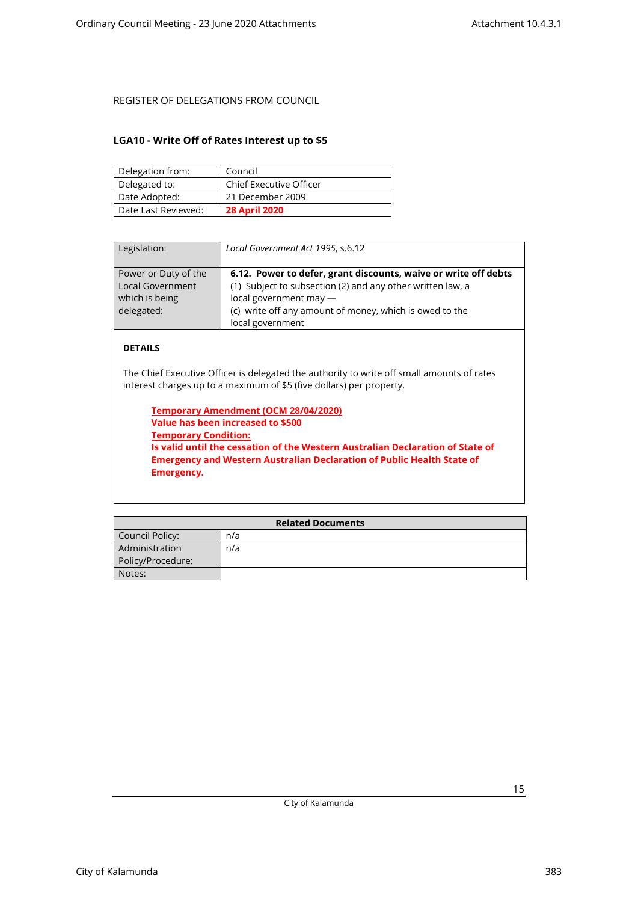REGISTER OF DELEGATIONS FROM COUNCIL

## LGA10 - Write Off of Rates Interest up to $5

| | |
|---|---|
| Delegation from: | Council |
| Delegated to: | Chief Executive Officer |
| Date Adopted: | 21 December 2009 |
| Date Last Reviewed: | **28 April 2020** |

| | |
|---|---|
| Legislation: | *Local Government Act 1995*, s.6.12 |
| Power or Duty of the Local Government which is being delegated: | **6.12. Power to defer, grant discounts, waive or write off debts**<br>(1) Subject to subsection (2) and any other written law, a local government may —<br>(c) write off any amount of money, which is owed to the local government |

**DETAILS**

The Chief Executive Officer is delegated the authority to write off small amounts of rates interest charges up to a maximum of $5 (five dollars) per property.

> **Temporary Amendment (OCM 28/04/2020)**
> **Value has been increased to $500**
> **Temporary Condition:**
> **Is valid until the cessation of the Western Australian Declaration of State of Emergency and Western Australian Declaration of Public Health State of Emergency.**

| Related Documents | |
|---|---|
| Council Policy: | n/a |
| Administration Policy/Procedure: | n/a |
| Notes: | |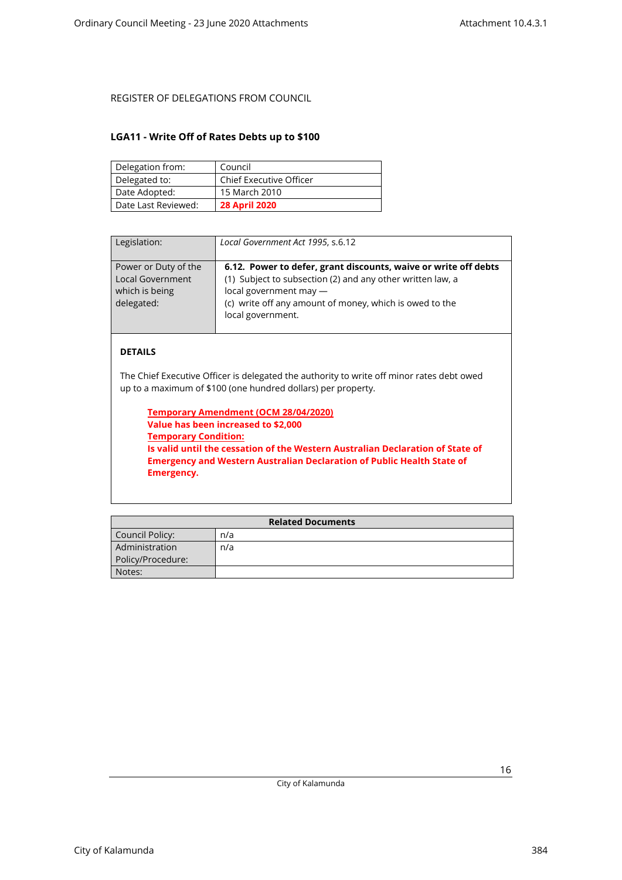REGISTER OF DELEGATIONS FROM COUNCIL

### LGA11 - Write Off of Rates Debts up to $100

| Delegation from: | Council |
|---|---|
| Delegated to: | Chief Executive Officer |
| Date Adopted: | 15 March 2010 |
| Date Last Reviewed: | **28 April 2020** |

| Legislation: | *Local Government Act 1995*, s.6.12 |
|---|---|
| Power or Duty of the Local Government which is being delegated: | **6.12. Power to defer, grant discounts, waive or write off debts**<br>(1) Subject to subsection (2) and any other written law, a local government may —<br>(c) write off any amount of money, which is owed to the local government. |

**DETAILS**

The Chief Executive Officer is delegated the authority to write off minor rates debt owed up to a maximum of $100 (one hundred dollars) per property.

> **Temporary Amendment (OCM 28/04/2020)**
> **Value has been increased to $2,000**
> **Temporary Condition:**
> **Is valid until the cessation of the Western Australian Declaration of State of Emergency and Western Australian Declaration of Public Health State of Emergency.**

| Related Documents | |
|---|---|
| Council Policy: | n/a |
| Administration Policy/Procedure: | n/a |
| Notes: | |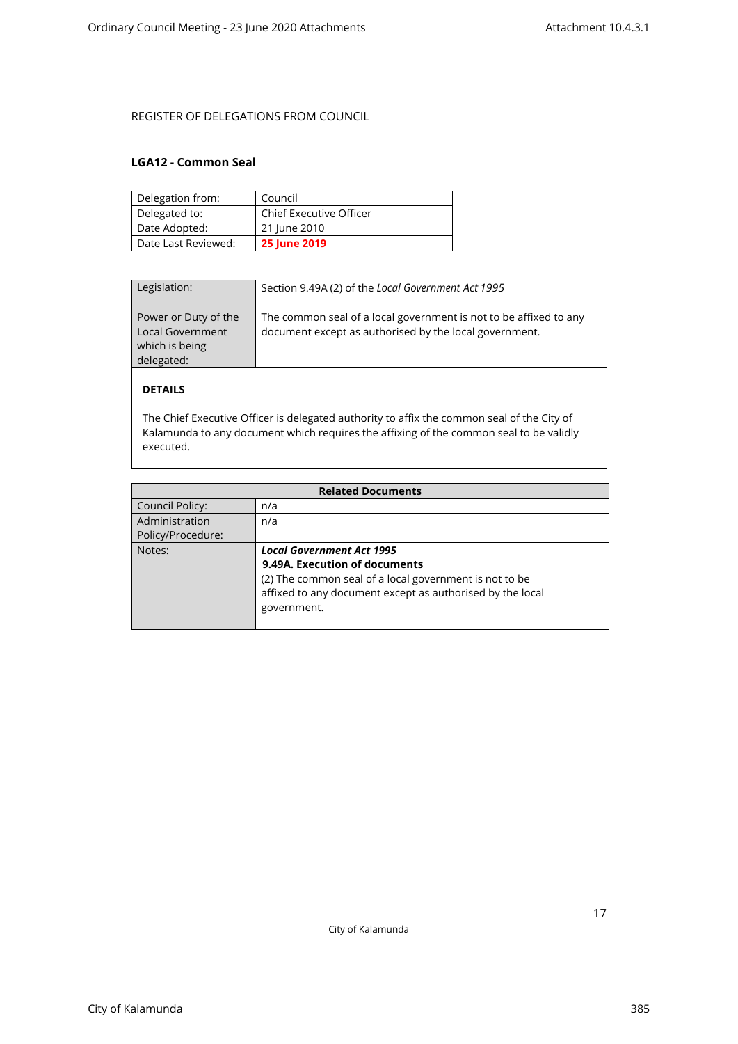REGISTER OF DELEGATIONS FROM COUNCIL

### LGA12 - Common Seal

| Delegation from: | Council |
|---|---|
| Delegated to: | Chief Executive Officer |
| Date Adopted: | 21 June 2010 |
| Date Last Reviewed: | **25 June 2019** |

| Legislation: | Section 9.49A (2) of the *Local Government Act 1995* |
|---|---|
| Power or Duty of the Local Government which is being delegated: | The common seal of a local government is not to be affixed to any document except as authorised by the local government. |

**DETAILS**

The Chief Executive Officer is delegated authority to affix the common seal of the City of Kalamunda to any document which requires the affixing of the common seal to be validly executed.

| Related Documents | |
|---|---|
| Council Policy: | n/a |
| Administration Policy/Procedure: | n/a |
| Notes: | ***Local Government Act 1995*** <br> **9.49A. Execution of documents** <br> (2) The common seal of a local government is not to be affixed to any document except as authorised by the local government. |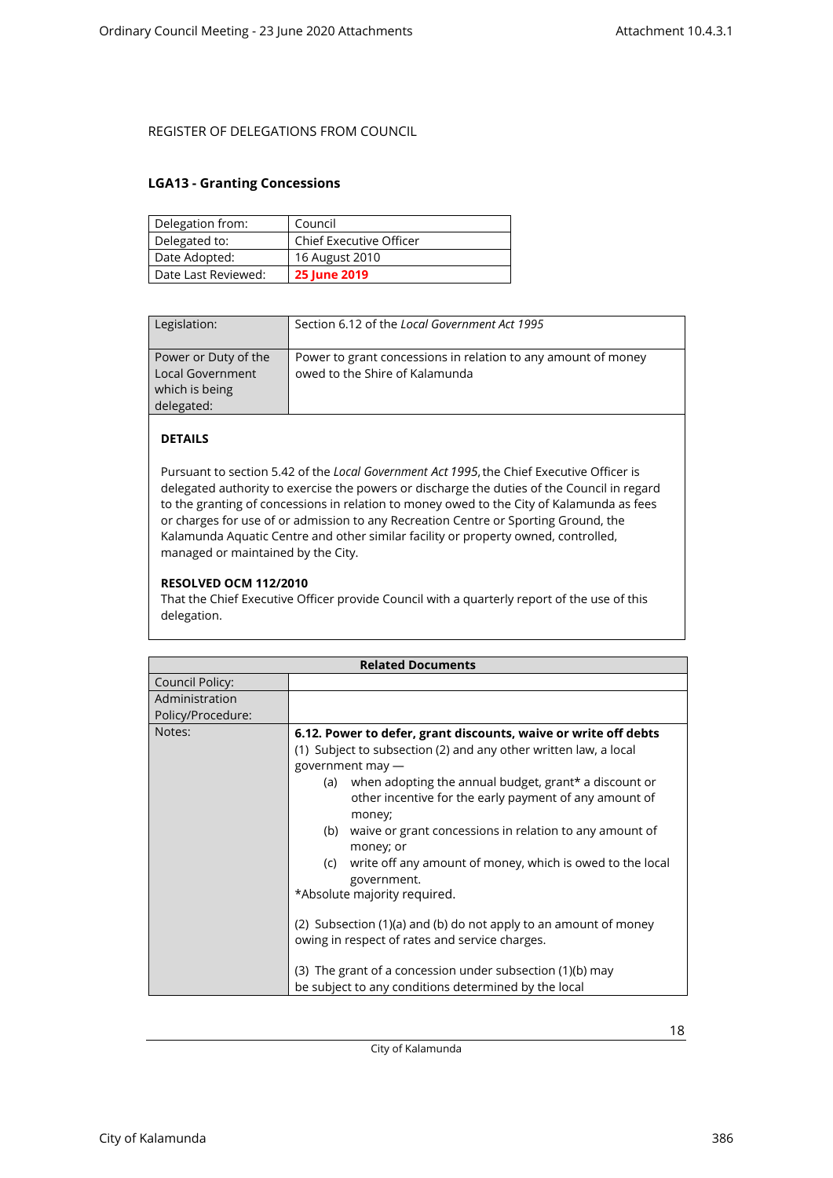REGISTER OF DELEGATIONS FROM COUNCIL

### LGA13 - Granting Concessions

| Delegation from: | Council |
|---|---|
| Delegated to: | Chief Executive Officer |
| Date Adopted: | 16 August 2010 |
| Date Last Reviewed: | **25 June 2019** |

| Legislation: | Section 6.12 of the *Local Government Act 1995* |
|---|---|
| Power or Duty of the Local Government which is being delegated: | Power to grant concessions in relation to any amount of money owed to the Shire of Kalamunda |

**DETAILS**

Pursuant to section 5.42 of the *Local Government Act 1995*, the Chief Executive Officer is delegated authority to exercise the powers or discharge the duties of the Council in regard to the granting of concessions in relation to money owed to the City of Kalamunda as fees or charges for use of or admission to any Recreation Centre or Sporting Ground, the Kalamunda Aquatic Centre and other similar facility or property owned, controlled, managed or maintained by the City.

**RESOLVED OCM 112/2010**
That the Chief Executive Officer provide Council with a quarterly report of the use of this delegation.

| **Related Documents** | |
|---|---|
| Council Policy: | |
| Administration Policy/Procedure: | |
| Notes: | **6.12. Power to defer, grant discounts, waive or write off debts**<br>(1) Subject to subsection (2) and any other written law, a local government may —<br>(a) when adopting the annual budget, grant* a discount or other incentive for the early payment of any amount of money;<br>(b) waive or grant concessions in relation to any amount of money; or<br>(c) write off any amount of money, which is owed to the local government.<br>*Absolute majority required.<br><br>(2) Subsection (1)(a) and (b) do not apply to an amount of money owing in respect of rates and service charges.<br><br>(3) The grant of a concession under subsection (1)(b) may be subject to any conditions determined by the local |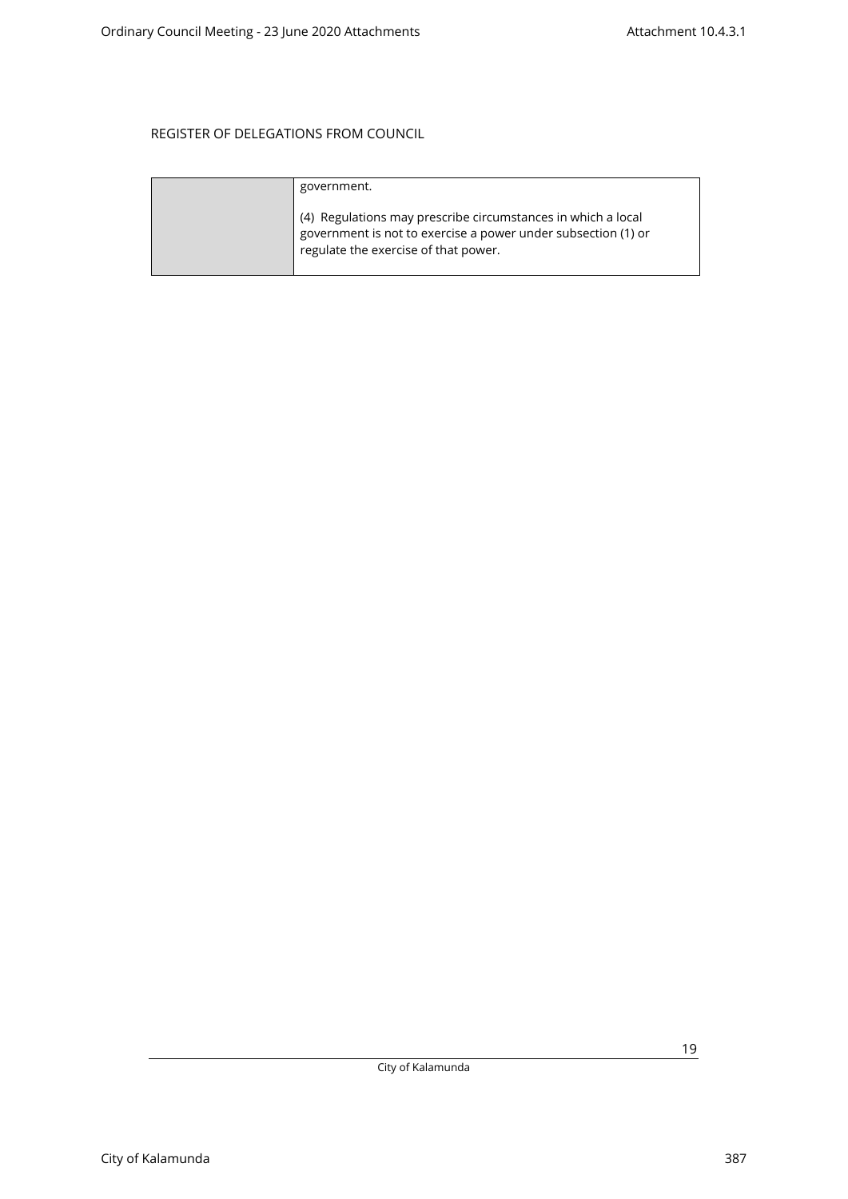REGISTER OF DELEGATIONS FROM COUNCIL

| | |
|---|---|
| | government.<br><br>(4) Regulations may prescribe circumstances in which a local government is not to exercise a power under subsection (1) or regulate the exercise of that power. |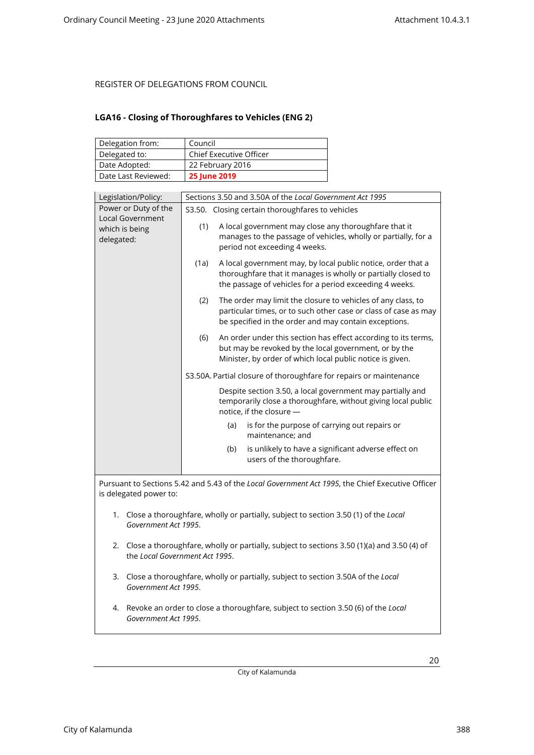REGISTER OF DELEGATIONS FROM COUNCIL

## LGA16 - Closing of Thoroughfares to Vehicles (ENG 2)

| Delegation from: | Council |
|---|---|
| Delegated to: | Chief Executive Officer |
| Date Adopted: | 22 February 2016 |
| Date Last Reviewed: | **25 June 2019** |

| Legislation/Policy: | Sections 3.50 and 3.50A of the *Local Government Act 1995* |
|---|---|
| Power or Duty of the Local Government which is being delegated: | S3.50. Closing certain thoroughfares to vehicles<br><br>(1) A local government may close any thoroughfare that it manages to the passage of vehicles, wholly or partially, for a period not exceeding 4 weeks.<br><br>(1a) A local government may, by local public notice, order that a thoroughfare that it manages is wholly or partially closed to the passage of vehicles for a period exceeding 4 weeks.<br><br>(2) The order may limit the closure to vehicles of any class, to particular times, or to such other case or class of case as may be specified in the order and may contain exceptions.<br><br>(6) An order under this section has effect according to its terms, but may be revoked by the local government, or by the Minister, by order of which local public notice is given.<br><br>S3.50A. Partial closure of thoroughfare for repairs or maintenance<br><br>Despite section 3.50, a local government may partially and temporarily close a thoroughfare, without giving local public notice, if the closure —<br><br>(a) is for the purpose of carrying out repairs or maintenance; and<br><br>(b) is unlikely to have a significant adverse effect on users of the thoroughfare. |

Pursuant to Sections 5.42 and 5.43 of the *Local Government Act 1995*, the Chief Executive Officer is delegated power to:

1. Close a thoroughfare, wholly or partially, subject to section 3.50 (1) of the *Local Government Act 1995*.
2. Close a thoroughfare, wholly or partially, subject to sections 3.50 (1)(a) and 3.50 (4) of the *Local Government Act 1995*.
3. Close a thoroughfare, wholly or partially, subject to section 3.50A of the *Local Government Act 1995*.
4. Revoke an order to close a thoroughfare, subject to section 3.50 (6) of the *Local Government Act 1995*.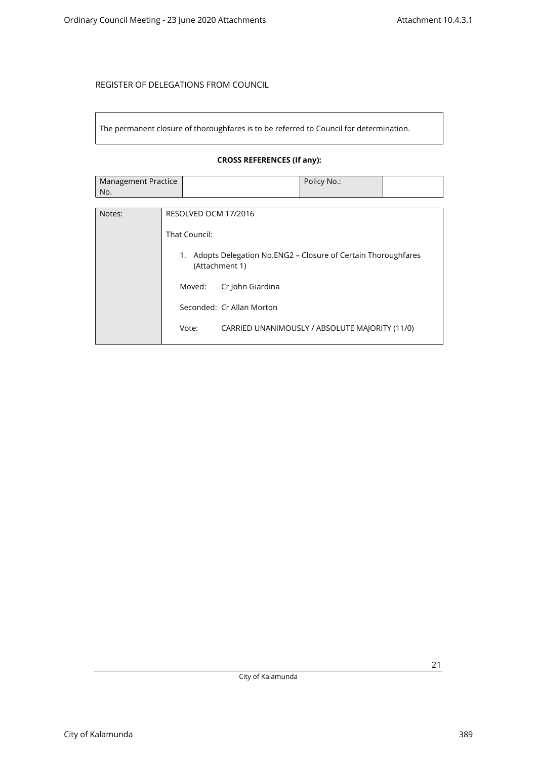REGISTER OF DELEGATIONS FROM COUNCIL

| The permanent closure of thoroughfares is to be referred to Council for determination. |
|---|

**CROSS REFERENCES (If any):**

| Management Practice No. | | Policy No.: | |
|---|---|---|---|

| Notes: | RESOLVED OCM 17/2016<br><br>That Council:<br><br>1. Adopts Delegation No.ENG2 – Closure of Certain Thoroughfares (Attachment 1)<br><br>Moved: Cr John Giardina<br><br>Seconded: Cr Allan Morton<br><br>Vote: CARRIED UNANIMOUSLY / ABSOLUTE MAJORITY (11/0) |
|---|---|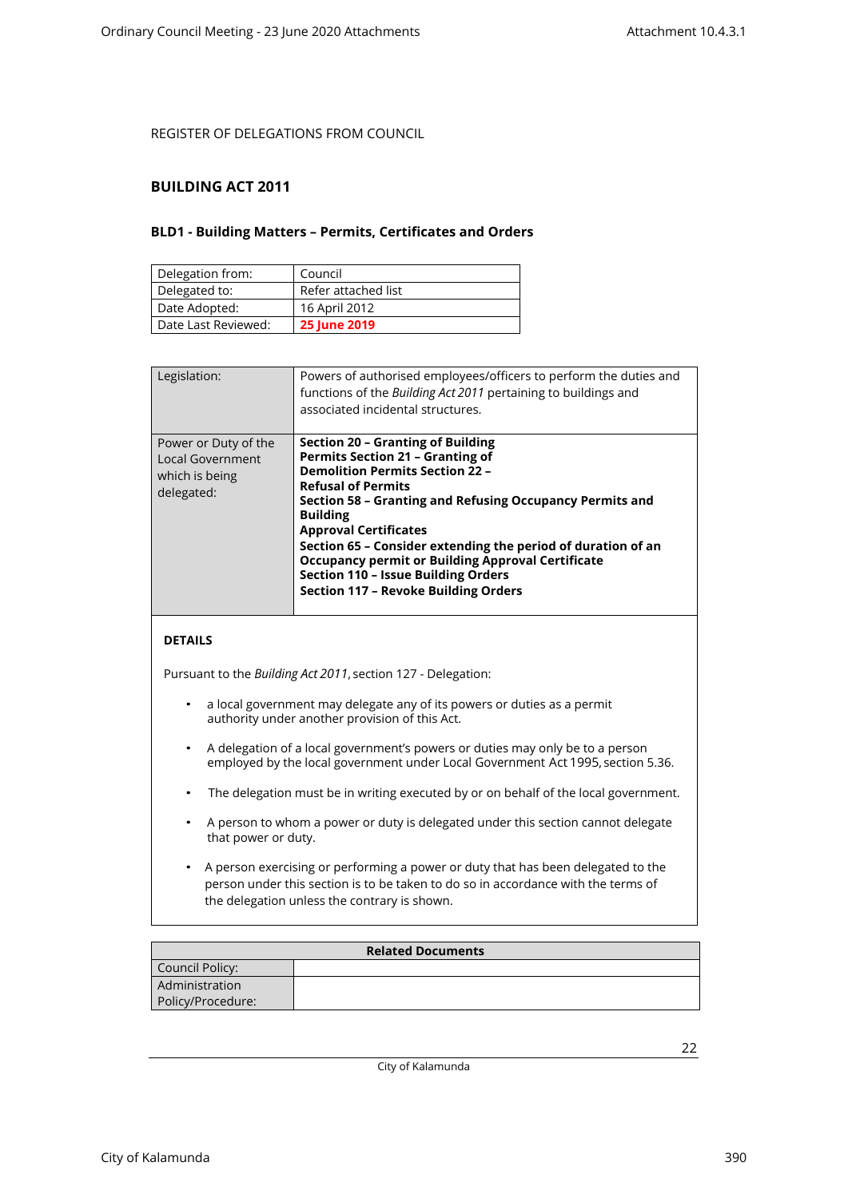REGISTER OF DELEGATIONS FROM COUNCIL

## BUILDING ACT 2011

### BLD1 - Building Matters – Permits, Certificates and Orders

| Delegation from: | Council |
|---|---|
| Delegated to: | Refer attached list |
| Date Adopted: | 16 April 2012 |
| Date Last Reviewed: | **25 June 2019** |

| Legislation: | Powers of authorised employees/officers to perform the duties and functions of the *Building Act 2011* pertaining to buildings and associated incidental structures. |
|---|---|
| Power or Duty of the Local Government which is being delegated: | **Section 20 – Granting of Building Permits Section 21 – Granting of Demolition Permits Section 22 – Refusal of Permits**<br>**Section 58 – Granting and Refusing Occupancy Permits and Building Approval Certificates**<br>**Section 65 – Consider extending the period of duration of an Occupancy permit or Building Approval Certificate**<br>**Section 110 – Issue Building Orders**<br>**Section 117 – Revoke Building Orders** |

**DETAILS**

Pursuant to the *Building Act 2011*, section 127 - Delegation:

- a local government may delegate any of its powers or duties as a permit authority under another provision of this Act.
- A delegation of a local government's powers or duties may only be to a person employed by the local government under Local Government Act 1995, section 5.36.
- The delegation must be in writing executed by or on behalf of the local government.
- A person to whom a power or duty is delegated under this section cannot delegate that power or duty.
- A person exercising or performing a power or duty that has been delegated to the person under this section is to be taken to do so in accordance with the terms of the delegation unless the contrary is shown.

| Related Documents | |
|---|---|
| Council Policy: | |
| Administration Policy/Procedure: | |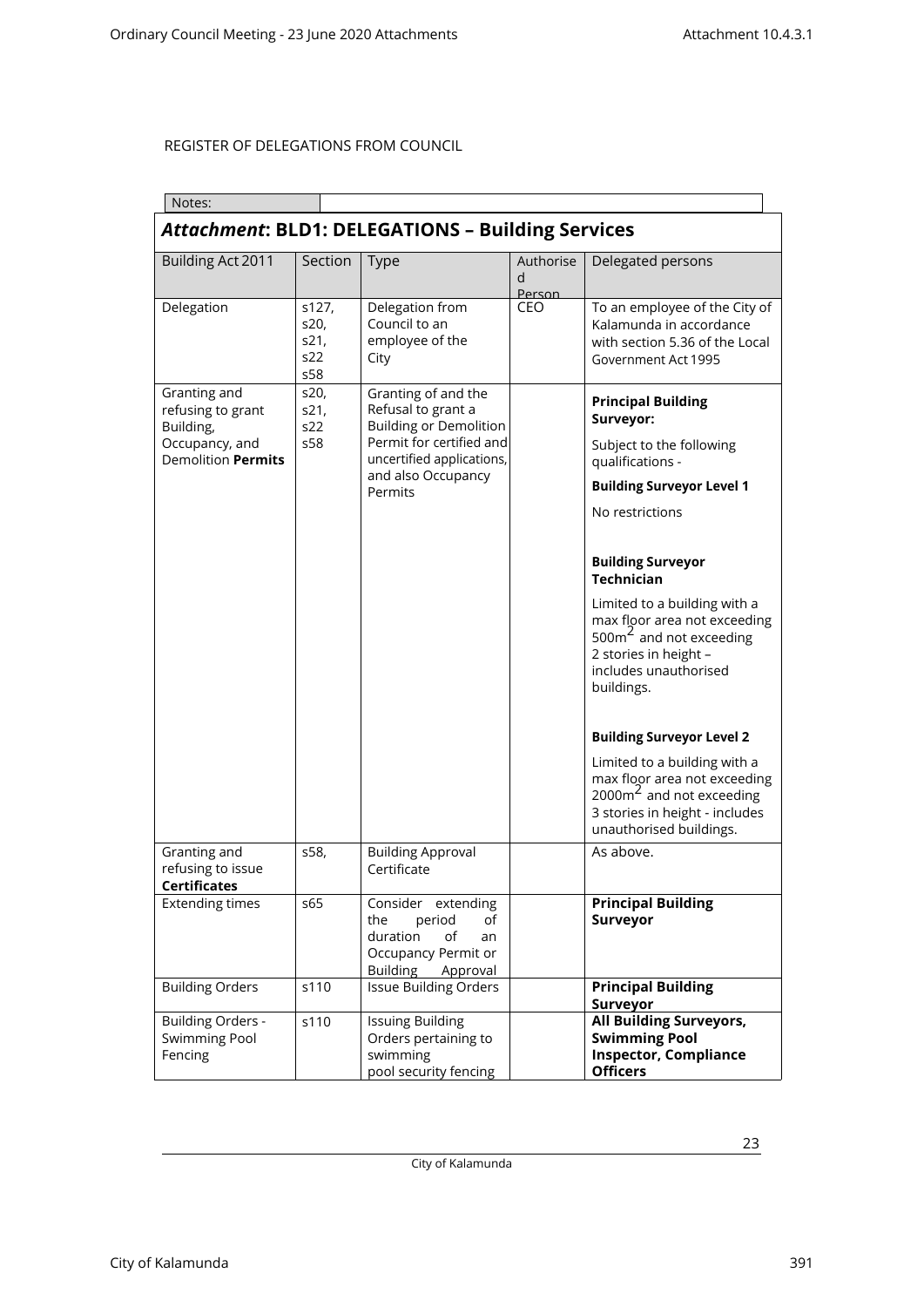REGISTER OF DELEGATIONS FROM COUNCIL

| Notes: | |
|---|---|

## *Attachment*: BLD1: DELEGATIONS – Building Services

| Building Act 2011 | Section | Type | Authorised Person | Delegated persons |
|---|---|---|---|---|
| Delegation | s127, s20, s21, s22 s58 | Delegation from Council to an employee of the City | CEO | To an employee of the City of Kalamunda in accordance with section 5.36 of the Local Government Act 1995 |
| Granting and refusing to grant Building, Occupancy, and Demolition **Permits** | s20, s21, s22 s58 | Granting of and the Refusal to grant a Building or Demolition Permit for certified and uncertified applications, and also Occupancy Permits | | **Principal Building Surveyor:** Subject to the following qualifications - **Building Surveyor Level 1** No restrictions **Building Surveyor Technician** Limited to a building with a max floor area not exceeding $500m^2$ and not exceeding 2 stories in height – includes unauthorised buildings. **Building Surveyor Level 2** Limited to a building with a max floor area not exceeding $2000m^2$ and not exceeding 3 stories in height - includes unauthorised buildings. |
| Granting and refusing to issue **Certificates** | s58, | Building Approval Certificate | | As above. |
| Extending times | s65 | Consider extending the period of duration of an Occupancy Permit or Building Approval | | **Principal Building Surveyor** |
| Building Orders | s110 | Issue Building Orders | | **Principal Building Surveyor** |
| Building Orders - Swimming Pool Fencing | s110 | Issuing Building Orders pertaining to swimming pool security fencing | | **All Building Surveyors, Swimming Pool Inspector, Compliance Officers** |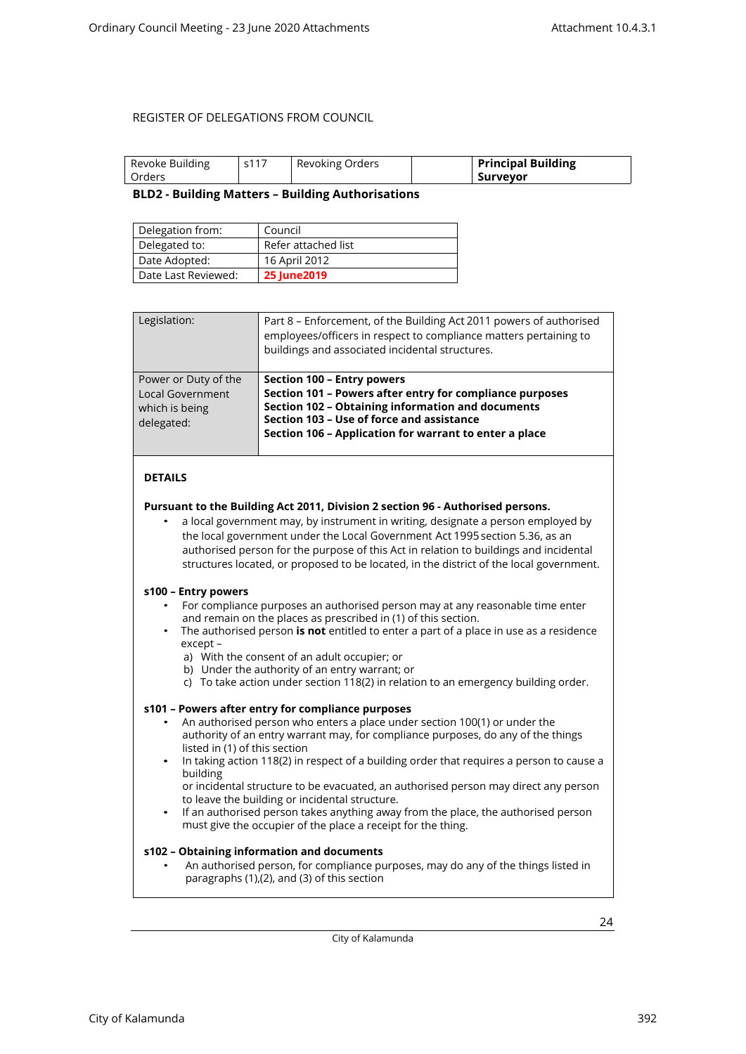REGISTER OF DELEGATIONS FROM COUNCIL

| Revoke Building Orders | s117 | Revoking Orders | | **Principal Building Surveyor** |
|---|---|---|---|---|

**BLD2 - Building Matters – Building Authorisations**

| Delegation from: | Council |
|---|---|
| Delegated to: | Refer attached list |
| Date Adopted: | 16 April 2012 |
| Date Last Reviewed: | **25 June2019** |

| Legislation: | Part 8 – Enforcement, of the Building Act 2011 powers of authorised employees/officers in respect to compliance matters pertaining to buildings and associated incidental structures. |
|---|---|
| Power or Duty of the Local Government which is being delegated: | **Section 100 – Entry powers**<br>**Section 101 – Powers after entry for compliance purposes**<br>**Section 102 – Obtaining information and documents**<br>**Section 103 – Use of force and assistance**<br>**Section 106 – Application for warrant to enter a place** |

**DETAILS**

**Pursuant to the Building Act 2011, Division 2 section 96 - Authorised persons.**

- a local government may, by instrument in writing, designate a person employed by the local government under the Local Government Act 1995 section 5.36, as an authorised person for the purpose of this Act in relation to buildings and incidental structures located, or proposed to be located, in the district of the local government.

**s100 – Entry powers**

- For compliance purposes an authorised person may at any reasonable time enter and remain on the places as prescribed in (1) of this section.
- The authorised person **is not** entitled to enter a part of a place in use as a residence except –
  a) With the consent of an adult occupier; or
  b) Under the authority of an entry warrant; or
  c) To take action under section 118(2) in relation to an emergency building order.

**s101 – Powers after entry for compliance purposes**

- An authorised person who enters a place under section 100(1) or under the authority of an entry warrant may, for compliance purposes, do any of the things listed in (1) of this section
- In taking action 118(2) in respect of a building order that requires a person to cause a building
  or incidental structure to be evacuated, an authorised person may direct any person to leave the building or incidental structure.
- If an authorised person takes anything away from the place, the authorised person must give the occupier of the place a receipt for the thing.

**s102 – Obtaining information and documents**

- An authorised person, for compliance purposes, may do any of the things listed in paragraphs (1),(2), and (3) of this section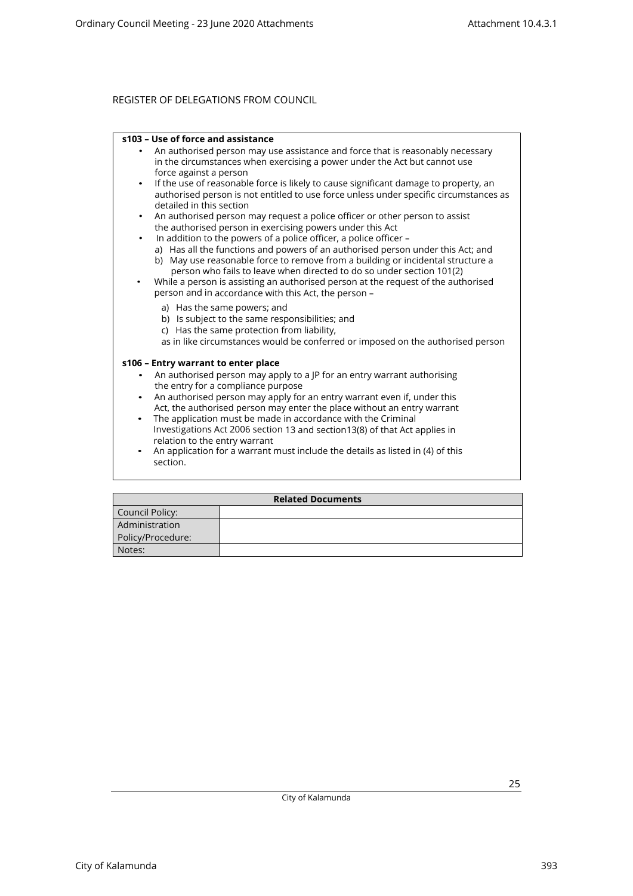REGISTER OF DELEGATIONS FROM COUNCIL

**s103 – Use of force and assistance**

- An authorised person may use assistance and force that is reasonably necessary in the circumstances when exercising a power under the Act but cannot use force against a person
- If the use of reasonable force is likely to cause significant damage to property, an authorised person is not entitled to use force unless under specific circumstances as detailed in this section
- An authorised person may request a police officer or other person to assist the authorised person in exercising powers under this Act
- In addition to the powers of a police officer, a police officer –
  a) Has all the functions and powers of an authorised person under this Act; and
  b) May use reasonable force to remove from a building or incidental structure a person who fails to leave when directed to do so under section 101(2)
- While a person is assisting an authorised person at the request of the authorised person and in accordance with this Act, the person –
  a) Has the same powers; and
  b) Is subject to the same responsibilities; and
  c) Has the same protection from liability,

  as in like circumstances would be conferred or imposed on the authorised person

**s106 – Entry warrant to enter place**

- An authorised person may apply to a JP for an entry warrant authorising the entry for a compliance purpose
- An authorised person may apply for an entry warrant even if, under this Act, the authorised person may enter the place without an entry warrant
- The application must be made in accordance with the Criminal Investigations Act 2006 section 13 and section13(8) of that Act applies in relation to the entry warrant
- An application for a warrant must include the details as listed in (4) of this section.

| Related Documents | |
|---|---|
| Council Policy: | |
| Administration Policy/Procedure: | |
| Notes: | |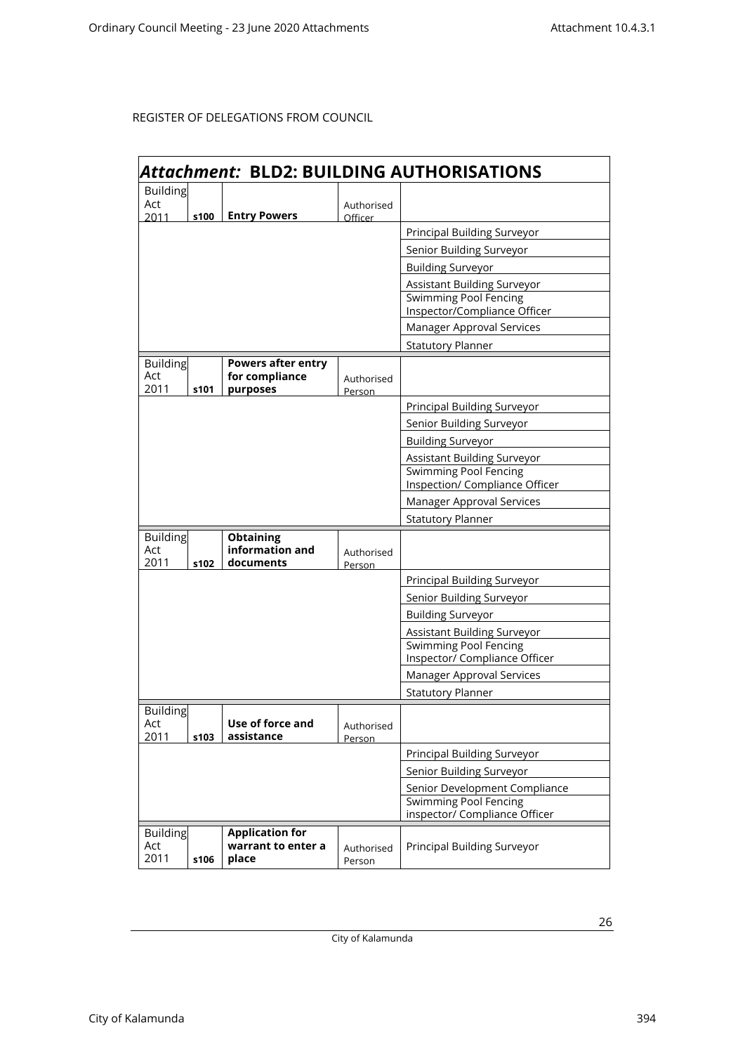REGISTER OF DELEGATIONS FROM COUNCIL

| ***Attachment:*** **BLD2: BUILDING AUTHORISATIONS** | | | | |
|---|---|---|---|---|
| Building Act 2011 | s100 | **Entry Powers** | Authorised Officer | |
| | | | | Principal Building Surveyor |
| | | | | Senior Building Surveyor |
| | | | | Building Surveyor |
| | | | | Assistant Building Surveyor |
| | | | | Swimming Pool Fencing Inspector/Compliance Officer |
| | | | | Manager Approval Services |
| | | | | Statutory Planner |
| Building Act 2011 | s101 | **Powers after entry for compliance purposes** | Authorised Person | |
| | | | | Principal Building Surveyor |
| | | | | Senior Building Surveyor |
| | | | | Building Surveyor |
| | | | | Assistant Building Surveyor |
| | | | | Swimming Pool Fencing Inspection/ Compliance Officer |
| | | | | Manager Approval Services |
| | | | | Statutory Planner |
| Building Act 2011 | s102 | **Obtaining information and documents** | Authorised Person | |
| | | | | Principal Building Surveyor |
| | | | | Senior Building Surveyor |
| | | | | Building Surveyor |
| | | | | Assistant Building Surveyor |
| | | | | Swimming Pool Fencing Inspector/ Compliance Officer |
| | | | | Manager Approval Services |
| | | | | Statutory Planner |
| Building Act 2011 | s103 | **Use of force and assistance** | Authorised Person | |
| | | | | Principal Building Surveyor |
| | | | | Senior Building Surveyor |
| | | | | Senior Development Compliance |
| | | | | Swimming Pool Fencing inspector/ Compliance Officer |
| Building Act 2011 | s106 | **Application for warrant to enter a place** | Authorised Person | Principal Building Surveyor |

City of Kalamunda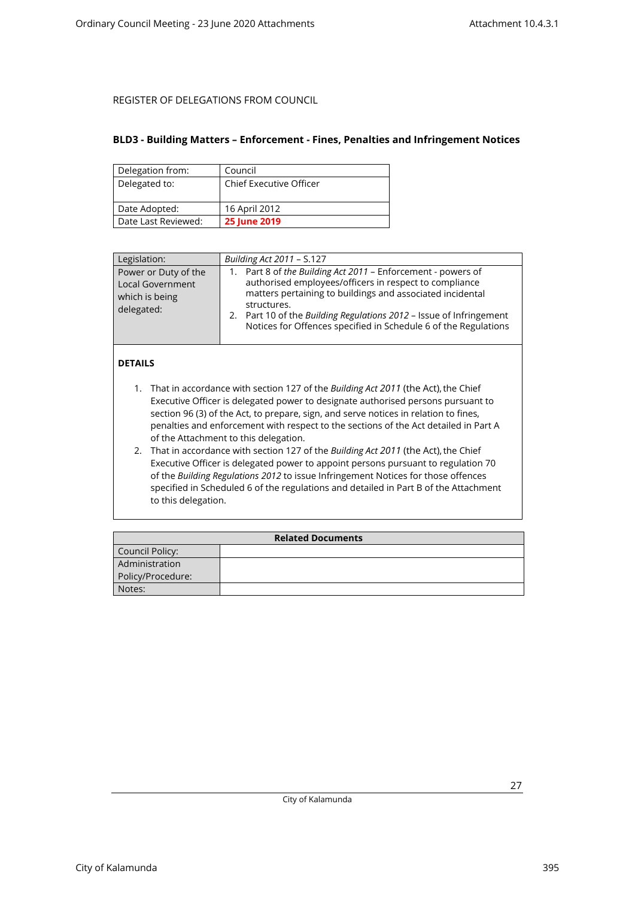REGISTER OF DELEGATIONS FROM COUNCIL

## BLD3 - Building Matters – Enforcement - Fines, Penalties and Infringement Notices

| | |
|---|---|
| Delegation from: | Council |
| Delegated to: | Chief Executive Officer |
| Date Adopted: | 16 April 2012 |
| Date Last Reviewed: | **25 June 2019** |

| | |
|---|---|
| Legislation: | *Building Act 2011* – S.127 |
| Power or Duty of the Local Government which is being delegated: | 1. Part 8 of *the Building Act 2011* – Enforcement - powers of authorised employees/officers in respect to compliance matters pertaining to buildings and associated incidental structures.<br>2. Part 10 of the *Building Regulations 2012* – Issue of Infringement Notices for Offences specified in Schedule 6 of the Regulations |

**DETAILS**

1. That in accordance with section 127 of the *Building Act 2011* (the Act), the Chief Executive Officer is delegated power to designate authorised persons pursuant to section 96 (3) of the Act, to prepare, sign, and serve notices in relation to fines, penalties and enforcement with respect to the sections of the Act detailed in Part A of the Attachment to this delegation.
2. That in accordance with section 127 of the *Building Act 2011* (the Act), the Chief Executive Officer is delegated power to appoint persons pursuant to regulation 70 of the *Building Regulations 2012* to issue Infringement Notices for those offences specified in Scheduled 6 of the regulations and detailed in Part B of the Attachment to this delegation.

| **Related Documents** | |
|---|---|
| Council Policy: | |
| Administration Policy/Procedure: | |
| Notes: | |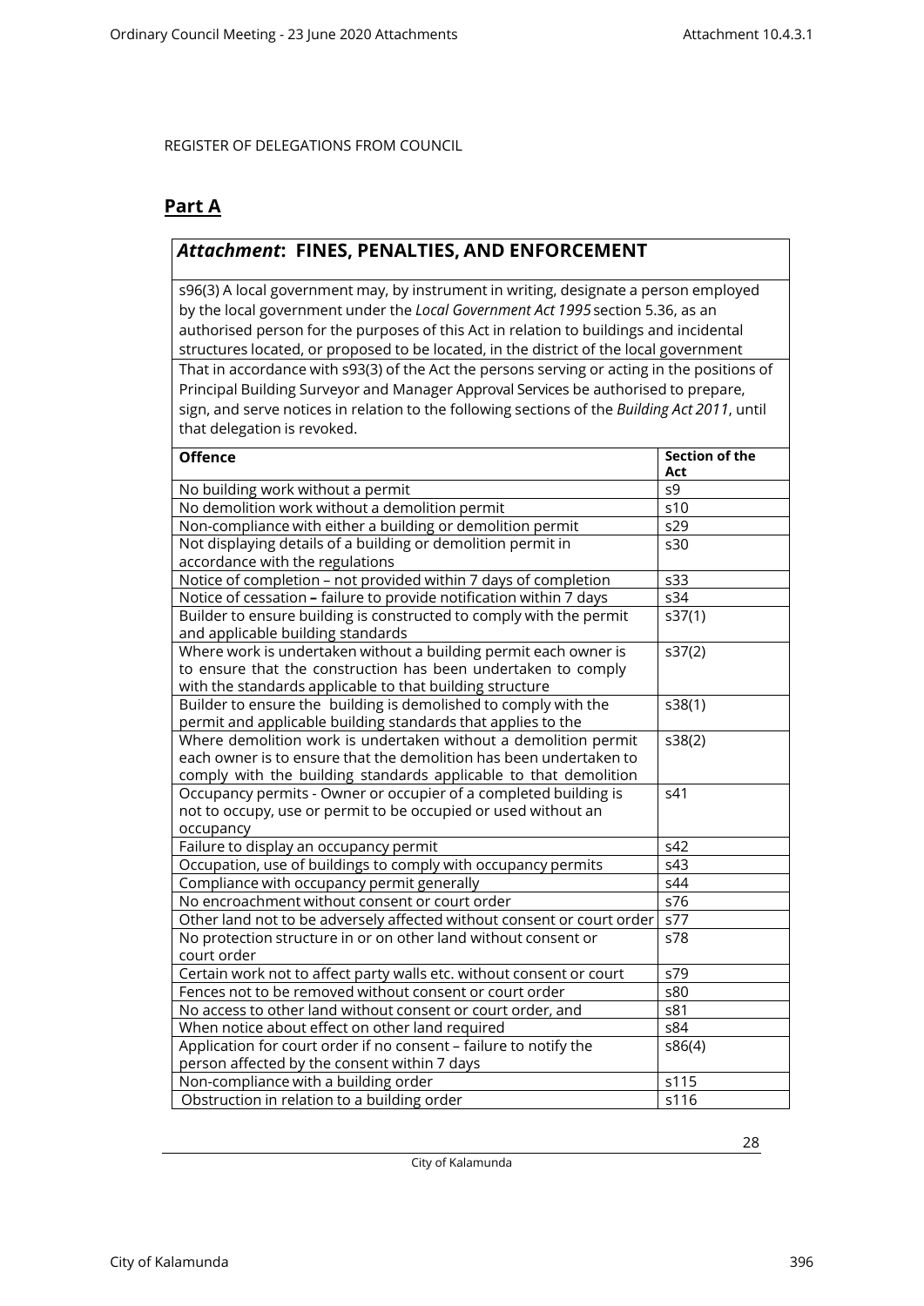REGISTER OF DELEGATIONS FROM COUNCIL

## Part A

### *Attachment*: FINES, PENALTIES, AND ENFORCEMENT

s96(3) A local government may, by instrument in writing, designate a person employed by the local government under the *Local Government Act 1995* section 5.36, as an authorised person for the purposes of this Act in relation to buildings and incidental structures located, or proposed to be located, in the district of the local government

That in accordance with s93(3) of the Act the persons serving or acting in the positions of Principal Building Surveyor and Manager Approval Services be authorised to prepare, sign, and serve notices in relation to the following sections of the *Building Act 2011*, until that delegation is revoked.

| Offence | Section of the Act |
|---|---|
| No building work without a permit | s9 |
| No demolition work without a demolition permit | s10 |
| Non-compliance with either a building or demolition permit | s29 |
| Not displaying details of a building or demolition permit in accordance with the regulations | s30 |
| Notice of completion – not provided within 7 days of completion | s33 |
| Notice of cessation – failure to provide notification within 7 days | s34 |
| Builder to ensure building is constructed to comply with the permit and applicable building standards | s37(1) |
| Where work is undertaken without a building permit each owner is to ensure that the construction has been undertaken to comply with the standards applicable to that building structure | s37(2) |
| Builder to ensure the building is demolished to comply with the permit and applicable building standards that applies to the | s38(1) |
| Where demolition work is undertaken without a demolition permit each owner is to ensure that the demolition has been undertaken to comply with the building standards applicable to that demolition | s38(2) |
| Occupancy permits - Owner or occupier of a completed building is not to occupy, use or permit to be occupied or used without an occupancy | s41 |
| Failure to display an occupancy permit | s42 |
| Occupation, use of buildings to comply with occupancy permits | s43 |
| Compliance with occupancy permit generally | s44 |
| No encroachment without consent or court order | s76 |
| Other land not to be adversely affected without consent or court order | s77 |
| No protection structure in or on other land without consent or court order | s78 |
| Certain work not to affect party walls etc. without consent or court | s79 |
| Fences not to be removed without consent or court order | s80 |
| No access to other land without consent or court order, and | s81 |
| When notice about effect on other land required | s84 |
| Application for court order if no consent – failure to notify the person affected by the consent within 7 days | s86(4) |
| Non-compliance with a building order | s115 |
| Obstruction in relation to a building order | s116 |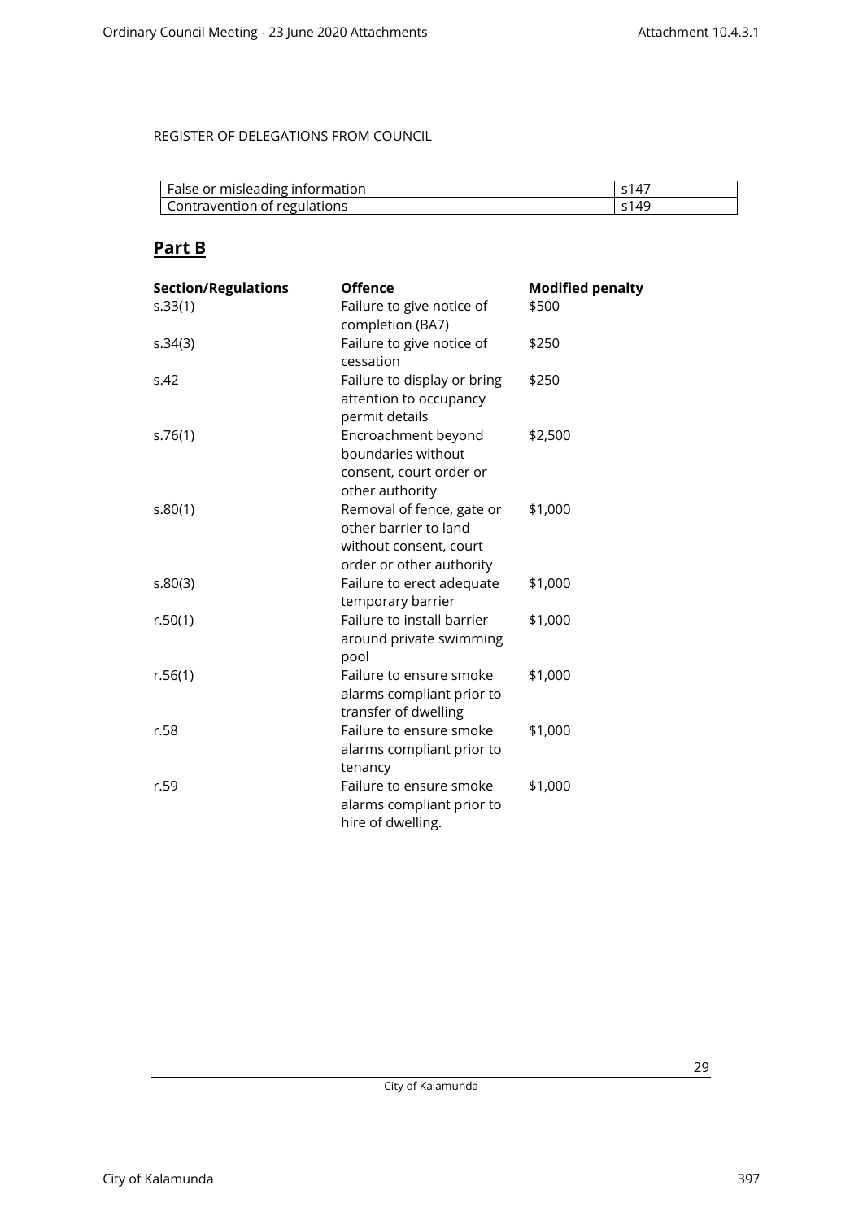REGISTER OF DELEGATIONS FROM COUNCIL

| False or misleading information | s147 |
| --- | --- |
| Contravention of regulations | s149 |

## Part B

| Section/Regulations | Offence | Modified penalty |
| --- | --- | --- |
| s.33(1) | Failure to give notice of completion (BA7) | $500 |
| s.34(3) | Failure to give notice of cessation | $250 |
| s.42 | Failure to display or bring attention to occupancy permit details | $250 |
| s.76(1) | Encroachment beyond boundaries without consent, court order or other authority | $2,500 |
| s.80(1) | Removal of fence, gate or other barrier to land without consent, court order or other authority | $1,000 |
| s.80(3) | Failure to erect adequate temporary barrier | $1,000 |
| r.50(1) | Failure to install barrier around private swimming pool | $1,000 |
| r.56(1) | Failure to ensure smoke alarms compliant prior to transfer of dwelling | $1,000 |
| r.58 | Failure to ensure smoke alarms compliant prior to tenancy | $1,000 |
| r.59 | Failure to ensure smoke alarms compliant prior to hire of dwelling. | $1,000 |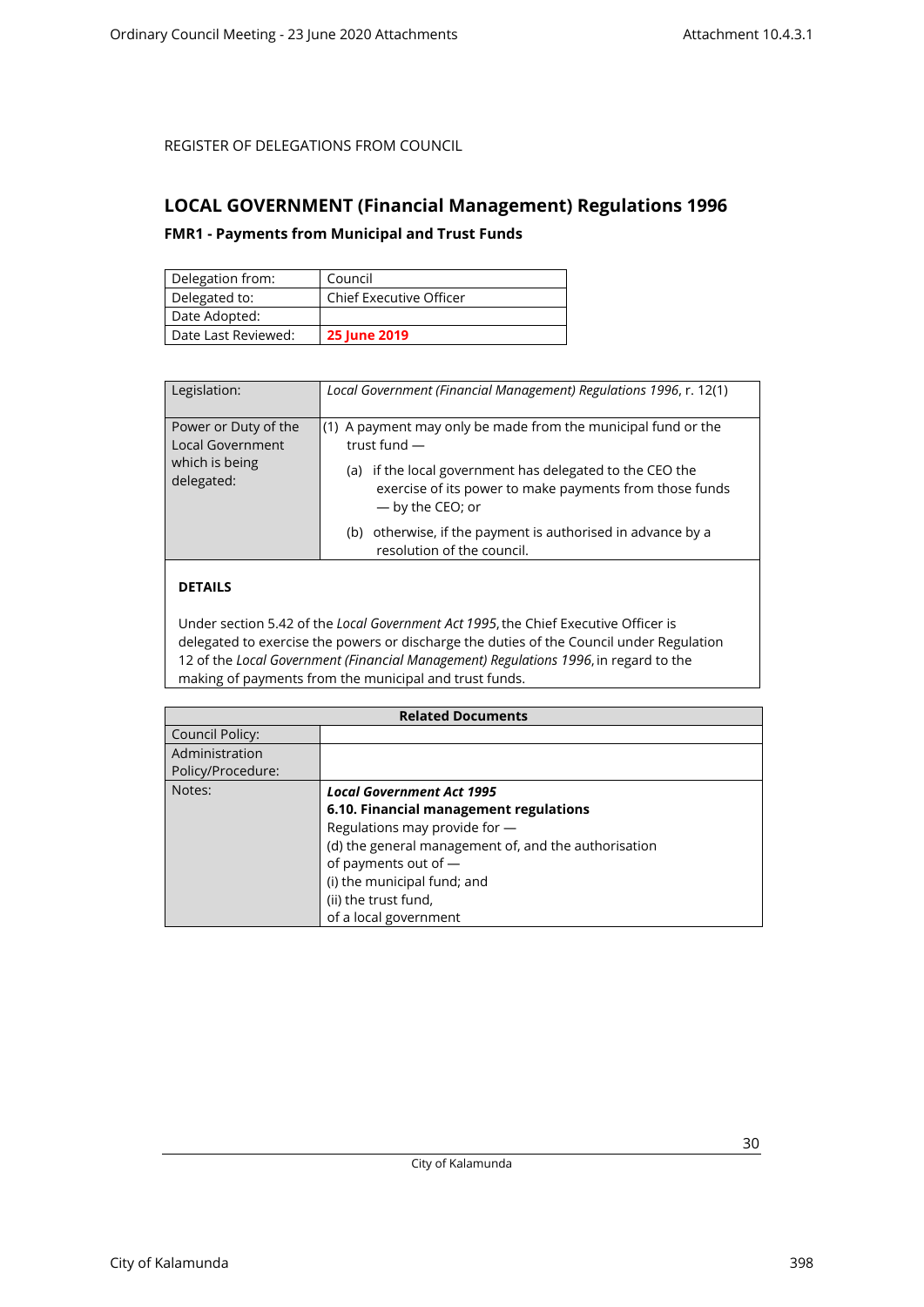REGISTER OF DELEGATIONS FROM COUNCIL

## LOCAL GOVERNMENT (Financial Management) Regulations 1996

### FMR1 - Payments from Municipal and Trust Funds

| Delegation from: | Council |
|---|---|
| Delegated to: | Chief Executive Officer |
| Date Adopted: | |
| Date Last Reviewed: | **25 June 2019** |

| Legislation: | *Local Government (Financial Management) Regulations 1996*, r. 12(1) |
|---|---|
| Power or Duty of the Local Government which is being delegated: | (1) A payment may only be made from the municipal fund or the trust fund — (a) if the local government has delegated to the CEO the exercise of its power to make payments from those funds — by the CEO; or (b) otherwise, if the payment is authorised in advance by a resolution of the council. |

**DETAILS**

Under section 5.42 of the *Local Government Act 1995*, the Chief Executive Officer is delegated to exercise the powers or discharge the duties of the Council under Regulation 12 of the *Local Government (Financial Management) Regulations 1996*, in regard to the making of payments from the municipal and trust funds.

| **Related Documents** | |
|---|---|
| Council Policy: | |
| Administration Policy/Procedure: | |
| Notes: | ***Local Government Act 1995*** **6.10. Financial management regulations** Regulations may provide for — (d) the general management of, and the authorisation of payments out of — (i) the municipal fund; and (ii) the trust fund, of a local government |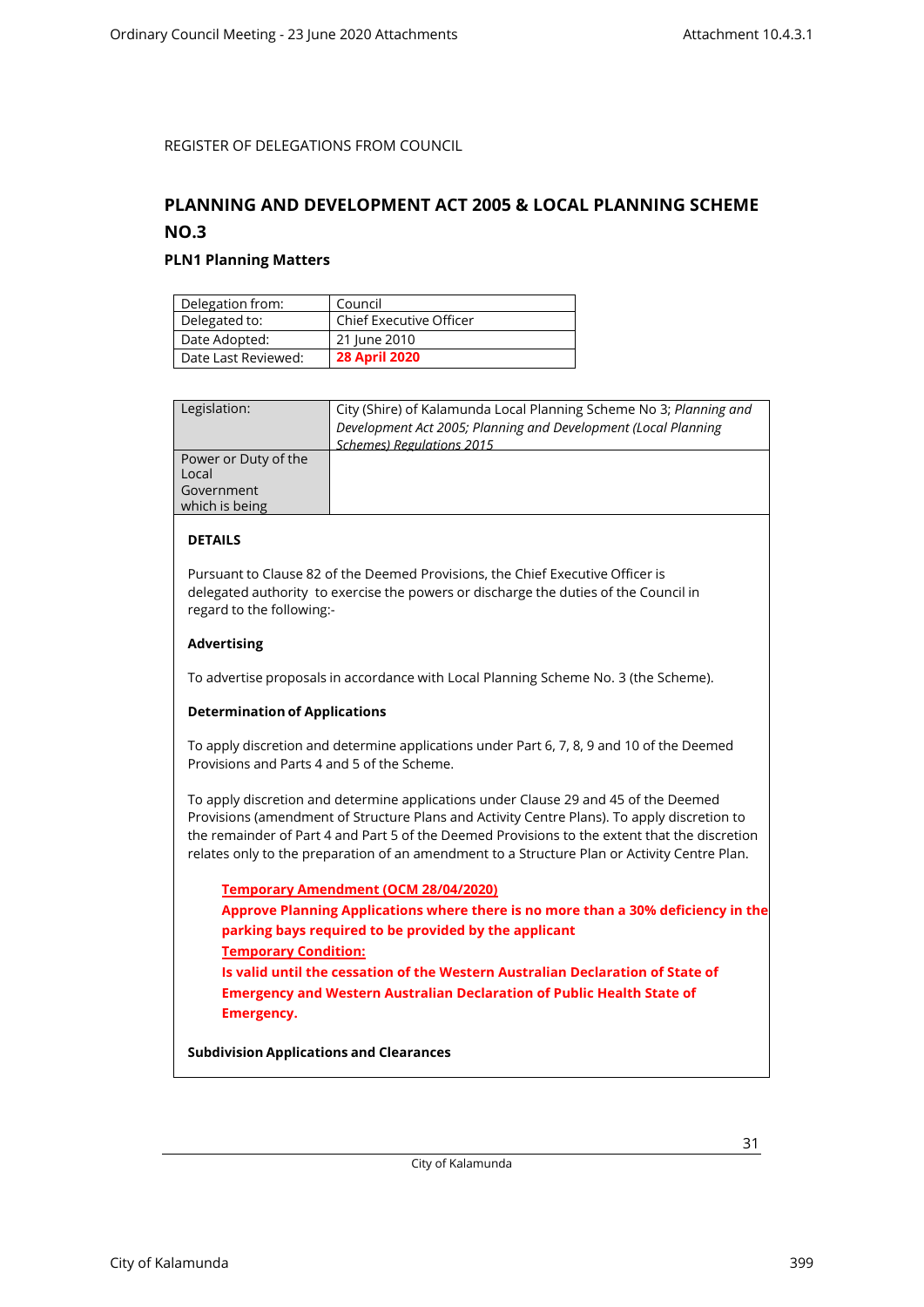REGISTER OF DELEGATIONS FROM COUNCIL

## PLANNING AND DEVELOPMENT ACT 2005 & LOCAL PLANNING SCHEME NO.3

### PLN1 Planning Matters

| Delegation from: | Council |
|---|---|
| Delegated to: | Chief Executive Officer |
| Date Adopted: | 21 June 2010 |
| Date Last Reviewed: | **28 April 2020** |

| Legislation: | City (Shire) of Kalamunda Local Planning Scheme No 3; *Planning and Development Act 2005; Planning and Development (Local Planning Schemes) Regulations 2015* |
|---|---|
| Power or Duty of the Local Government which is being | |

**DETAILS**

Pursuant to Clause 82 of the Deemed Provisions, the Chief Executive Officer is delegated authority to exercise the powers or discharge the duties of the Council in regard to the following:-

**Advertising**

To advertise proposals in accordance with Local Planning Scheme No. 3 (the Scheme).

**Determination of Applications**

To apply discretion and determine applications under Part 6, 7, 8, 9 and 10 of the Deemed Provisions and Parts 4 and 5 of the Scheme.

To apply discretion and determine applications under Clause 29 and 45 of the Deemed Provisions (amendment of Structure Plans and Activity Centre Plans). To apply discretion to the remainder of Part 4 and Part 5 of the Deemed Provisions to the extent that the discretion relates only to the preparation of an amendment to a Structure Plan or Activity Centre Plan.

> **Temporary Amendment (OCM 28/04/2020)**
>
> **Approve Planning Applications where there is no more than a 30% deficiency in the parking bays required to be provided by the applicant**
>
> **Temporary Condition:**
>
> **Is valid until the cessation of the Western Australian Declaration of State of Emergency and Western Australian Declaration of Public Health State of Emergency.**

**Subdivision Applications and Clearances**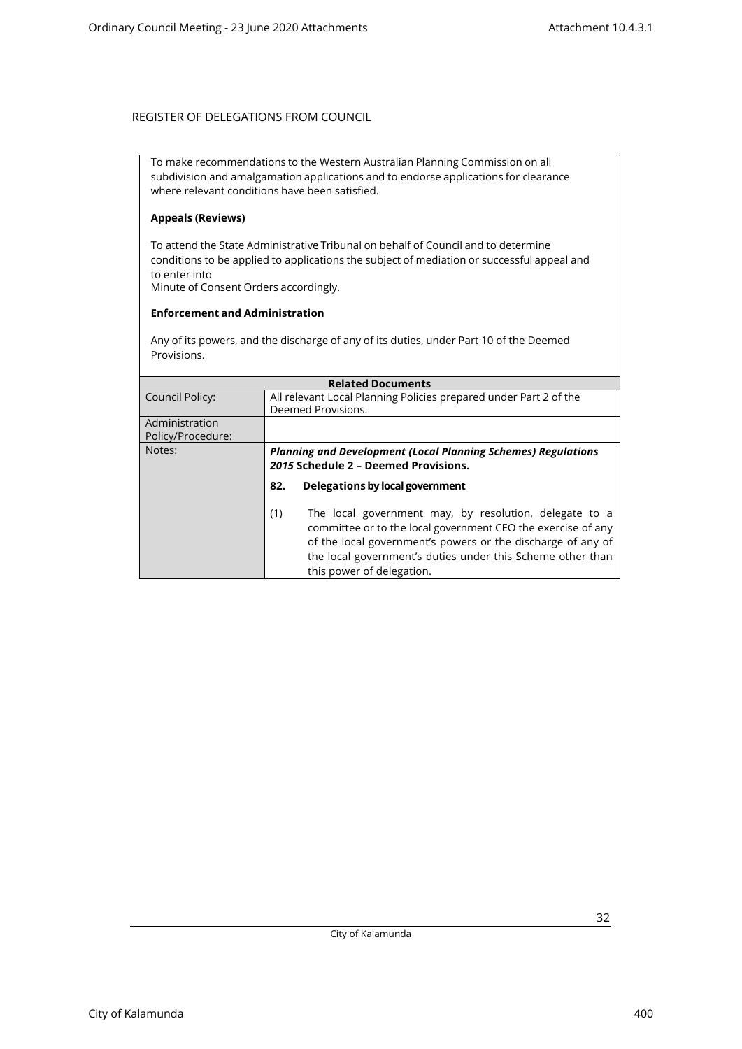REGISTER OF DELEGATIONS FROM COUNCIL

To make recommendations to the Western Australian Planning Commission on all subdivision and amalgamation applications and to endorse applications for clearance where relevant conditions have been satisfied.

**Appeals (Reviews)**

To attend the State Administrative Tribunal on behalf of Council and to determine conditions to be applied to applications the subject of mediation or successful appeal and to enter into
Minute of Consent Orders accordingly.

**Enforcement and Administration**

Any of its powers, and the discharge of any of its duties, under Part 10 of the Deemed Provisions.

| Related Documents | |
|---|---|
| Council Policy: | All relevant Local Planning Policies prepared under Part 2 of the Deemed Provisions. |
| Administration Policy/Procedure: | |
| Notes: | ***Planning and Development (Local Planning Schemes) Regulations 2015* Schedule 2 – Deemed Provisions.**<br><br>**82. Delegations by local government**<br><br>(1) The local government may, by resolution, delegate to a committee or to the local government CEO the exercise of any of the local government's powers or the discharge of any of the local government's duties under this Scheme other than this power of delegation. |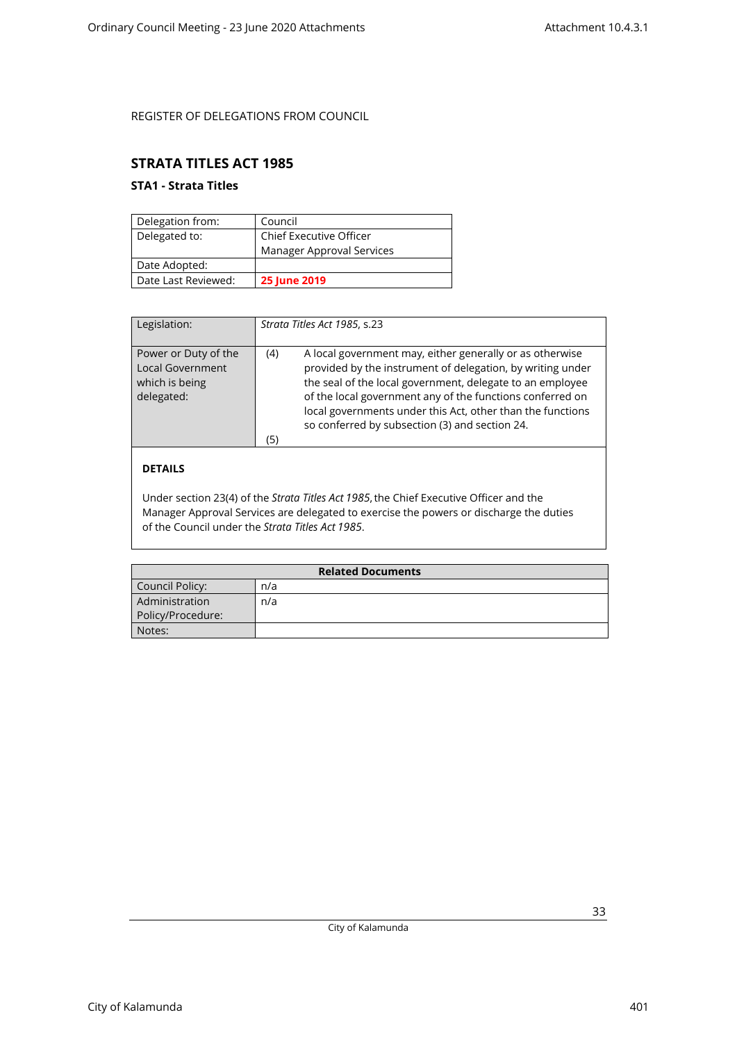REGISTER OF DELEGATIONS FROM COUNCIL

## STRATA TITLES ACT 1985

### STA1 - Strata Titles

| Delegation from: | Council |
|---|---|
| Delegated to: | Chief Executive Officer<br>Manager Approval Services |
| Date Adopted: | |
| Date Last Reviewed: | **25 June 2019** |

| Legislation: | *Strata Titles Act 1985*, s.23 |
|---|---|
| Power or Duty of the Local Government which is being delegated: | (4) A local government may, either generally or as otherwise provided by the instrument of delegation, by writing under the seal of the local government, delegate to an employee of the local government any of the functions conferred on local governments under this Act, other than the functions so conferred by subsection (3) and section 24.<br>(5) |

**DETAILS**

Under section 23(4) of the *Strata Titles Act 1985,* the Chief Executive Officer and the Manager Approval Services are delegated to exercise the powers or discharge the duties of the Council under the *Strata Titles Act 1985*.

| **Related Documents** | |
|---|---|
| Council Policy: | n/a |
| Administration Policy/Procedure: | n/a |
| Notes: | |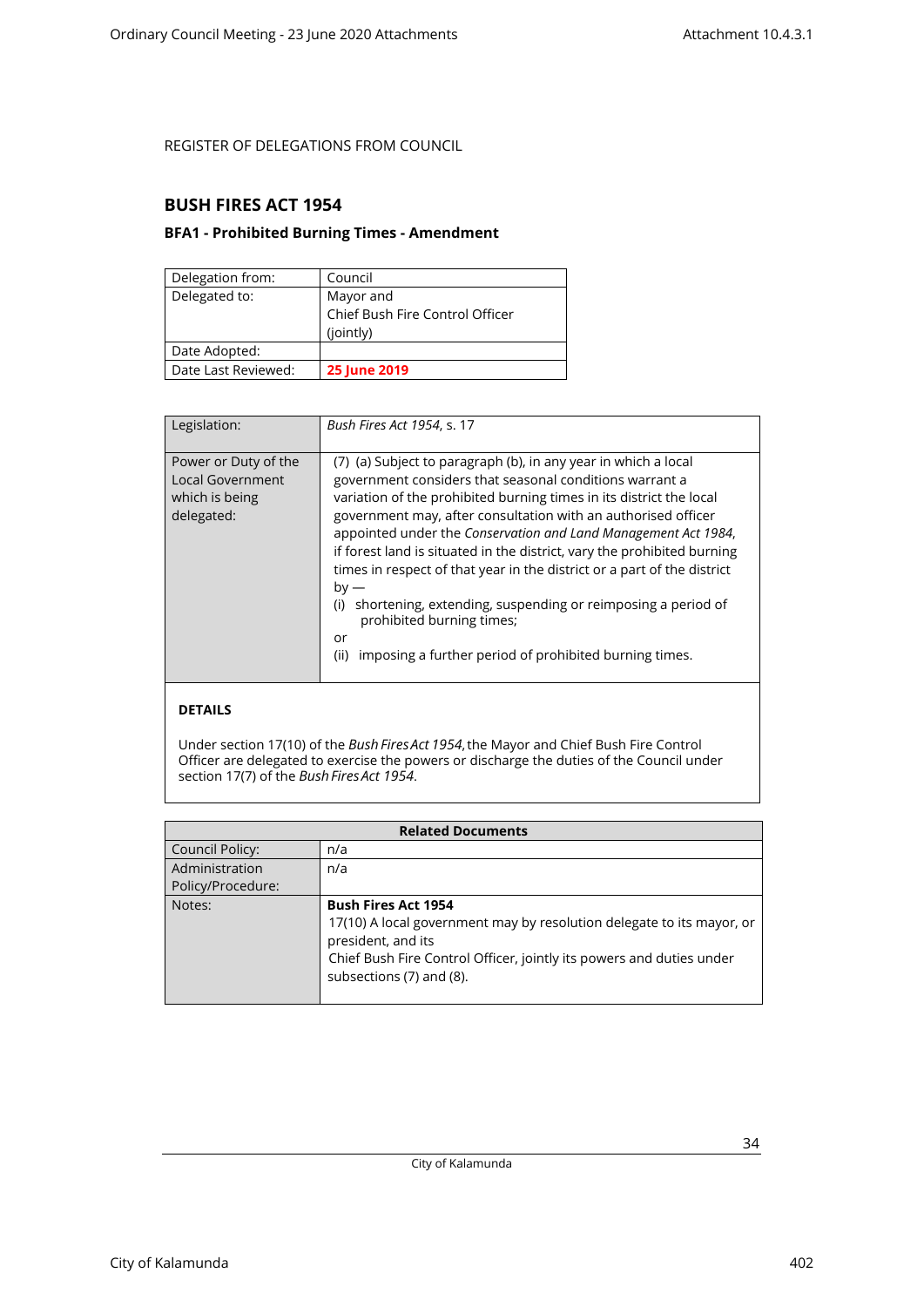REGISTER OF DELEGATIONS FROM COUNCIL

## BUSH FIRES ACT 1954

### BFA1 - Prohibited Burning Times - Amendment

| Delegation from: | Council |
|---|---|
| Delegated to: | Mayor and Chief Bush Fire Control Officer (jointly) |
| Date Adopted: | |
| Date Last Reviewed: | **25 June 2019** |

| Legislation: | *Bush Fires Act 1954*, s. 17 |
|---|---|
| Power or Duty of the Local Government which is being delegated: | (7) (a) Subject to paragraph (b), in any year in which a local government considers that seasonal conditions warrant a variation of the prohibited burning times in its district the local government may, after consultation with an authorised officer appointed under the *Conservation and Land Management Act 1984*, if forest land is situated in the district, vary the prohibited burning times in respect of that year in the district or a part of the district by — (i) shortening, extending, suspending or reimposing a period of prohibited burning times; or (ii) imposing a further period of prohibited burning times. |

**DETAILS**

Under section 17(10) of the *Bush Fires Act 1954*, the Mayor and Chief Bush Fire Control Officer are delegated to exercise the powers or discharge the duties of the Council under section 17(7) of the *Bush Fires Act 1954*.

| Related Documents | |
|---|---|
| Council Policy: | n/a |
| Administration Policy/Procedure: | n/a |
| Notes: | **Bush Fires Act 1954** 17(10) A local government may by resolution delegate to its mayor, or president, and its Chief Bush Fire Control Officer, jointly its powers and duties under subsections (7) and (8). |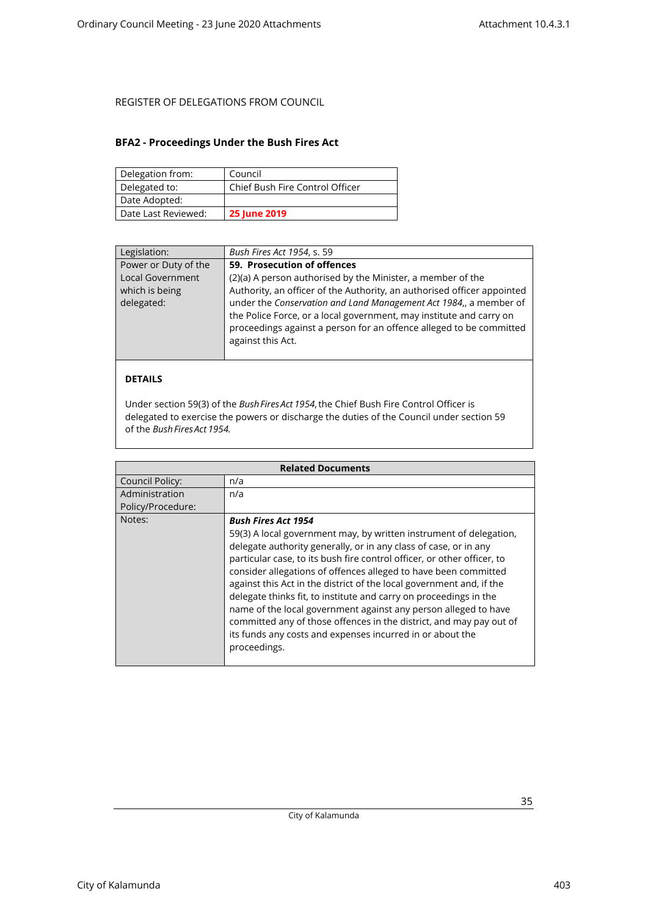REGISTER OF DELEGATIONS FROM COUNCIL

## BFA2 - Proceedings Under the Bush Fires Act

| Delegation from: | Council |
|---|---|
| Delegated to: | Chief Bush Fire Control Officer |
| Date Adopted: | |
| Date Last Reviewed: | **25 June 2019** |

| Legislation: | *Bush Fires Act 1954*, s. 59 |
|---|---|
| Power or Duty of the Local Government which is being delegated: | **59. Prosecution of offences**<br>(2)(a) A person authorised by the Minister, a member of the Authority, an officer of the Authority, an authorised officer appointed under the *Conservation and Land Management Act 1984*,, a member of the Police Force, or a local government, may institute and carry on proceedings against a person for an offence alleged to be committed against this Act. |

**DETAILS**

Under section 59(3) of the *Bush Fires Act 1954*, the Chief Bush Fire Control Officer is delegated to exercise the powers or discharge the duties of the Council under section 59 of the *Bush Fires Act 1954.*

| Related Documents | |
|---|---|
| Council Policy: | n/a |
| Administration Policy/Procedure: | n/a |
| Notes: | ***Bush Fires Act 1954***<br>59(3) A local government may, by written instrument of delegation, delegate authority generally, or in any class of case, or in any particular case, to its bush fire control officer, or other officer, to consider allegations of offences alleged to have been committed against this Act in the district of the local government and, if the delegate thinks fit, to institute and carry on proceedings in the name of the local government against any person alleged to have committed any of those offences in the district, and may pay out of its funds any costs and expenses incurred in or about the proceedings. |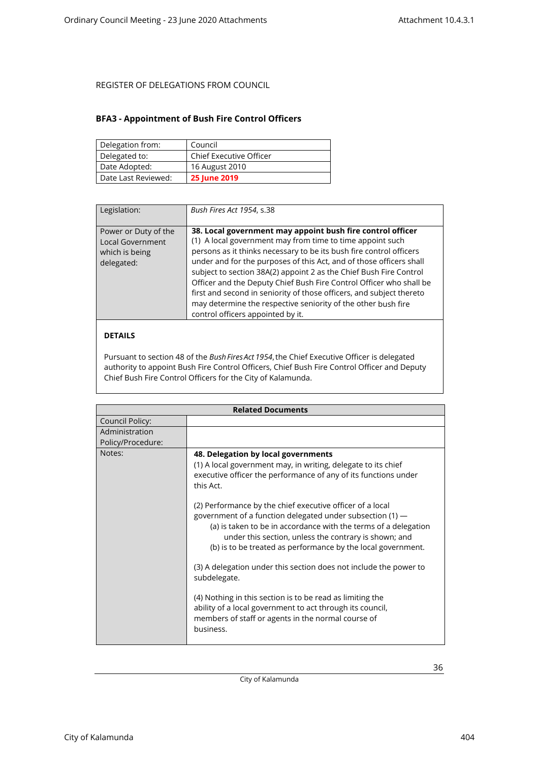REGISTER OF DELEGATIONS FROM COUNCIL

## BFA3 - Appointment of Bush Fire Control Officers

| Delegation from: | Council |
|---|---|
| Delegated to: | Chief Executive Officer |
| Date Adopted: | 16 August 2010 |
| Date Last Reviewed: | **25 June 2019** |

| Legislation: | *Bush Fires Act 1954*, s.38 |
|---|---|
| Power or Duty of the Local Government which is being delegated: | **38. Local government may appoint bush fire control officer**<br>(1) A local government may from time to time appoint such persons as it thinks necessary to be its bush fire control officers under and for the purposes of this Act, and of those officers shall subject to section 38A(2) appoint 2 as the Chief Bush Fire Control Officer and the Deputy Chief Bush Fire Control Officer who shall be first and second in seniority of those officers, and subject thereto may determine the respective seniority of the other bush fire control officers appointed by it. |

**DETAILS**

Pursuant to section 48 of the *Bush Fires Act 1954*, the Chief Executive Officer is delegated authority to appoint Bush Fire Control Officers, Chief Bush Fire Control Officer and Deputy Chief Bush Fire Control Officers for the City of Kalamunda.

| **Related Documents** | |
|---|---|
| Council Policy: | |
| Administration Policy/Procedure: | |
| Notes: | **48. Delegation by local governments**<br>(1) A local government may, in writing, delegate to its chief executive officer the performance of any of its functions under this Act.<br><br>(2) Performance by the chief executive officer of a local government of a function delegated under subsection (1) —<br>(a) is taken to be in accordance with the terms of a delegation under this section, unless the contrary is shown; and<br>(b) is to be treated as performance by the local government.<br><br>(3) A delegation under this section does not include the power to subdelegate.<br><br>(4) Nothing in this section is to be read as limiting the ability of a local government to act through its council, members of staff or agents in the normal course of business. |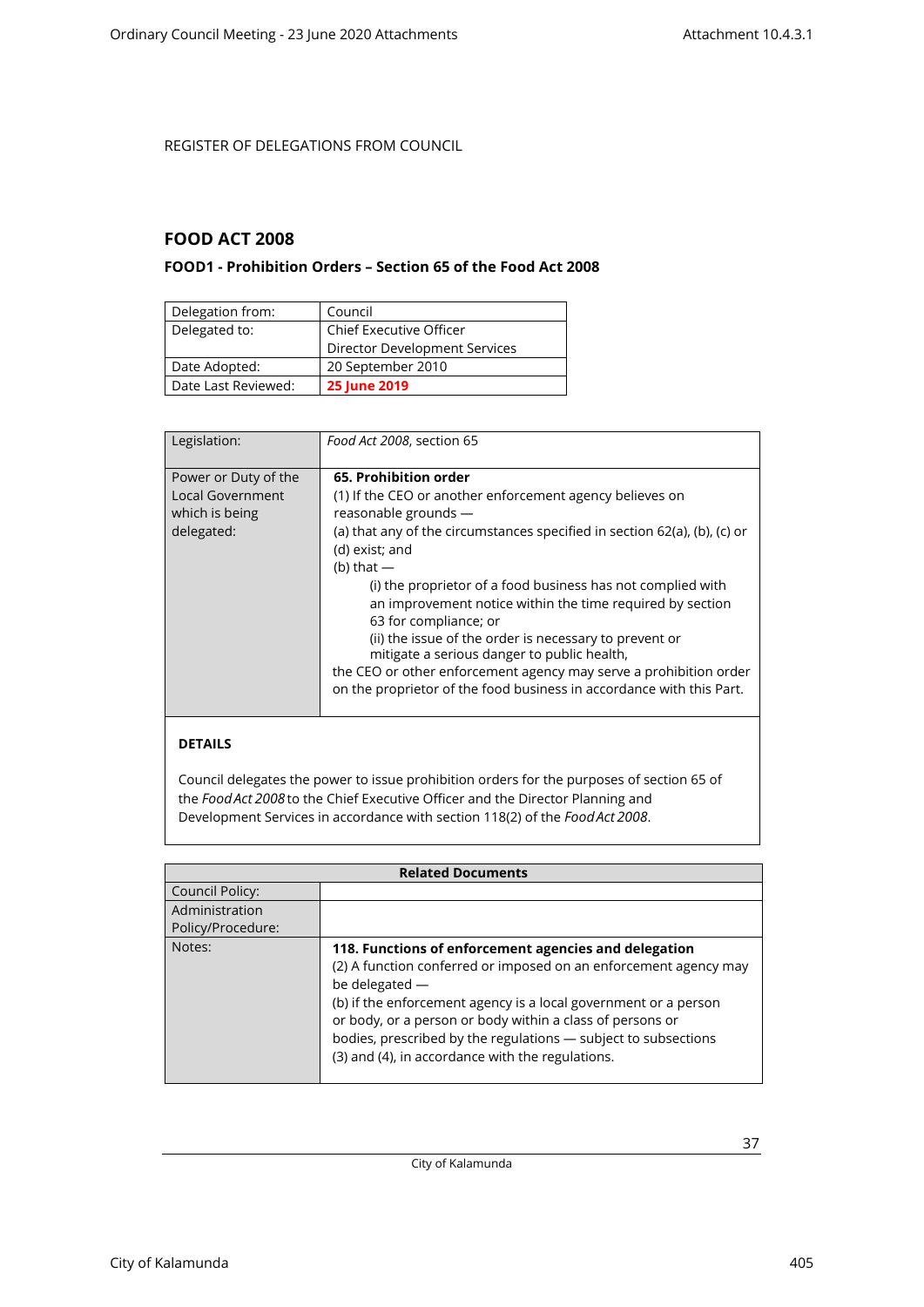REGISTER OF DELEGATIONS FROM COUNCIL

## FOOD ACT 2008

### FOOD1 - Prohibition Orders – Section 65 of the Food Act 2008

| Delegation from: | Council |
|---|---|
| Delegated to: | Chief Executive Officer<br>Director Development Services |
| Date Adopted: | 20 September 2010 |
| Date Last Reviewed: | **25 June 2019** |

| Legislation: | *Food Act 2008*, section 65 |
|---|---|
| Power or Duty of the Local Government which is being delegated: | **65. Prohibition order**<br>(1) If the CEO or another enforcement agency believes on reasonable grounds —<br>(a) that any of the circumstances specified in section 62(a), (b), (c) or (d) exist; and<br>(b) that —<br>(i) the proprietor of a food business has not complied with an improvement notice within the time required by section 63 for compliance; or<br>(ii) the issue of the order is necessary to prevent or mitigate a serious danger to public health,<br>the CEO or other enforcement agency may serve a prohibition order on the proprietor of the food business in accordance with this Part. |

**DETAILS**

Council delegates the power to issue prohibition orders for the purposes of section 65 of the *Food Act 2008* to the Chief Executive Officer and the Director Planning and Development Services in accordance with section 118(2) of the *Food Act 2008*.

| Related Documents | |
|---|---|
| Council Policy: | |
| Administration Policy/Procedure: | |
| Notes: | **118. Functions of enforcement agencies and delegation**<br>(2) A function conferred or imposed on an enforcement agency may be delegated —<br>(b) if the enforcement agency is a local government or a person or body, or a person or body within a class of persons or bodies, prescribed by the regulations — subject to subsections (3) and (4), in accordance with the regulations. |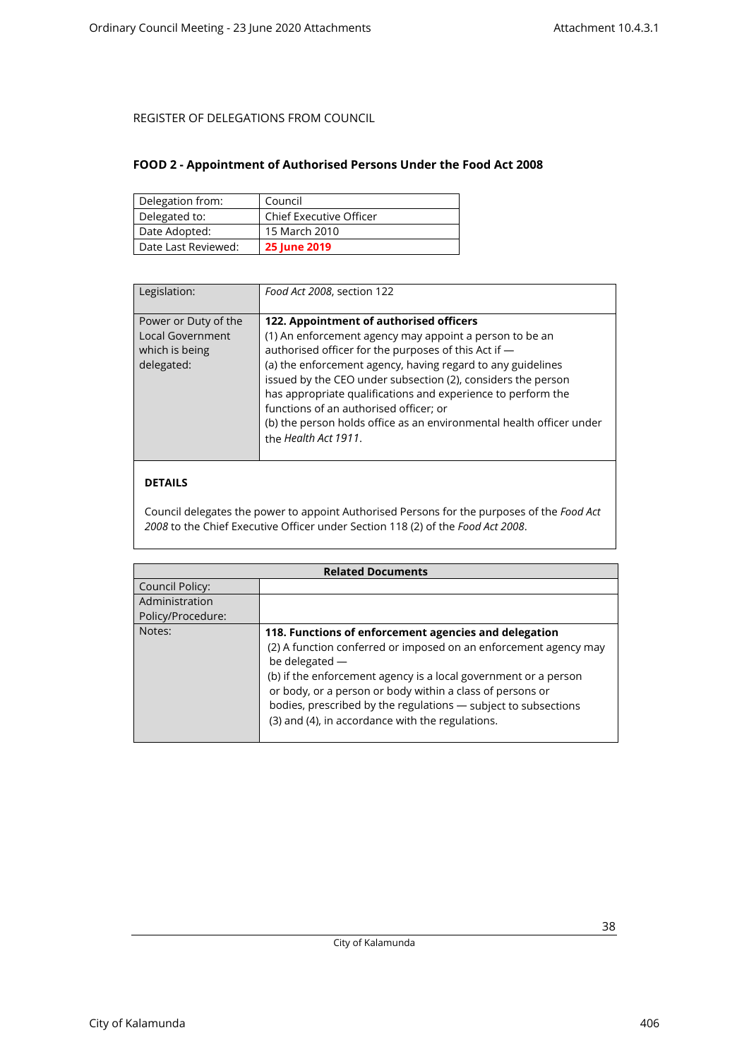REGISTER OF DELEGATIONS FROM COUNCIL

## FOOD 2 - Appointment of Authorised Persons Under the Food Act 2008

| Delegation from: | Council |
|---|---|
| Delegated to: | Chief Executive Officer |
| Date Adopted: | 15 March 2010 |
| Date Last Reviewed: | **25 June 2019** |

| Legislation: | *Food Act 2008*, section 122 |
|---|---|
| Power or Duty of the Local Government which is being delegated: | **122. Appointment of authorised officers**<br>(1) An enforcement agency may appoint a person to be an authorised officer for the purposes of this Act if —<br>(a) the enforcement agency, having regard to any guidelines issued by the CEO under subsection (2), considers the person has appropriate qualifications and experience to perform the functions of an authorised officer; or<br>(b) the person holds office as an environmental health officer under the *Health Act 1911*. |

**DETAILS**

Council delegates the power to appoint Authorised Persons for the purposes of the *Food Act 2008* to the Chief Executive Officer under Section 118 (2) of the *Food Act 2008*.

| Related Documents | |
|---|---|
| Council Policy: | |
| Administration Policy/Procedure: | |
| Notes: | **118. Functions of enforcement agencies and delegation**<br>(2) A function conferred or imposed on an enforcement agency may be delegated —<br>(b) if the enforcement agency is a local government or a person or body, or a person or body within a class of persons or bodies, prescribed by the regulations — subject to subsections (3) and (4), in accordance with the regulations. |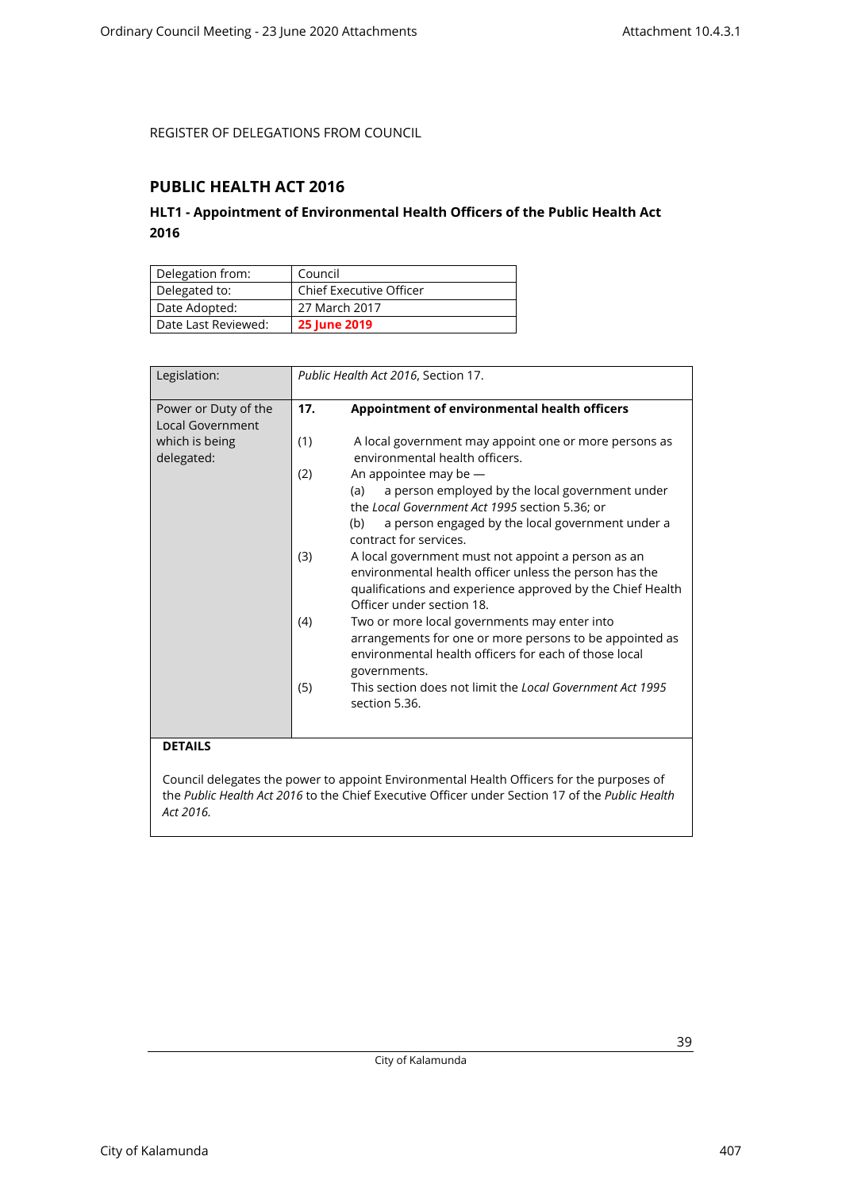REGISTER OF DELEGATIONS FROM COUNCIL

## PUBLIC HEALTH ACT 2016

### HLT1 - Appointment of Environmental Health Officers of the Public Health Act 2016

| Delegation from: | Council |
|---|---|
| Delegated to: | Chief Executive Officer |
| Date Adopted: | 27 March 2017 |
| Date Last Reviewed: | **25 June 2019** |

| Legislation: | *Public Health Act 2016*, Section 17. |
|---|---|
| Power or Duty of the Local Government which is being delegated: | **17. Appointment of environmental health officers**<br><br>(1) A local government may appoint one or more persons as environmental health officers.<br>(2) An appointee may be —<br>(a) a person employed by the local government under the *Local Government Act 1995* section 5.36; or<br>(b) a person engaged by the local government under a contract for services.<br>(3) A local government must not appoint a person as an environmental health officer unless the person has the qualifications and experience approved by the Chief Health Officer under section 18.<br>(4) Two or more local governments may enter into arrangements for one or more persons to be appointed as environmental health officers for each of those local governments.<br>(5) This section does not limit the *Local Government Act 1995* section 5.36. |

**DETAILS**

Council delegates the power to appoint Environmental Health Officers for the purposes of the *Public Health Act 2016* to the Chief Executive Officer under Section 17 of the *Public Health Act 2016.*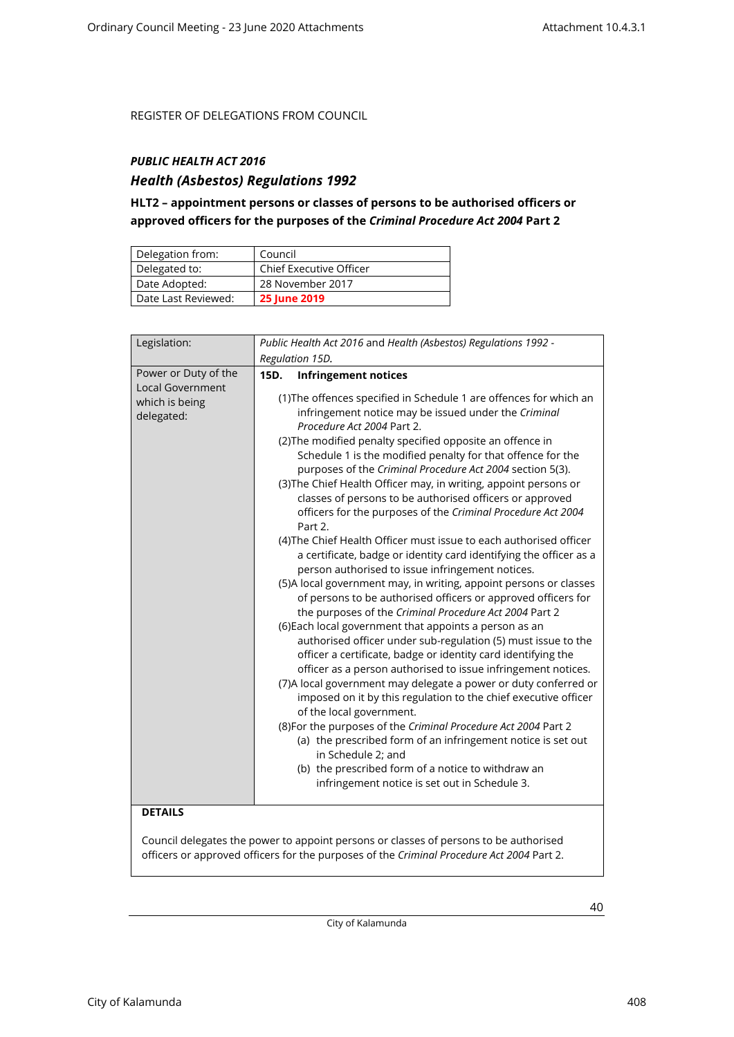REGISTER OF DELEGATIONS FROM COUNCIL

## *PUBLIC HEALTH ACT 2016*

## *Health (Asbestos) Regulations 1992*

### HLT2 – appointment persons or classes of persons to be authorised officers or approved officers for the purposes of the *Criminal Procedure Act 2004* Part 2

| Delegation from: | Council |
|---|---|
| Delegated to: | Chief Executive Officer |
| Date Adopted: | 28 November 2017 |
| Date Last Reviewed: | **25 June 2019** |

| Legislation: | *Public Health Act 2016* and *Health (Asbestos) Regulations 1992 - Regulation 15D.* |
|---|---|
| Power or Duty of the Local Government which is being delegated: | **15D. Infringement notices**<br><br>(1)The offences specified in Schedule 1 are offences for which an infringement notice may be issued under the *Criminal Procedure Act 2004* Part 2.<br>(2)The modified penalty specified opposite an offence in Schedule 1 is the modified penalty for that offence for the purposes of the *Criminal Procedure Act 2004* section 5(3).<br>(3)The Chief Health Officer may, in writing, appoint persons or classes of persons to be authorised officers or approved officers for the purposes of the *Criminal Procedure Act 2004* Part 2.<br>(4)The Chief Health Officer must issue to each authorised officer a certificate, badge or identity card identifying the officer as a person authorised to issue infringement notices.<br>(5)A local government may, in writing, appoint persons or classes of persons to be authorised officers or approved officers for the purposes of the *Criminal Procedure Act 2004* Part 2<br>(6)Each local government that appoints a person as an authorised officer under sub-regulation (5) must issue to the officer a certificate, badge or identity card identifying the officer as a person authorised to issue infringement notices.<br>(7)A local government may delegate a power or duty conferred or imposed on it by this regulation to the chief executive officer of the local government.<br>(8)For the purposes of the *Criminal Procedure Act 2004* Part 2<br>(a) the prescribed form of an infringement notice is set out in Schedule 2; and<br>(b) the prescribed form of a notice to withdraw an infringement notice is set out in Schedule 3. |

**DETAILS**

Council delegates the power to appoint persons or classes of persons to be authorised officers or approved officers for the purposes of the *Criminal Procedure Act 2004* Part 2.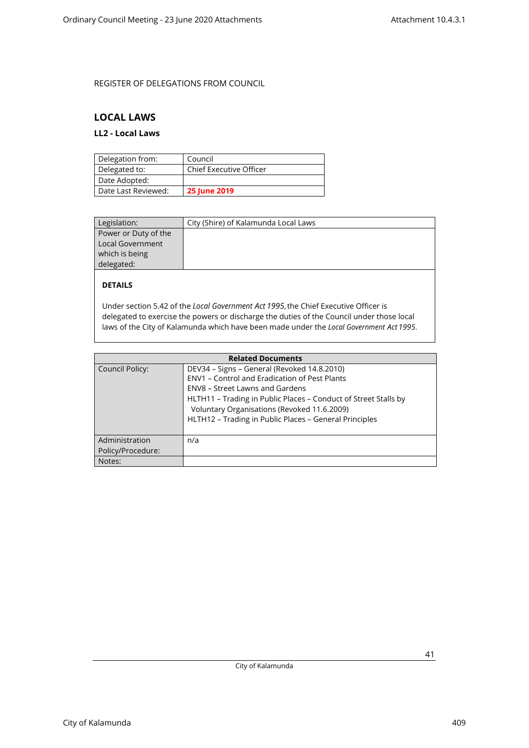REGISTER OF DELEGATIONS FROM COUNCIL

## LOCAL LAWS

### LL2 - Local Laws

| Delegation from: | Council |
|---|---|
| Delegated to: | Chief Executive Officer |
| Date Adopted: | |
| Date Last Reviewed: | **25 June 2019** |

| Legislation: | City (Shire) of Kalamunda Local Laws |
|---|---|
| Power or Duty of the Local Government which is being delegated: | |

**DETAILS**

Under section 5.42 of the *Local Government Act 1995*, the Chief Executive Officer is delegated to exercise the powers or discharge the duties of the Council under those local laws of the City of Kalamunda which have been made under the *Local Government Act 1995*.

| Related Documents | |
|---|---|
| Council Policy: | DEV34 – Signs – General (Revoked 14.8.2010)<br>ENV1 – Control and Eradication of Pest Plants<br>ENV8 – Street Lawns and Gardens<br>HLTH11 – Trading in Public Places – Conduct of Street Stalls by Voluntary Organisations (Revoked 11.6.2009)<br>HLTH12 – Trading in Public Places – General Principles |
| Administration Policy/Procedure: | n/a |
| Notes: | |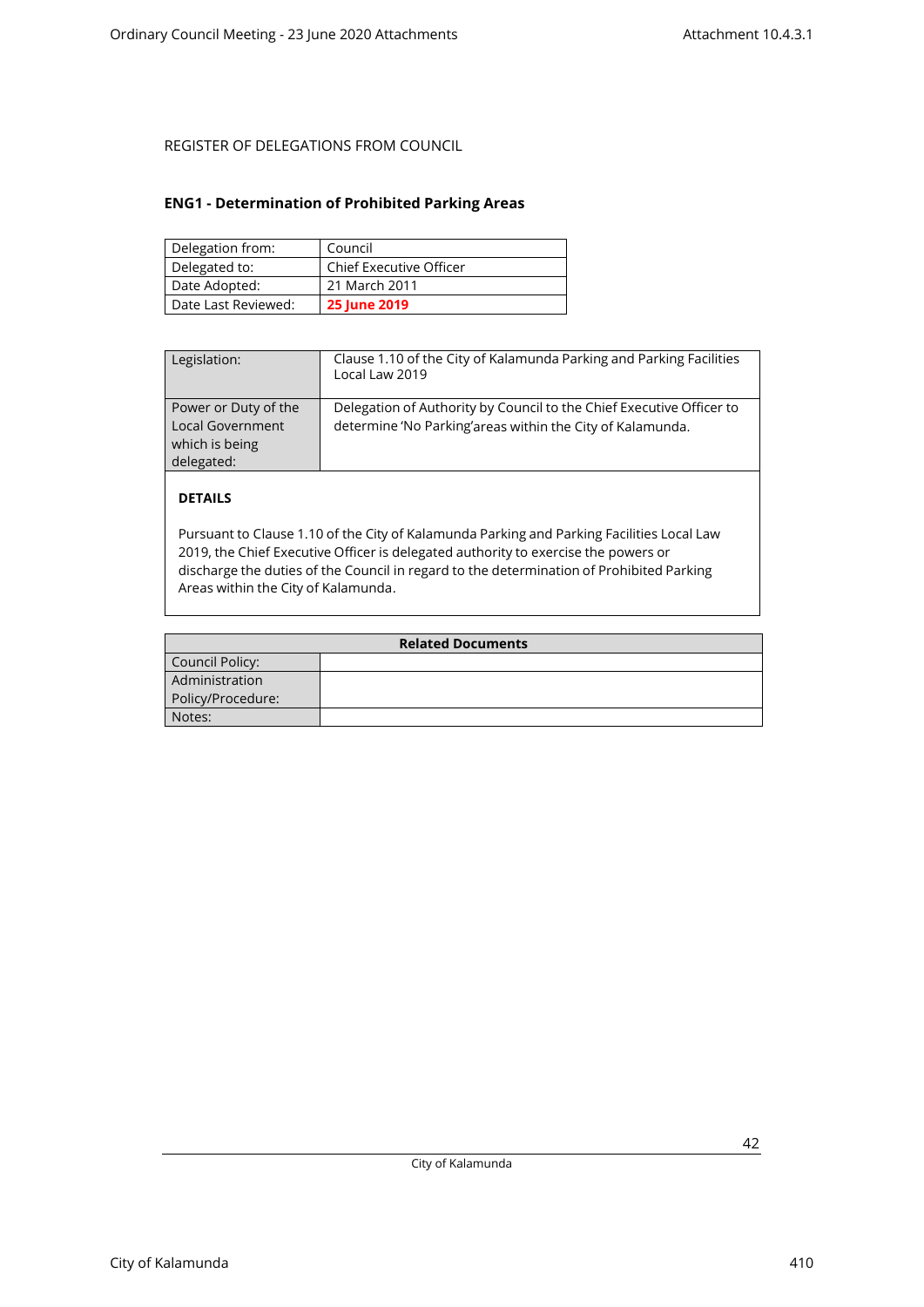REGISTER OF DELEGATIONS FROM COUNCIL

## ENG1 - Determination of Prohibited Parking Areas

| Delegation from: | Council |
|---|---|
| Delegated to: | Chief Executive Officer |
| Date Adopted: | 21 March 2011 |
| Date Last Reviewed: | **25 June 2019** |

| Legislation: | Clause 1.10 of the City of Kalamunda Parking and Parking Facilities Local Law 2019 |
|---|---|
| Power or Duty of the Local Government which is being delegated: | Delegation of Authority by Council to the Chief Executive Officer to determine 'No Parking'areas within the City of Kalamunda. |

**DETAILS**

Pursuant to Clause 1.10 of the City of Kalamunda Parking and Parking Facilities Local Law 2019, the Chief Executive Officer is delegated authority to exercise the powers or discharge the duties of the Council in regard to the determination of Prohibited Parking Areas within the City of Kalamunda.

| **Related Documents** | |
|---|---|
| Council Policy: | |
| Administration Policy/Procedure: | |
| Notes: | |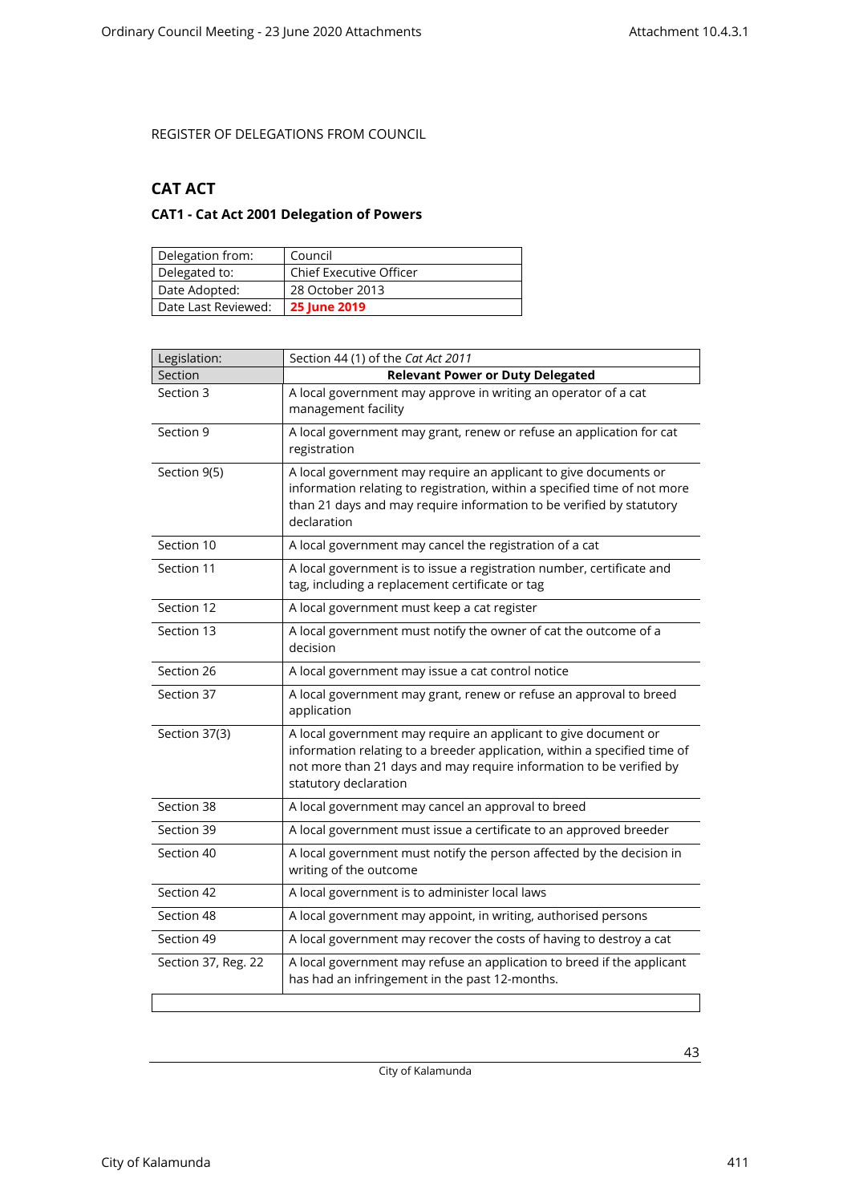REGISTER OF DELEGATIONS FROM COUNCIL

## CAT ACT

### CAT1 - Cat Act 2001 Delegation of Powers

| Delegation from: | Council |
|---|---|
| Delegated to: | Chief Executive Officer |
| Date Adopted: | 28 October 2013 |
| Date Last Reviewed: | **25 June 2019** |

| Legislation: | Section 44 (1) of the *Cat Act 2011* |
|---|---|
| Section | **Relevant Power or Duty Delegated** |
| Section 3 | A local government may approve in writing an operator of a cat management facility |
| Section 9 | A local government may grant, renew or refuse an application for cat registration |
| Section 9(5) | A local government may require an applicant to give documents or information relating to registration, within a specified time of not more than 21 days and may require information to be verified by statutory declaration |
| Section 10 | A local government may cancel the registration of a cat |
| Section 11 | A local government is to issue a registration number, certificate and tag, including a replacement certificate or tag |
| Section 12 | A local government must keep a cat register |
| Section 13 | A local government must notify the owner of cat the outcome of a decision |
| Section 26 | A local government may issue a cat control notice |
| Section 37 | A local government may grant, renew or refuse an approval to breed application |
| Section 37(3) | A local government may require an applicant to give document or information relating to a breeder application, within a specified time of not more than 21 days and may require information to be verified by statutory declaration |
| Section 38 | A local government may cancel an approval to breed |
| Section 39 | A local government must issue a certificate to an approved breeder |
| Section 40 | A local government must notify the person affected by the decision in writing of the outcome |
| Section 42 | A local government is to administer local laws |
| Section 48 | A local government may appoint, in writing, authorised persons |
| Section 49 | A local government may recover the costs of having to destroy a cat |
| Section 37, Reg. 22 | A local government may refuse an application to breed if the applicant has had an infringement in the past 12-months. |
| | |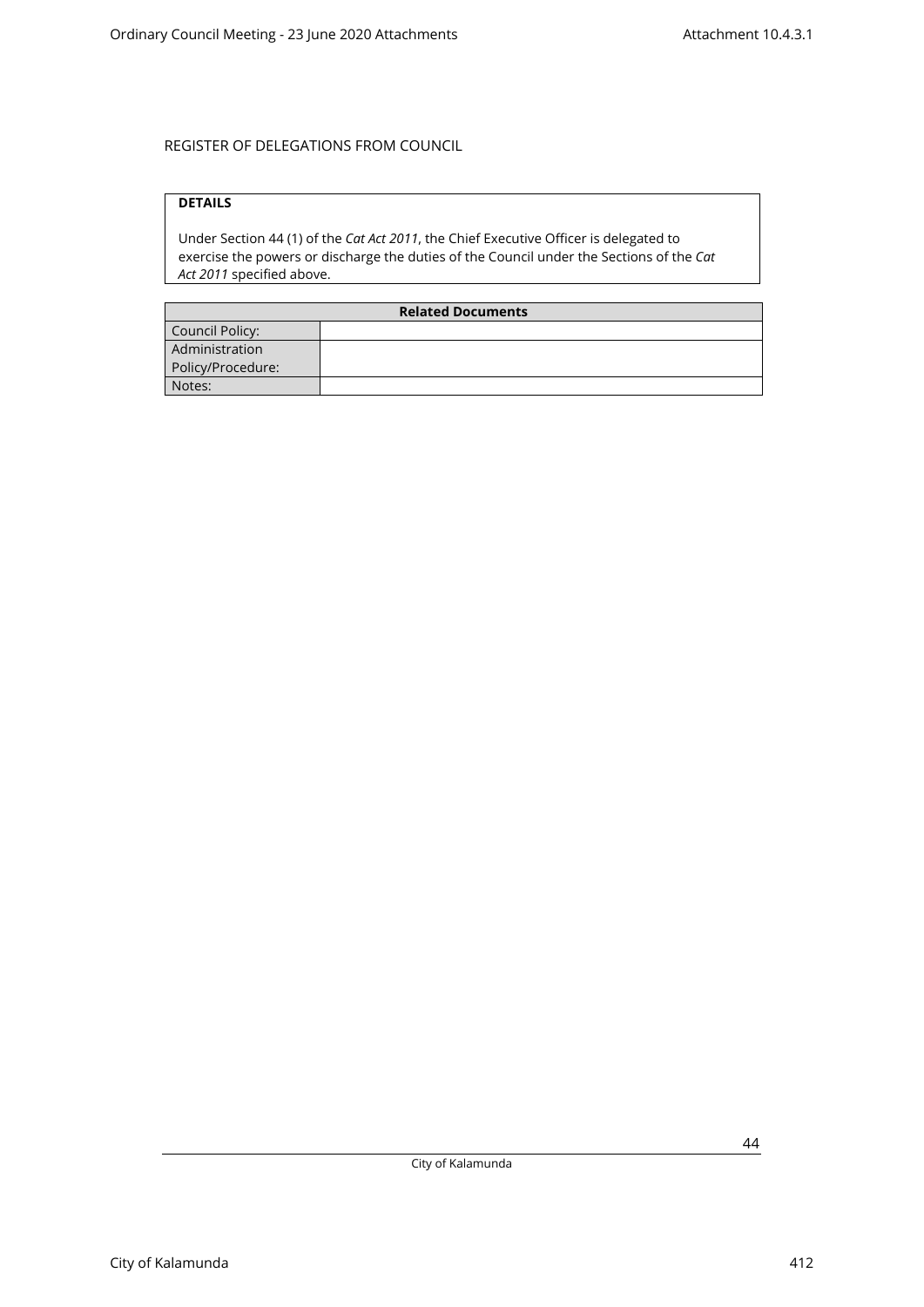REGISTER OF DELEGATIONS FROM COUNCIL

| **DETAILS** |
| --- |
| Under Section 44 (1) of the *Cat Act 2011*, the Chief Executive Officer is delegated to exercise the powers or discharge the duties of the Council under the Sections of the *Cat Act 2011* specified above. |

| **Related Documents** | |
| --- | --- |
| Council Policy: | |
| Administration Policy/Procedure: | |
| Notes: | |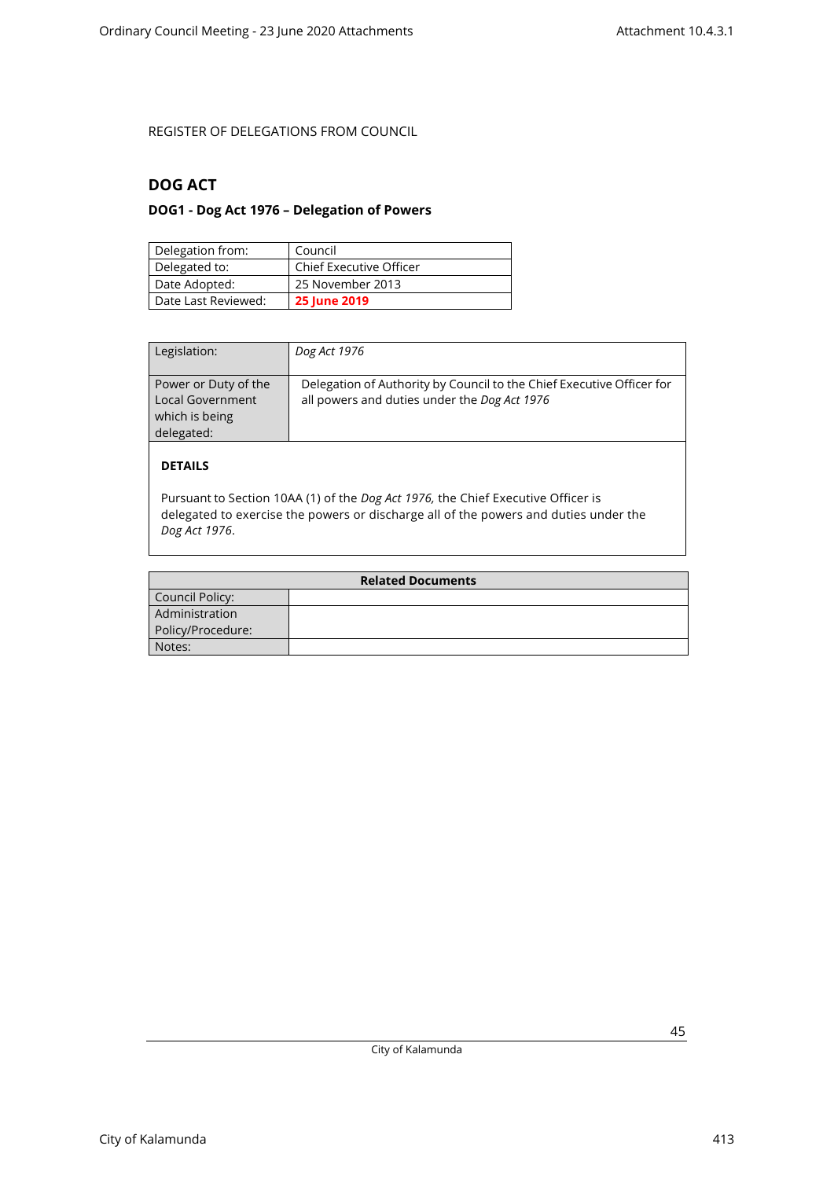REGISTER OF DELEGATIONS FROM COUNCIL

## DOG ACT

### DOG1 - Dog Act 1976 – Delegation of Powers

| Delegation from: | Council |
|---|---|
| Delegated to: | Chief Executive Officer |
| Date Adopted: | 25 November 2013 |
| Date Last Reviewed: | **25 June 2019** |

| Legislation: | *Dog Act 1976* |
|---|---|
| Power or Duty of the Local Government which is being delegated: | Delegation of Authority by Council to the Chief Executive Officer for all powers and duties under the *Dog Act 1976* |

**DETAILS**

Pursuant to Section 10AA (1) of the *Dog Act 1976,* the Chief Executive Officer is delegated to exercise the powers or discharge all of the powers and duties under the *Dog Act 1976*.

| Related Documents | |
|---|---|
| Council Policy: | |
| Administration Policy/Procedure: | |
| Notes: | |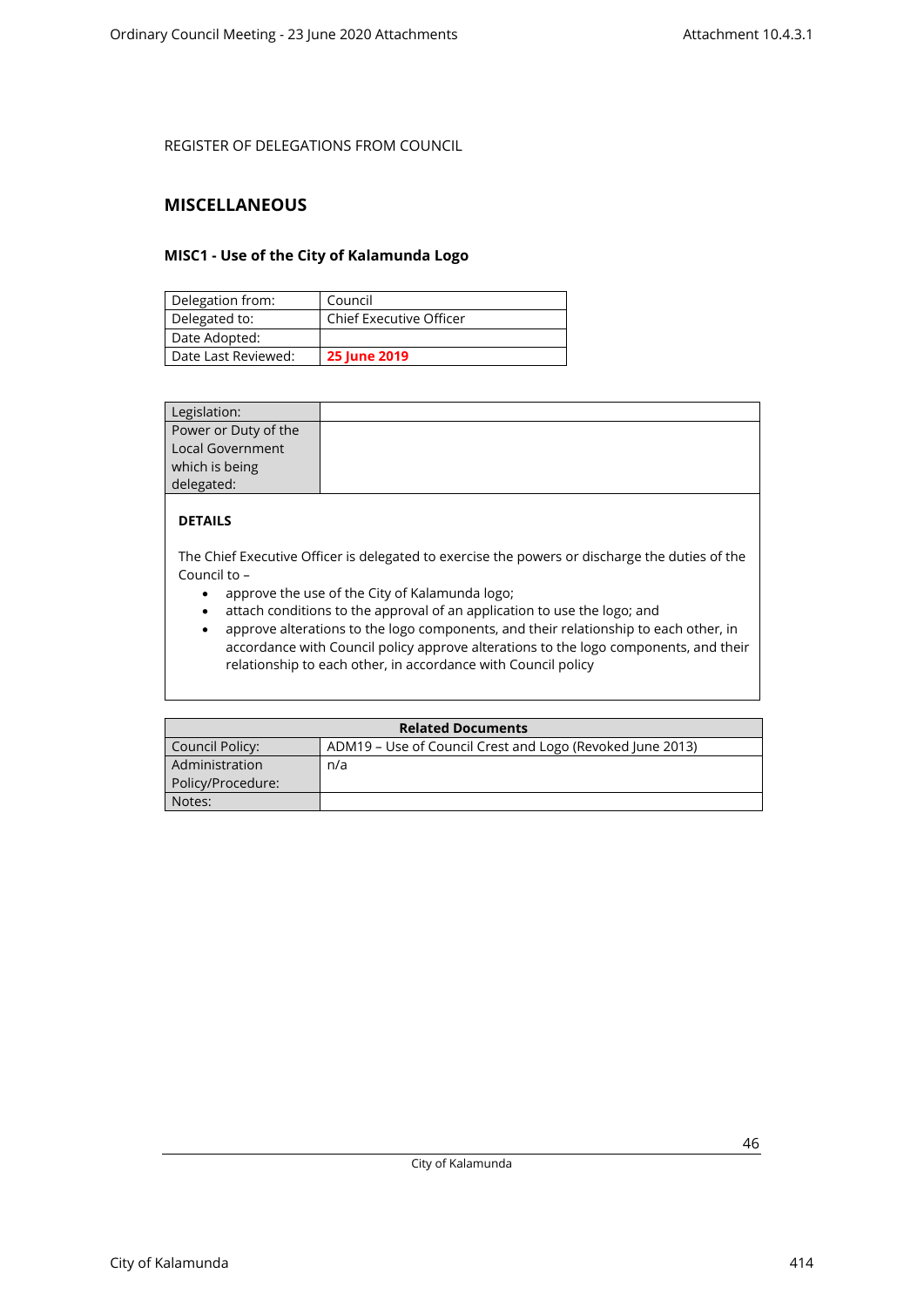REGISTER OF DELEGATIONS FROM COUNCIL

## MISCELLANEOUS

### MISC1 - Use of the City of Kalamunda Logo

| | |
|---|---|
| Delegation from: | Council |
| Delegated to: | Chief Executive Officer |
| Date Adopted: | |
| Date Last Reviewed: | **25 June 2019** |

| | |
|---|---|
| Legislation: | |
| Power or Duty of the Local Government which is being delegated: | |

**DETAILS**

The Chief Executive Officer is delegated to exercise the powers or discharge the duties of the Council to –

- approve the use of the City of Kalamunda logo;
- attach conditions to the approval of an application to use the logo; and
- approve alterations to the logo components, and their relationship to each other, in accordance with Council policy approve alterations to the logo components, and their relationship to each other, in accordance with Council policy

| **Related Documents** | |
|---|---|
| Council Policy: | ADM19 – Use of Council Crest and Logo (Revoked June 2013) |
| Administration Policy/Procedure: | n/a |
| Notes: | |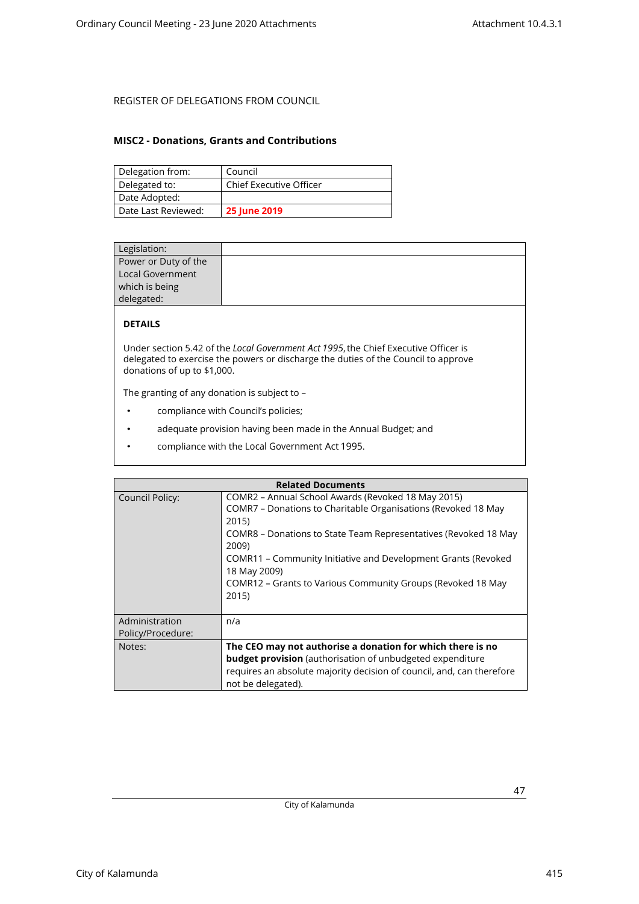REGISTER OF DELEGATIONS FROM COUNCIL

## MISC2 - Donations, Grants and Contributions

| Delegation from: | Council |
|---|---|
| Delegated to: | Chief Executive Officer |
| Date Adopted: | |
| Date Last Reviewed: | **25 June 2019** |

| Legislation: | |
|---|---|
| Power or Duty of the Local Government which is being delegated: | |

**DETAILS**

Under section 5.42 of the *Local Government Act 1995*, the Chief Executive Officer is delegated to exercise the powers or discharge the duties of the Council to approve donations of up to $1,000.

The granting of any donation is subject to –

- compliance with Council's policies;
- adequate provision having been made in the Annual Budget; and
- compliance with the Local Government Act 1995.

| Related Documents | |
|---|---|
| Council Policy: | COMR2 – Annual School Awards (Revoked 18 May 2015)<br>COMR7 – Donations to Charitable Organisations (Revoked 18 May 2015)<br>COMR8 – Donations to State Team Representatives (Revoked 18 May 2009)<br>COMR11 – Community Initiative and Development Grants (Revoked 18 May 2009)<br>COMR12 – Grants to Various Community Groups (Revoked 18 May 2015) |
| Administration Policy/Procedure: | n/a |
| Notes: | **The CEO may not authorise a donation for which there is no budget provision** (authorisation of unbudgeted expenditure requires an absolute majority decision of council, and, can therefore not be delegated). |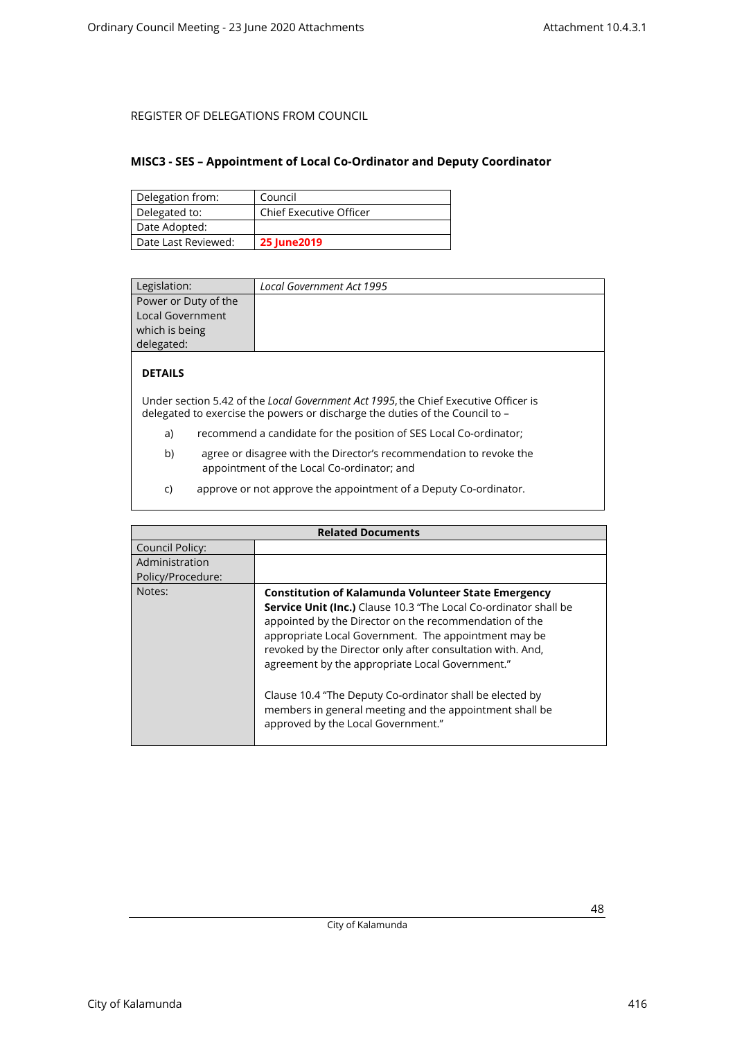REGISTER OF DELEGATIONS FROM COUNCIL

## MISC3 - SES – Appointment of Local Co-Ordinator and Deputy Coordinator

| Delegation from: | Council |
|---|---|
| Delegated to: | Chief Executive Officer |
| Date Adopted: | |
| Date Last Reviewed: | **25 June2019** |

| Legislation: | *Local Government Act 1995* |
|---|---|
| Power or Duty of the Local Government which is being delegated: | |

**DETAILS**

Under section 5.42 of the *Local Government Act 1995*, the Chief Executive Officer is delegated to exercise the powers or discharge the duties of the Council to –

a) recommend a candidate for the position of SES Local Co-ordinator;

b) agree or disagree with the Director's recommendation to revoke the appointment of the Local Co-ordinator; and

c) approve or not approve the appointment of a Deputy Co-ordinator.

| Related Documents | |
|---|---|
| Council Policy: | |
| Administration Policy/Procedure: | |
| Notes: | **Constitution of Kalamunda Volunteer State Emergency Service Unit (Inc.)** Clause 10.3 "The Local Co-ordinator shall be appointed by the Director on the recommendation of the appropriate Local Government. The appointment may be revoked by the Director only after consultation with. And, agreement by the appropriate Local Government."<br><br>Clause 10.4 "The Deputy Co-ordinator shall be elected by members in general meeting and the appointment shall be approved by the Local Government." |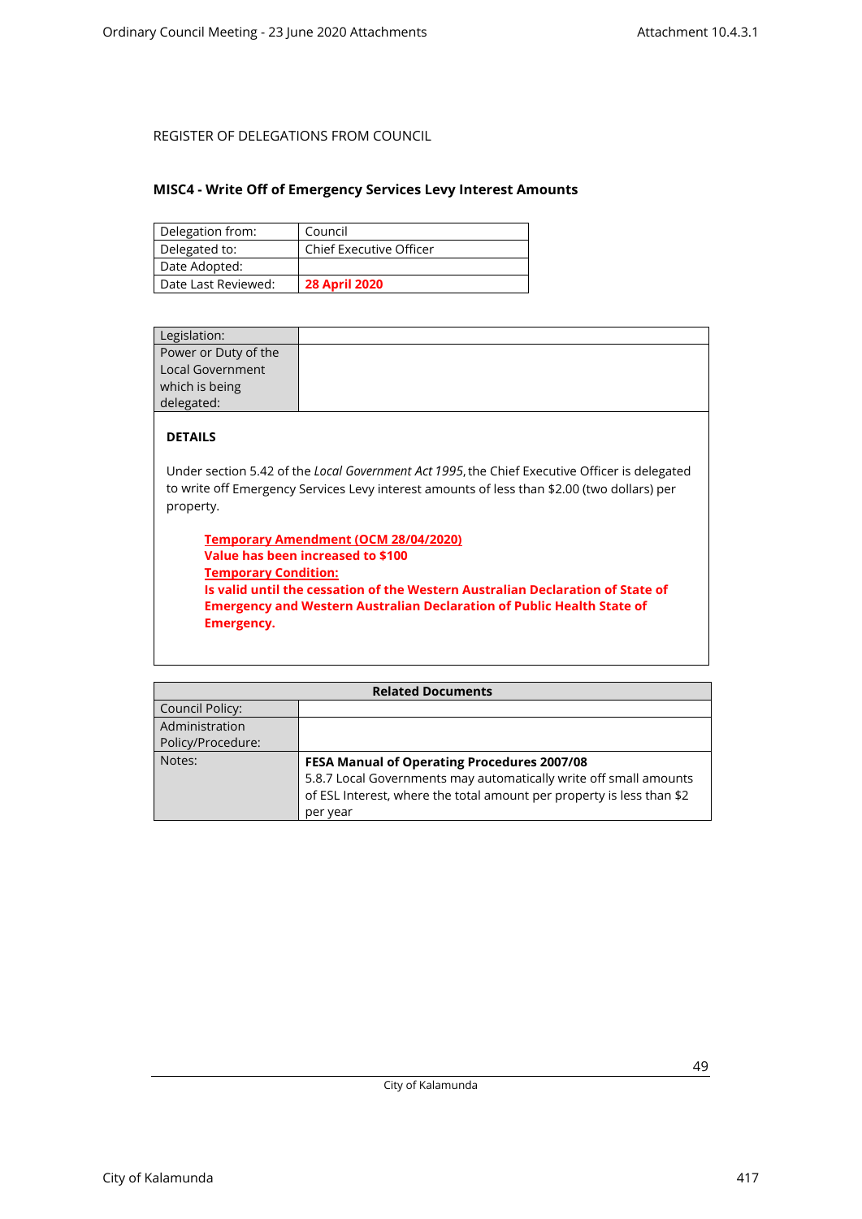REGISTER OF DELEGATIONS FROM COUNCIL

## MISC4 - Write Off of Emergency Services Levy Interest Amounts

| | |
|---|---|
| Delegation from: | Council |
| Delegated to: | Chief Executive Officer |
| Date Adopted: | |
| Date Last Reviewed: | **28 April 2020** |

| | |
|---|---|
| Legislation: | |
| Power or Duty of the Local Government which is being delegated: | |

**DETAILS**

Under section 5.42 of the *Local Government Act 1995*, the Chief Executive Officer is delegated to write off Emergency Services Levy interest amounts of less than $2.00 (two dollars) per property.

> **Temporary Amendment (OCM 28/04/2020)**
> **Value has been increased to $100**
> **Temporary Condition:**
> **Is valid until the cessation of the Western Australian Declaration of State of Emergency and Western Australian Declaration of Public Health State of Emergency.**

| Related Documents | |
|---|---|
| Council Policy: | |
| Administration Policy/Procedure: | |
| Notes: | **FESA Manual of Operating Procedures 2007/08**<br>5.8.7 Local Governments may automatically write off small amounts of ESL Interest, where the total amount per property is less than $2 per year |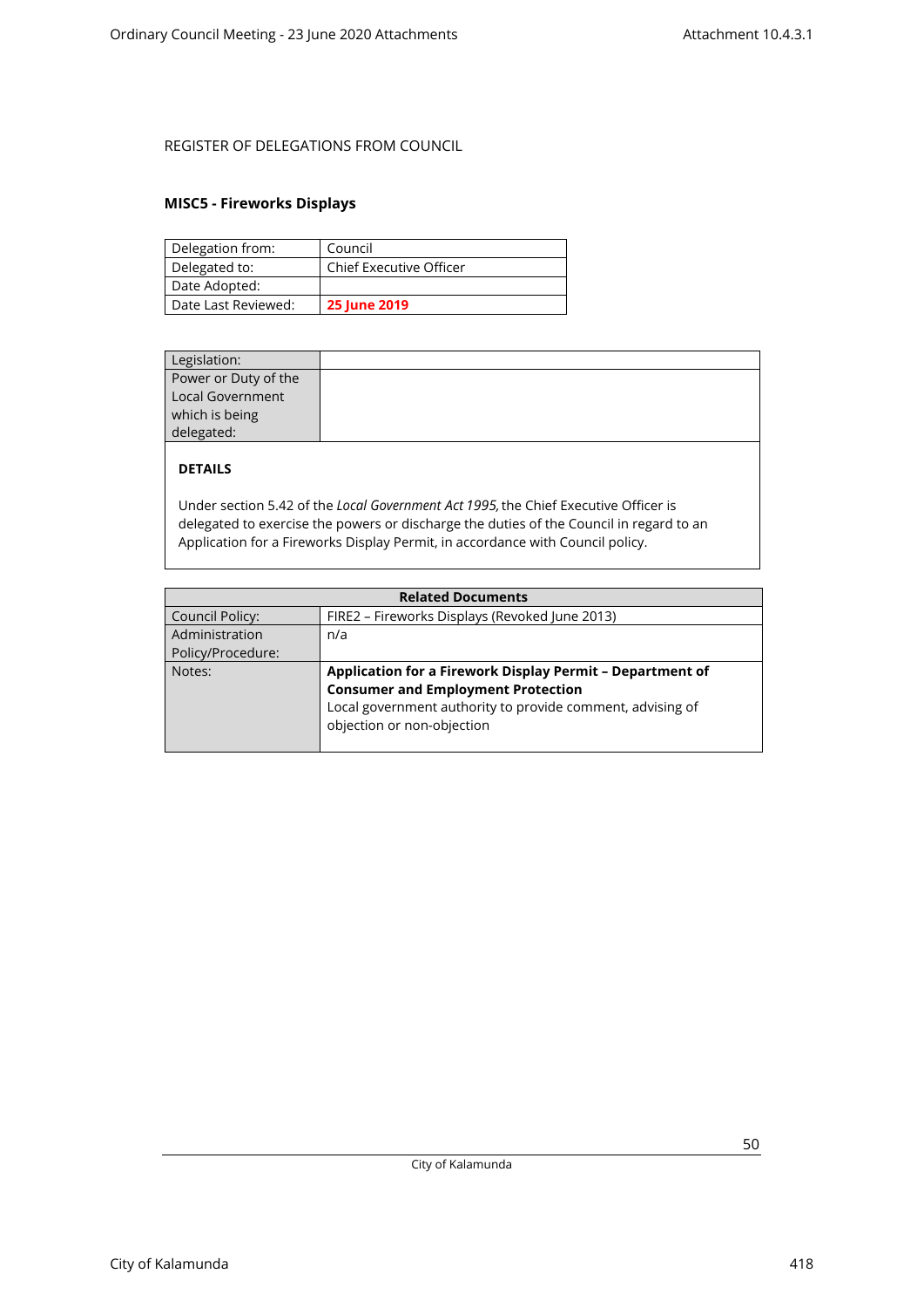REGISTER OF DELEGATIONS FROM COUNCIL

### MISC5 - Fireworks Displays

| Delegation from: | Council |
|---|---|
| Delegated to: | Chief Executive Officer |
| Date Adopted: | |
| Date Last Reviewed: | **25 June 2019** |

| Legislation: | |
|---|---|
| Power or Duty of the Local Government which is being delegated: | |

**DETAILS**

Under section 5.42 of the *Local Government Act 1995,* the Chief Executive Officer is delegated to exercise the powers or discharge the duties of the Council in regard to an Application for a Fireworks Display Permit, in accordance with Council policy.

| Related Documents | |
|---|---|
| Council Policy: | FIRE2 – Fireworks Displays (Revoked June 2013) |
| Administration Policy/Procedure: | n/a |
| Notes: | **Application for a Firework Display Permit – Department of Consumer and Employment Protection**<br>Local government authority to provide comment, advising of objection or non-objection |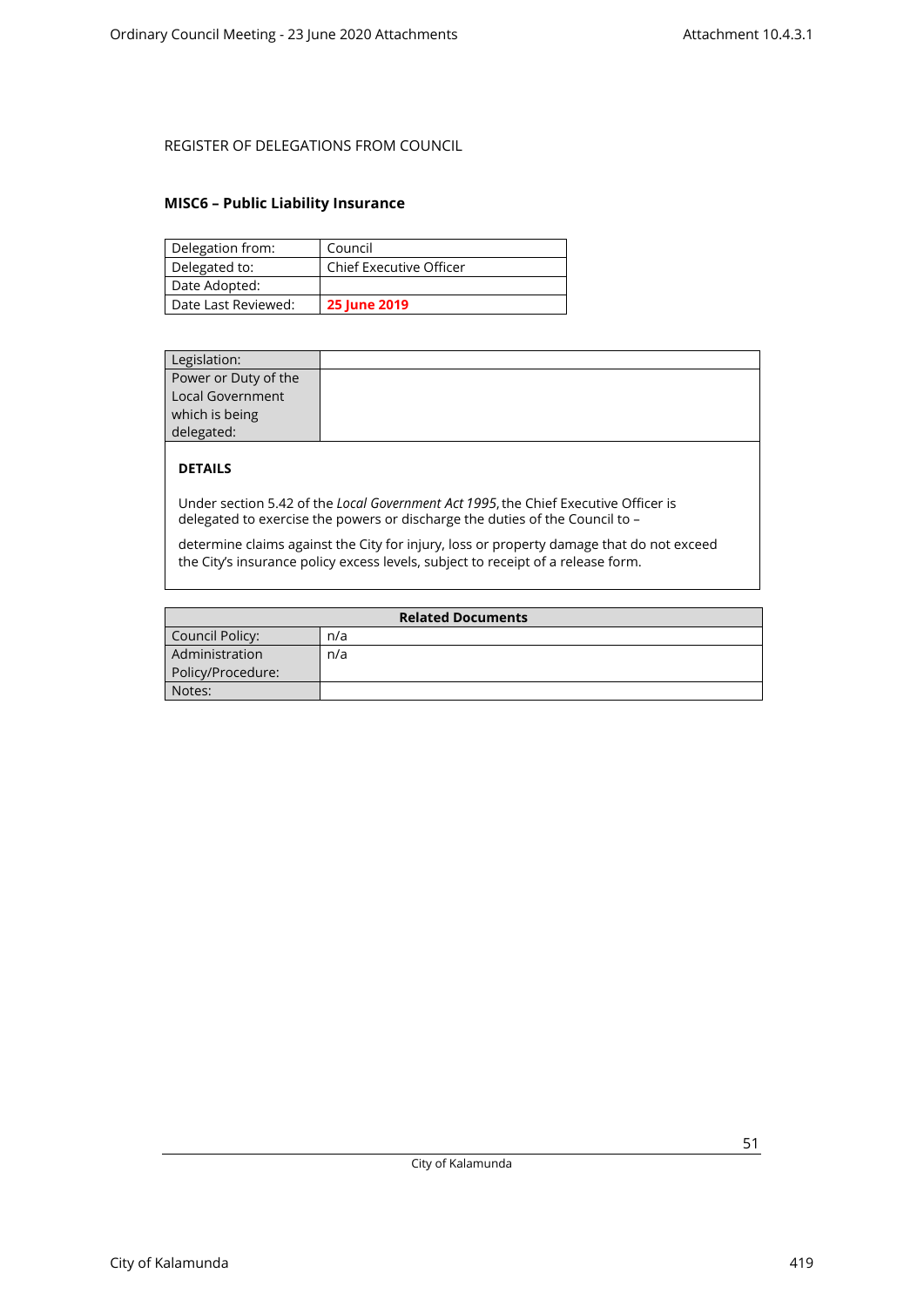REGISTER OF DELEGATIONS FROM COUNCIL

## MISC6 – Public Liability Insurance

| Delegation from: | Council |
|---|---|
| Delegated to: | Chief Executive Officer |
| Date Adopted: | |
| Date Last Reviewed: | **25 June 2019** |

| Legislation: | |
|---|---|
| Power or Duty of the Local Government which is being delegated: | |

**DETAILS**

Under section 5.42 of the *Local Government Act 1995*, the Chief Executive Officer is delegated to exercise the powers or discharge the duties of the Council to –

determine claims against the City for injury, loss or property damage that do not exceed the City's insurance policy excess levels, subject to receipt of a release form.

| **Related Documents** | |
|---|---|
| Council Policy: | n/a |
| Administration Policy/Procedure: | n/a |
| Notes: | |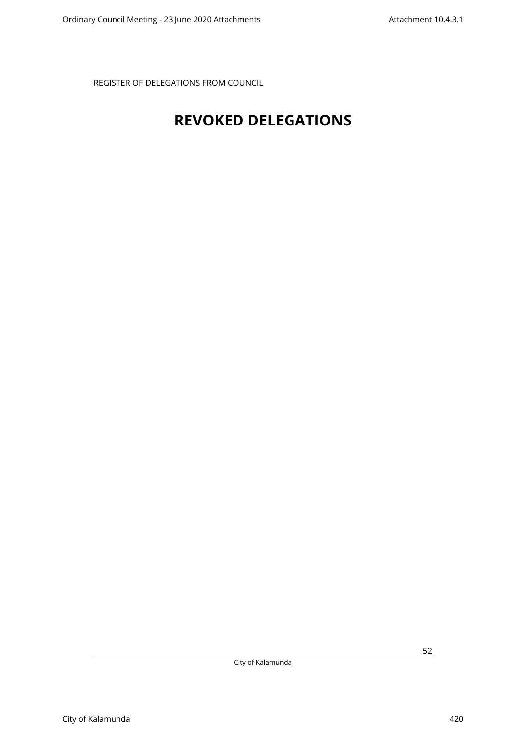REGISTER OF DELEGATIONS FROM COUNCIL

# REVOKED DELEGATIONS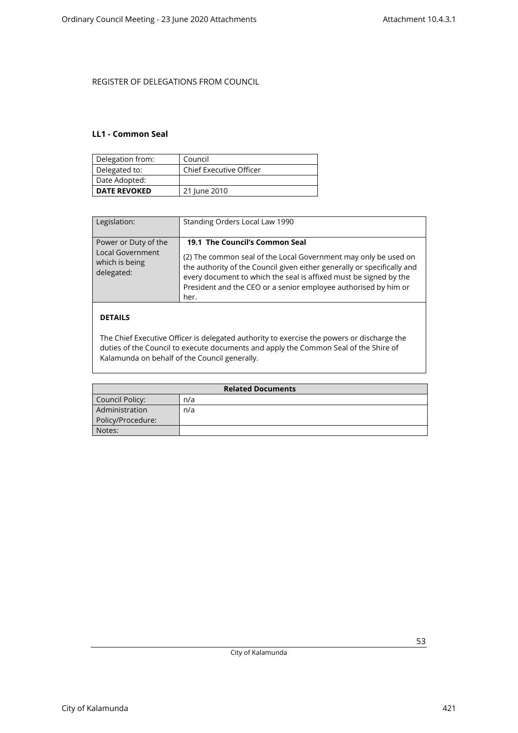REGISTER OF DELEGATIONS FROM COUNCIL

## LL1 - Common Seal

| Delegation from: | Council |
|---|---|
| Delegated to: | Chief Executive Officer |
| Date Adopted: | |
| **DATE REVOKED** | 21 June 2010 |

| Legislation: | Standing Orders Local Law 1990 |
|---|---|
| Power or Duty of the Local Government which is being delegated: | **19.1 The Council's Common Seal**<br><br>(2) The common seal of the Local Government may only be used on the authority of the Council given either generally or specifically and every document to which the seal is affixed must be signed by the President and the CEO or a senior employee authorised by him or her. |

**DETAILS**

The Chief Executive Officer is delegated authority to exercise the powers or discharge the duties of the Council to execute documents and apply the Common Seal of the Shire of Kalamunda on behalf of the Council generally.

| Related Documents | |
|---|---|
| Council Policy: | n/a |
| Administration Policy/Procedure: | n/a |
| Notes: | |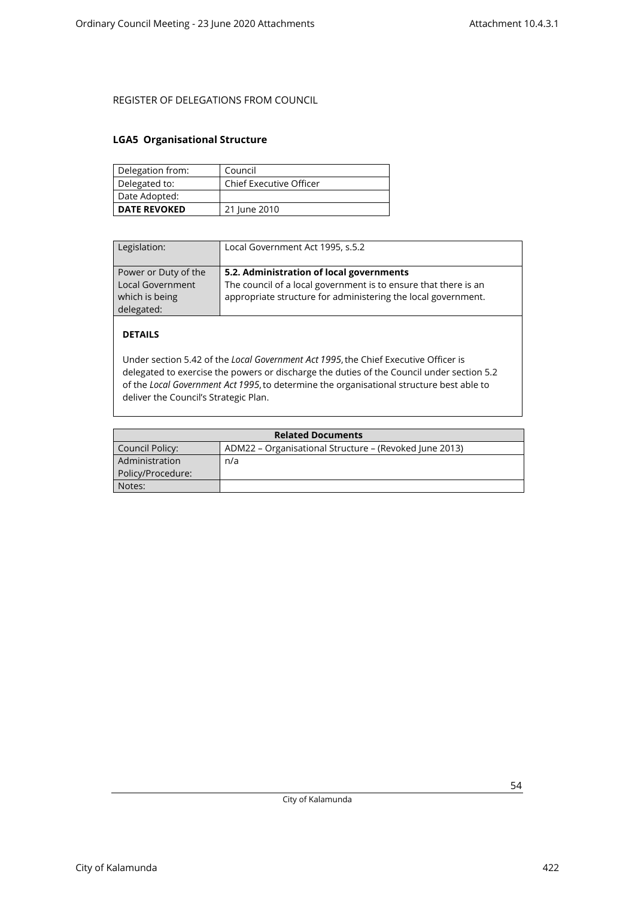REGISTER OF DELEGATIONS FROM COUNCIL

## LGA5 Organisational Structure

| Delegation from: | Council |
|---|---|
| Delegated to: | Chief Executive Officer |
| Date Adopted: | |
| **DATE REVOKED** | 21 June 2010 |

| Legislation: | Local Government Act 1995, s.5.2 |
|---|---|
| Power or Duty of the Local Government which is being delegated: | **5.2. Administration of local governments**<br>The council of a local government is to ensure that there is an appropriate structure for administering the local government. |

**DETAILS**

Under section 5.42 of the *Local Government Act 1995*, the Chief Executive Officer is delegated to exercise the powers or discharge the duties of the Council under section 5.2 of the *Local Government Act 1995*, to determine the organisational structure best able to deliver the Council's Strategic Plan.

| Related Documents | |
|---|---|
| Council Policy: | ADM22 – Organisational Structure – (Revoked June 2013) |
| Administration Policy/Procedure: | n/a |
| Notes: | |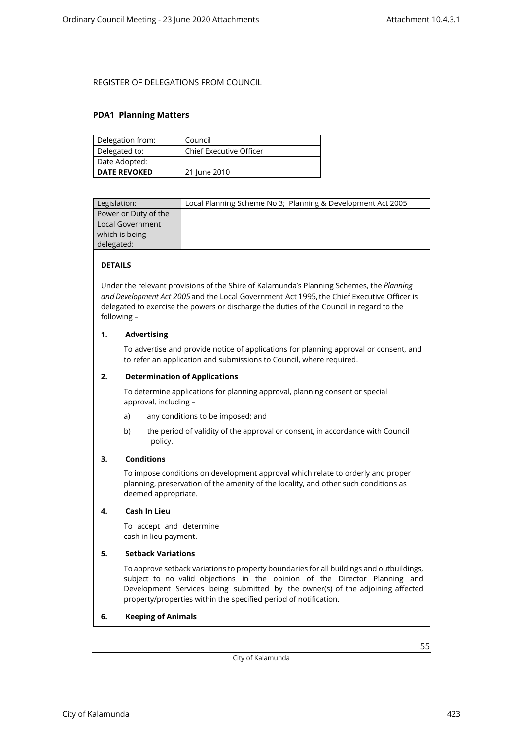REGISTER OF DELEGATIONS FROM COUNCIL

## PDA1 Planning Matters

| Delegation from: | Council |
|---|---|
| Delegated to: | Chief Executive Officer |
| Date Adopted: | |
| **DATE REVOKED** | 21 June 2010 |

| Legislation: | Local Planning Scheme No 3; Planning & Development Act 2005 |
|---|---|
| Power or Duty of the Local Government which is being delegated: | |

**DETAILS**

Under the relevant provisions of the Shire of Kalamunda's Planning Schemes, the *Planning and Development Act 2005* and the Local Government Act 1995, the Chief Executive Officer is delegated to exercise the powers or discharge the duties of the Council in regard to the following –

**1. Advertising**

To advertise and provide notice of applications for planning approval or consent, and to refer an application and submissions to Council, where required.

**2. Determination of Applications**

To determine applications for planning approval, planning consent or special approval, including –

a) any conditions to be imposed; and

b) the period of validity of the approval or consent, in accordance with Council policy.

**3. Conditions**

To impose conditions on development approval which relate to orderly and proper planning, preservation of the amenity of the locality, and other such conditions as deemed appropriate.

**4. Cash In Lieu**

To accept and determine cash in lieu payment.

**5. Setback Variations**

To approve setback variations to property boundaries for all buildings and outbuildings, subject to no valid objections in the opinion of the Director Planning and Development Services being submitted by the owner(s) of the adjoining affected property/properties within the specified period of notification.

**6. Keeping of Animals**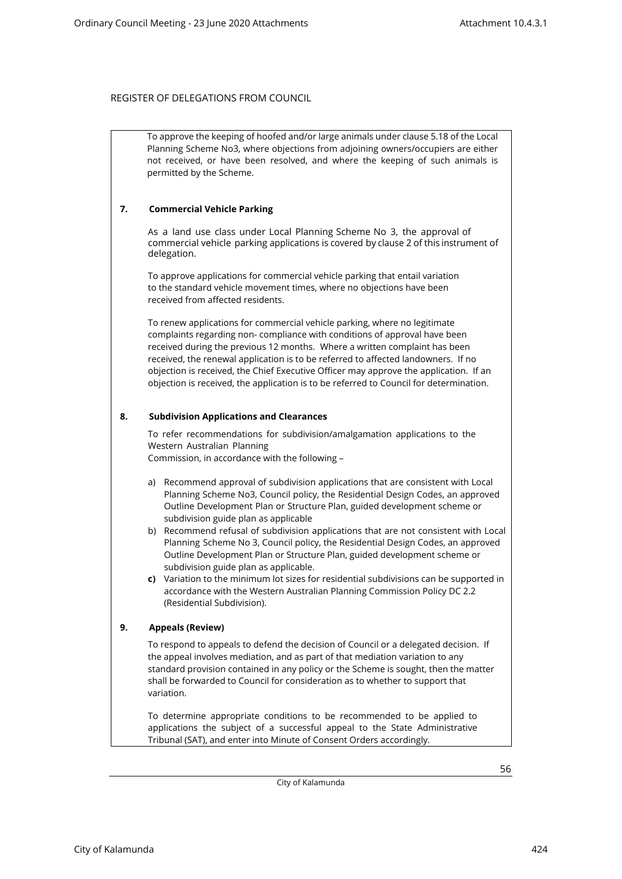REGISTER OF DELEGATIONS FROM COUNCIL

To approve the keeping of hoofed and/or large animals under clause 5.18 of the Local Planning Scheme No3, where objections from adjoining owners/occupiers are either not received, or have been resolved, and where the keeping of such animals is permitted by the Scheme.

**7. Commercial Vehicle Parking**

As a land use class under Local Planning Scheme No 3, the approval of commercial vehicle parking applications is covered by clause 2 of this instrument of delegation.

To approve applications for commercial vehicle parking that entail variation to the standard vehicle movement times, where no objections have been received from affected residents.

To renew applications for commercial vehicle parking, where no legitimate complaints regarding non- compliance with conditions of approval have been received during the previous 12 months. Where a written complaint has been received, the renewal application is to be referred to affected landowners. If no objection is received, the Chief Executive Officer may approve the application. If an objection is received, the application is to be referred to Council for determination.

**8. Subdivision Applications and Clearances**

To refer recommendations for subdivision/amalgamation applications to the Western Australian Planning Commission, in accordance with the following –

a) Recommend approval of subdivision applications that are consistent with Local Planning Scheme No3, Council policy, the Residential Design Codes, an approved Outline Development Plan or Structure Plan, guided development scheme or subdivision guide plan as applicable
b) Recommend refusal of subdivision applications that are not consistent with Local Planning Scheme No 3, Council policy, the Residential Design Codes, an approved Outline Development Plan or Structure Plan, guided development scheme or subdivision guide plan as applicable.
**c)** Variation to the minimum lot sizes for residential subdivisions can be supported in accordance with the Western Australian Planning Commission Policy DC 2.2 (Residential Subdivision).

**9. Appeals (Review)**

To respond to appeals to defend the decision of Council or a delegated decision. If the appeal involves mediation, and as part of that mediation variation to any standard provision contained in any policy or the Scheme is sought, then the matter shall be forwarded to Council for consideration as to whether to support that variation.

To determine appropriate conditions to be recommended to be applied to applications the subject of a successful appeal to the State Administrative Tribunal (SAT), and enter into Minute of Consent Orders accordingly.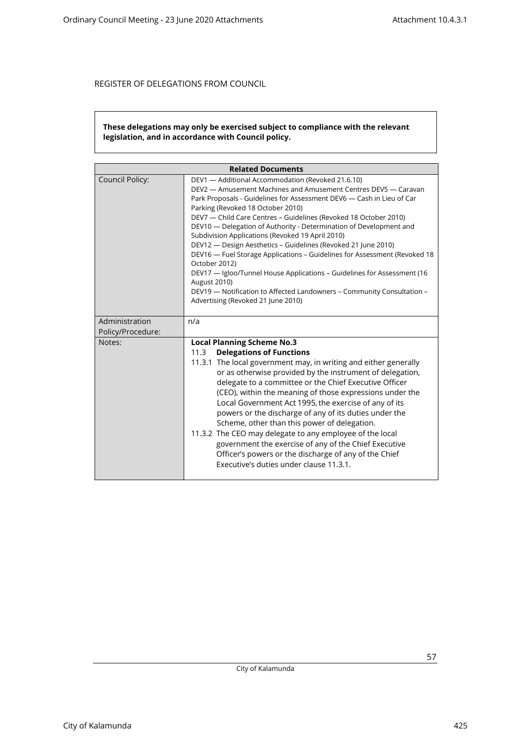REGISTER OF DELEGATIONS FROM COUNCIL

**These delegations may only be exercised subject to compliance with the relevant legislation, and in accordance with Council policy.**

| Related Documents | |
|---|---|
| Council Policy: | DEV1 — Additional Accommodation (Revoked 21.6.10)<br>DEV2 — Amusement Machines and Amusement Centres DEV5 — Caravan Park Proposals - Guidelines for Assessment DEV6 — Cash in Lieu of Car Parking (Revoked 18 October 2010)<br>DEV7 — Child Care Centres – Guidelines (Revoked 18 October 2010)<br>DEV10 — Delegation of Authority - Determination of Development and Subdivision Applications (Revoked 19 April 2010)<br>DEV12 — Design Aesthetics – Guidelines (Revoked 21 June 2010)<br>DEV16 — Fuel Storage Applications – Guidelines for Assessment (Revoked 18 October 2012)<br>DEV17 — Igloo/Tunnel House Applications – Guidelines for Assessment (16 August 2010)<br>DEV19 — Notification to Affected Landowners – Community Consultation – Advertising (Revoked 21 June 2010) |
| Administration Policy/Procedure: | n/a |
| Notes: | **Local Planning Scheme No.3**<br>11.3 **Delegations of Functions**<br>11.3.1 The local government may, in writing and either generally or as otherwise provided by the instrument of delegation, delegate to a committee or the Chief Executive Officer (CEO), within the meaning of those expressions under the Local Government Act 1995, the exercise of any of its powers or the discharge of any of its duties under the Scheme, other than this power of delegation.<br>11.3.2 The CEO may delegate to any employee of the local government the exercise of any of the Chief Executive Officer's powers or the discharge of any of the Chief Executive's duties under clause 11.3.1. |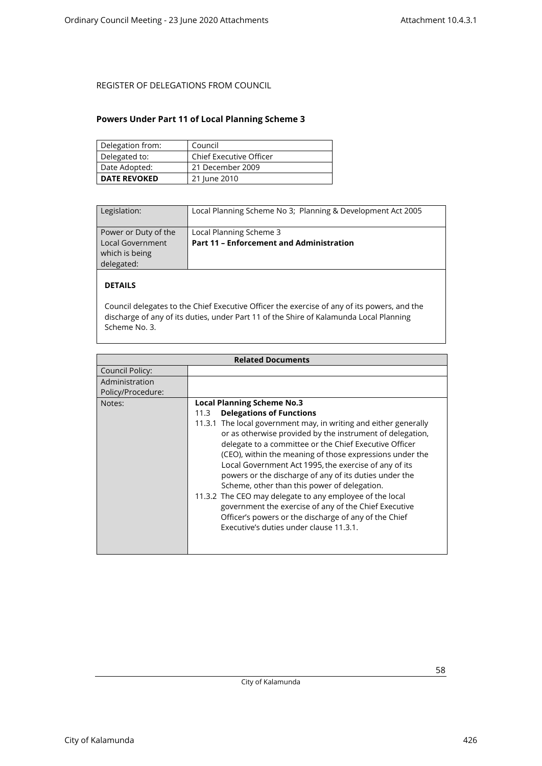REGISTER OF DELEGATIONS FROM COUNCIL

## Powers Under Part 11 of Local Planning Scheme 3

| Delegation from: | Council |
|---|---|
| Delegated to: | Chief Executive Officer |
| Date Adopted: | 21 December 2009 |
| **DATE REVOKED** | 21 June 2010 |

| Legislation: | Local Planning Scheme No 3; Planning & Development Act 2005 |
|---|---|
| Power or Duty of the Local Government which is being delegated: | Local Planning Scheme 3<br>**Part 11 – Enforcement and Administration** |

**DETAILS**

Council delegates to the Chief Executive Officer the exercise of any of its powers, and the discharge of any of its duties, under Part 11 of the Shire of Kalamunda Local Planning Scheme No. 3.

| **Related Documents** | |
|---|---|
| Council Policy: | |
| Administration Policy/Procedure: | |
| Notes: | **Local Planning Scheme No.3**<br>11.3 **Delegations of Functions**<br>11.3.1 The local government may, in writing and either generally or as otherwise provided by the instrument of delegation, delegate to a committee or the Chief Executive Officer (CEO), within the meaning of those expressions under the Local Government Act 1995, the exercise of any of its powers or the discharge of any of its duties under the Scheme, other than this power of delegation.<br>11.3.2 The CEO may delegate to any employee of the local government the exercise of any of the Chief Executive Officer's powers or the discharge of any of the Chief Executive's duties under clause 11.3.1. |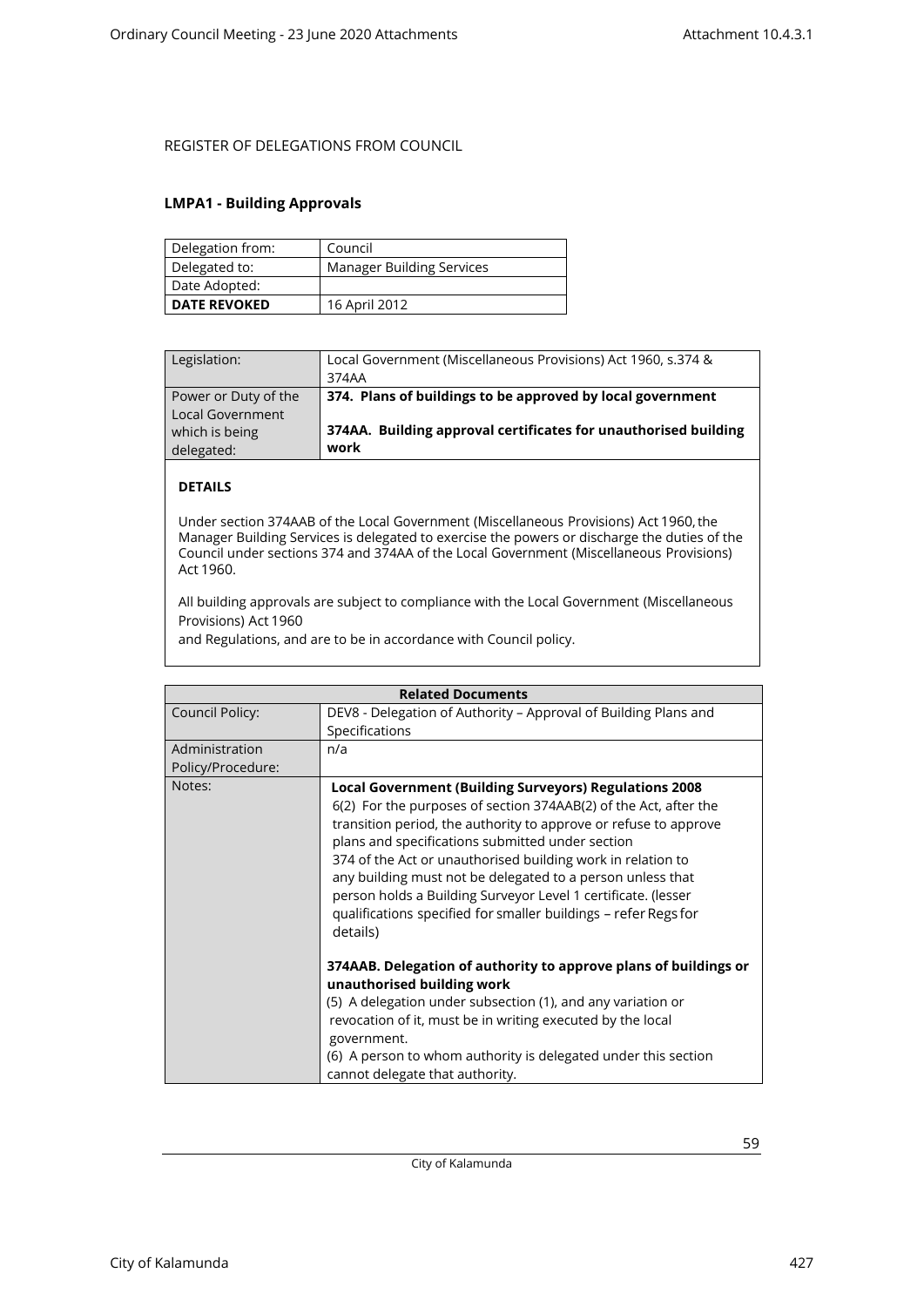REGISTER OF DELEGATIONS FROM COUNCIL

**LMPA1 - Building Approvals**

| Delegation from: | Council |
|---|---|
| Delegated to: | Manager Building Services |
| Date Adopted: | |
| **DATE REVOKED** | 16 April 2012 |

| Legislation: | Local Government (Miscellaneous Provisions) Act 1960, s.374 & 374AA |
|---|---|
| Power or Duty of the Local Government which is being delegated: | **374. Plans of buildings to be approved by local government**<br><br>**374AA. Building approval certificates for unauthorised building work** |

**DETAILS**

Under section 374AAB of the Local Government (Miscellaneous Provisions) Act 1960, the Manager Building Services is delegated to exercise the powers or discharge the duties of the Council under sections 374 and 374AA of the Local Government (Miscellaneous Provisions) Act 1960.

All building approvals are subject to compliance with the Local Government (Miscellaneous Provisions) Act 1960 and Regulations, and are to be in accordance with Council policy.

| **Related Documents** | |
|---|---|
| Council Policy: | DEV8 - Delegation of Authority – Approval of Building Plans and Specifications |
| Administration Policy/Procedure: | n/a |
| Notes: | **Local Government (Building Surveyors) Regulations 2008**<br>6(2) For the purposes of section 374AAB(2) of the Act, after the transition period, the authority to approve or refuse to approve plans and specifications submitted under section 374 of the Act or unauthorised building work in relation to any building must not be delegated to a person unless that person holds a Building Surveyor Level 1 certificate. (lesser qualifications specified for smaller buildings – refer Regs for details)<br><br>**374AAB. Delegation of authority to approve plans of buildings or unauthorised building work**<br>(5) A delegation under subsection (1), and any variation or revocation of it, must be in writing executed by the local government.<br>(6) A person to whom authority is delegated under this section cannot delegate that authority. |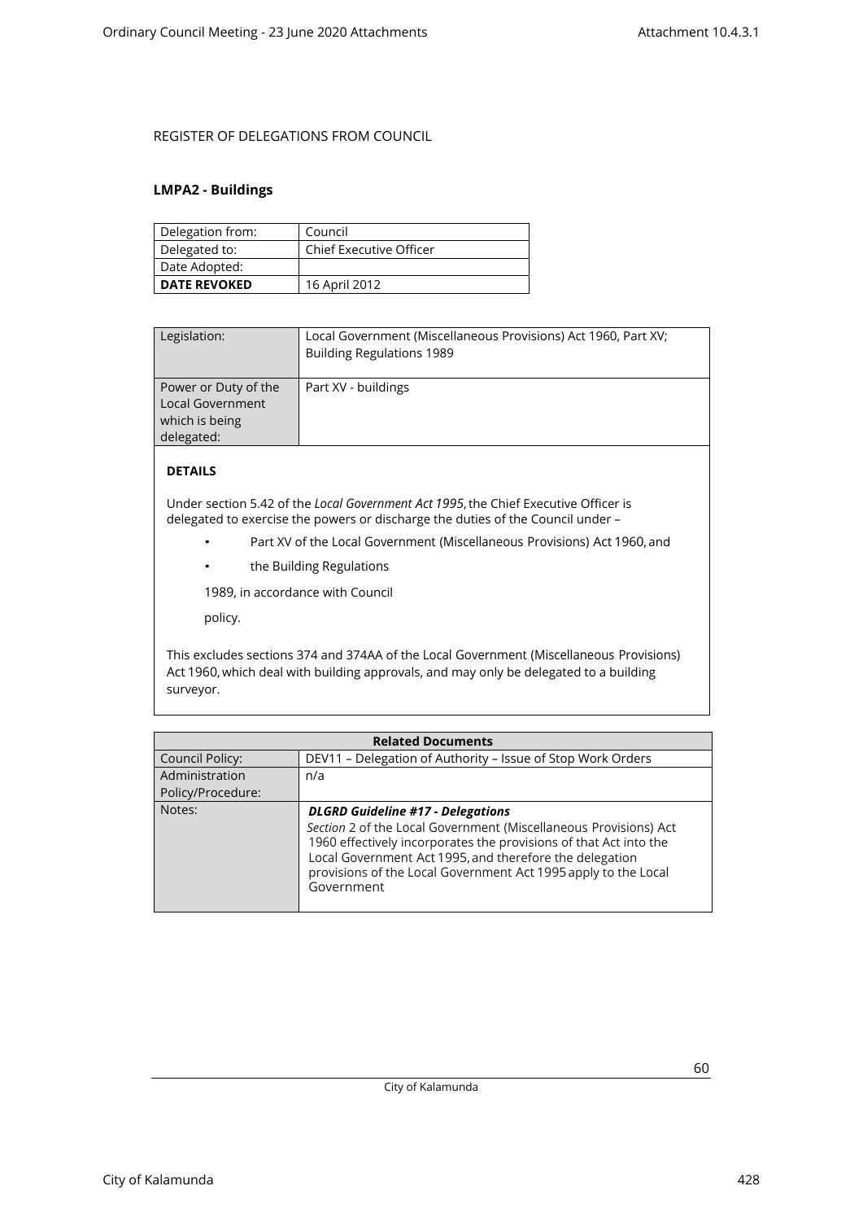REGISTER OF DELEGATIONS FROM COUNCIL

**LMPA2 - Buildings**

| Delegation from: | Council |
|---|---|
| Delegated to: | Chief Executive Officer |
| Date Adopted: | |
| **DATE REVOKED** | 16 April 2012 |

| Legislation: | Local Government (Miscellaneous Provisions) Act 1960, Part XV; Building Regulations 1989 |
|---|---|
| Power or Duty of the Local Government which is being delegated: | Part XV - buildings |

**DETAILS**

Under section 5.42 of the *Local Government Act 1995*, the Chief Executive Officer is delegated to exercise the powers or discharge the duties of the Council under –

- Part XV of the Local Government (Miscellaneous Provisions) Act 1960, and
- the Building Regulations

1989, in accordance with Council

policy.

This excludes sections 374 and 374AA of the Local Government (Miscellaneous Provisions) Act 1960, which deal with building approvals, and may only be delegated to a building surveyor.

| **Related Documents** | |
|---|---|
| Council Policy: | DEV11 – Delegation of Authority – Issue of Stop Work Orders |
| Administration Policy/Procedure: | n/a |
| Notes: | ***DLGRD Guideline #17 - Delegations*** *Section* 2 of the Local Government (Miscellaneous Provisions) Act 1960 effectively incorporates the provisions of that Act into the Local Government Act 1995, and therefore the delegation provisions of the Local Government Act 1995 apply to the Local Government |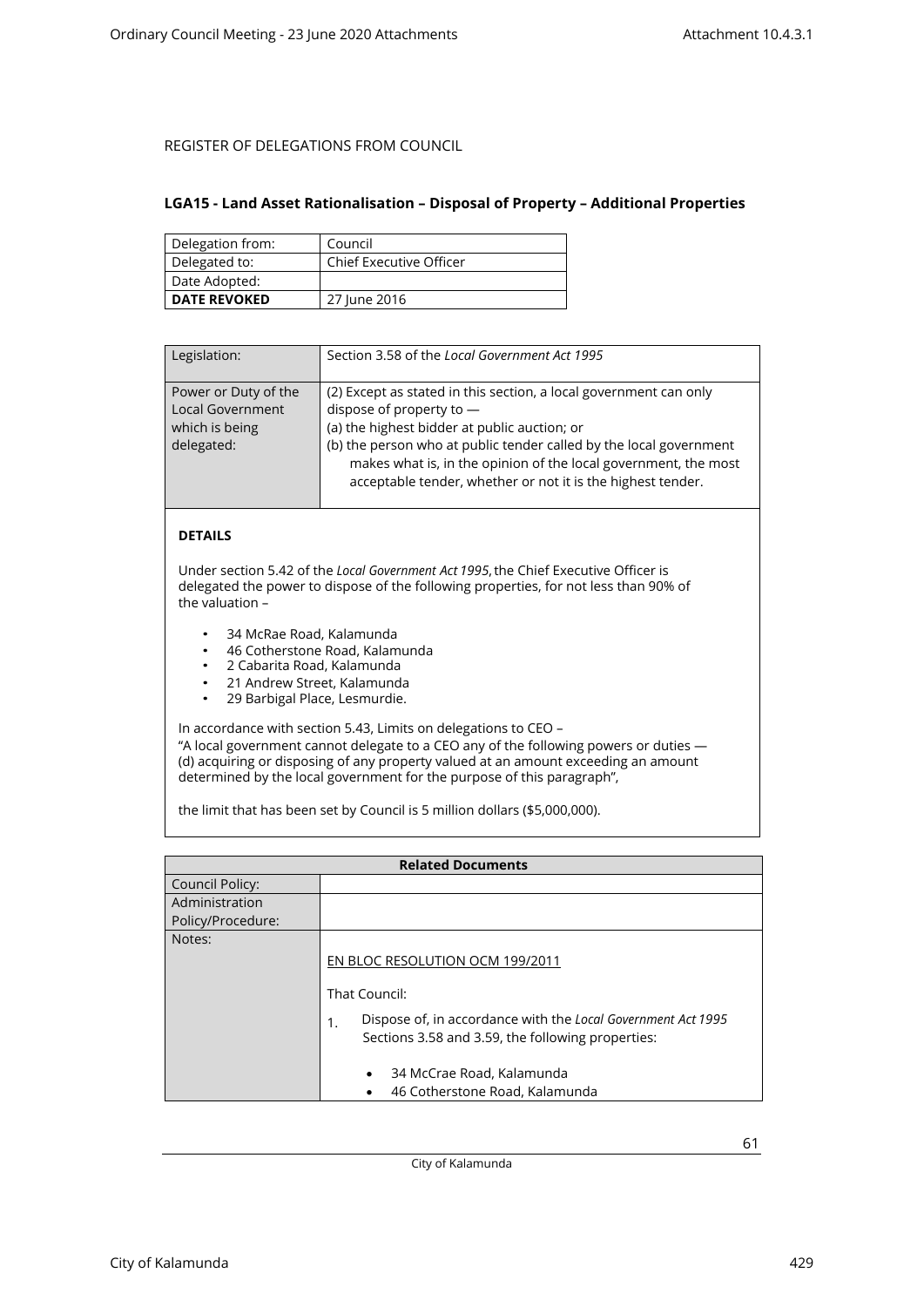REGISTER OF DELEGATIONS FROM COUNCIL

## LGA15 - Land Asset Rationalisation – Disposal of Property – Additional Properties

| Delegation from: | Council |
|---|---|
| Delegated to: | Chief Executive Officer |
| Date Adopted: | |
| **DATE REVOKED** | 27 June 2016 |

| Legislation: | Section 3.58 of the *Local Government Act 1995* |
|---|---|
| Power or Duty of the Local Government which is being delegated: | (2) Except as stated in this section, a local government can only dispose of property to —<br>(a) the highest bidder at public auction; or<br>(b) the person who at public tender called by the local government makes what is, in the opinion of the local government, the most acceptable tender, whether or not it is the highest tender. |

**DETAILS**

Under section 5.42 of the *Local Government Act 1995*, the Chief Executive Officer is delegated the power to dispose of the following properties, for not less than 90% of the valuation –

- 34 McRae Road, Kalamunda
- 46 Cotherstone Road, Kalamunda
- 2 Cabarita Road, Kalamunda
- 21 Andrew Street, Kalamunda
- 29 Barbigal Place, Lesmurdie.

In accordance with section 5.43, Limits on delegations to CEO –
"A local government cannot delegate to a CEO any of the following powers or duties —
(d) acquiring or disposing of any property valued at an amount exceeding an amount determined by the local government for the purpose of this paragraph",

the limit that has been set by Council is 5 million dollars ($5,000,000).

| Related Documents | |
|---|---|
| Council Policy: | |
| Administration Policy/Procedure: | |
| Notes: | EN BLOC RESOLUTION OCM 199/2011<br><br>That Council:<br><br>1. Dispose of, in accordance with the *Local Government Act 1995* Sections 3.58 and 3.59, the following properties:<br><br>• 34 McCrae Road, Kalamunda<br>• 46 Cotherstone Road, Kalamunda |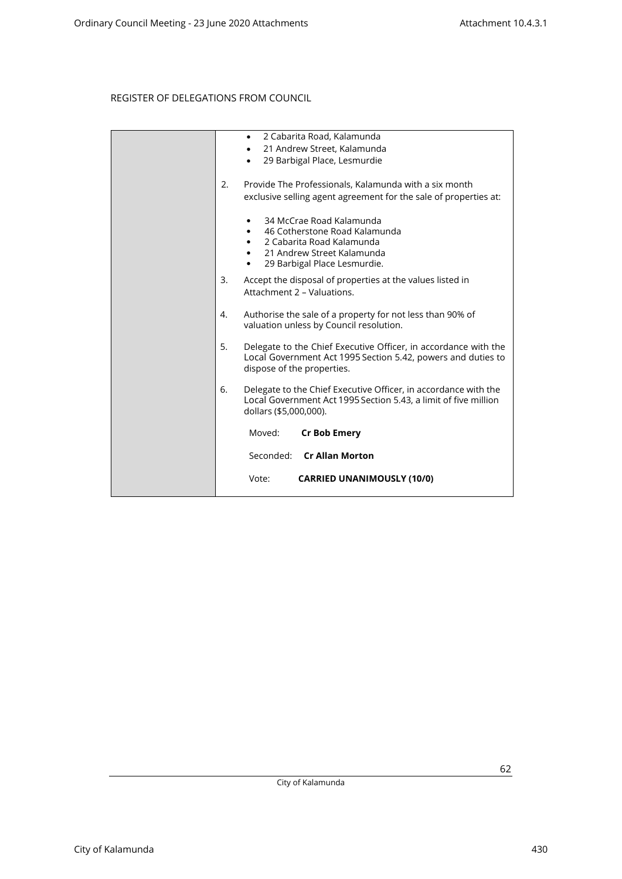REGISTER OF DELEGATIONS FROM COUNCIL

| | |
|---|---|
| | • 2 Cabarita Road, Kalamunda<br>• 21 Andrew Street, Kalamunda<br>• 29 Barbigal Place, Lesmurdie<br><br>2. Provide The Professionals, Kalamunda with a six month exclusive selling agent agreement for the sale of properties at:<br><br>• 34 McCrae Road Kalamunda<br>• 46 Cotherstone Road Kalamunda<br>• 2 Cabarita Road Kalamunda<br>• 21 Andrew Street Kalamunda<br>• 29 Barbigal Place Lesmurdie.<br><br>3. Accept the disposal of properties at the values listed in Attachment 2 – Valuations.<br><br>4. Authorise the sale of a property for not less than 90% of valuation unless by Council resolution.<br><br>5. Delegate to the Chief Executive Officer, in accordance with the Local Government Act 1995 Section 5.42, powers and duties to dispose of the properties.<br><br>6. Delegate to the Chief Executive Officer, in accordance with the Local Government Act 1995 Section 5.43, a limit of five million dollars ($5,000,000).<br><br>Moved: **Cr Bob Emery**<br><br>Seconded: **Cr Allan Morton**<br><br>Vote: **CARRIED UNANIMOUSLY (10/0)** |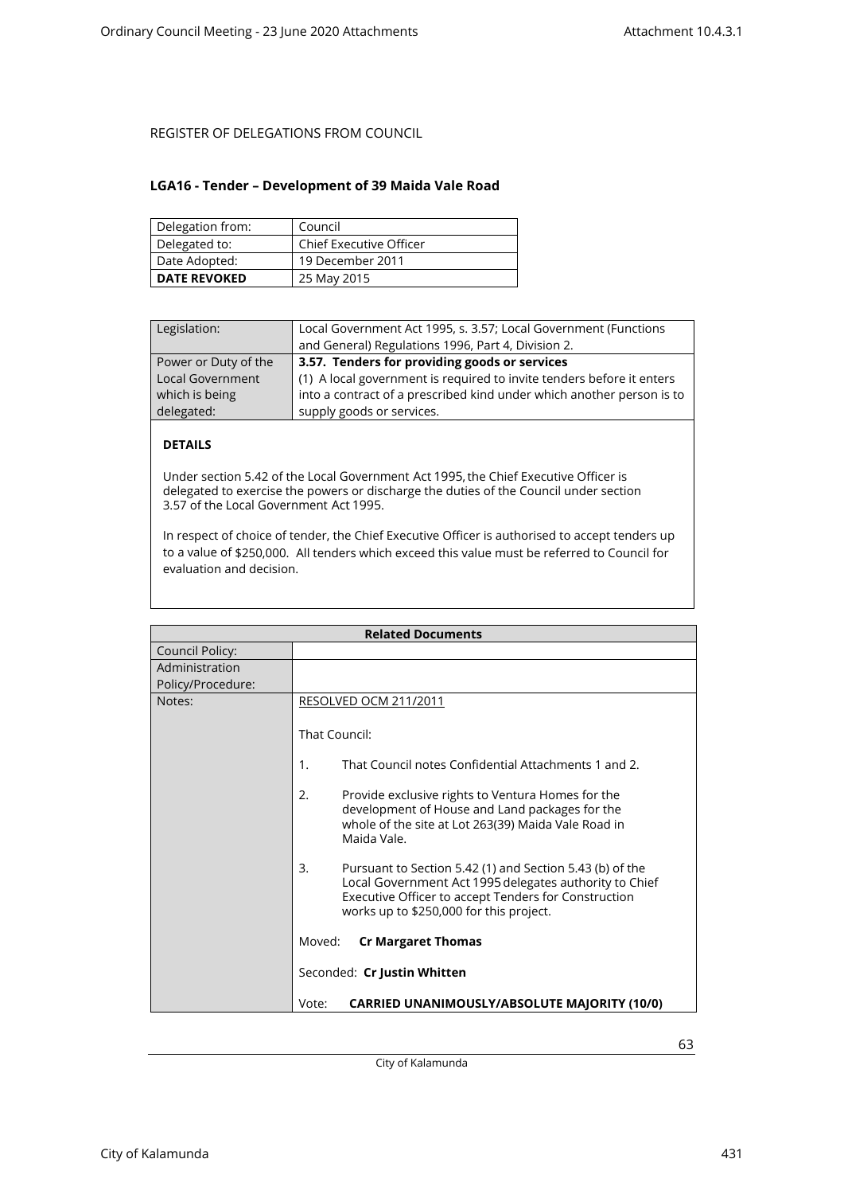REGISTER OF DELEGATIONS FROM COUNCIL

## LGA16 - Tender – Development of 39 Maida Vale Road

| Delegation from: | Council |
|---|---|
| Delegated to: | Chief Executive Officer |
| Date Adopted: | 19 December 2011 |
| **DATE REVOKED** | 25 May 2015 |

| Legislation: | Local Government Act 1995, s. 3.57; Local Government (Functions and General) Regulations 1996, Part 4, Division 2. |
|---|---|
| Power or Duty of the Local Government which is being delegated: | **3.57. Tenders for providing goods or services** (1) A local government is required to invite tenders before it enters into a contract of a prescribed kind under which another person is to supply goods or services. |

**DETAILS**

Under section 5.42 of the Local Government Act 1995, the Chief Executive Officer is delegated to exercise the powers or discharge the duties of the Council under section 3.57 of the Local Government Act 1995.

In respect of choice of tender, the Chief Executive Officer is authorised to accept tenders up to a value of $250,000. All tenders which exceed this value must be referred to Council for evaluation and decision.

| **Related Documents** | |
|---|---|
| Council Policy: | |
| Administration Policy/Procedure: | |
| Notes: | RESOLVED OCM 211/2011<br><br>That Council:<br><br>1. That Council notes Confidential Attachments 1 and 2.<br><br>2. Provide exclusive rights to Ventura Homes for the development of House and Land packages for the whole of the site at Lot 263(39) Maida Vale Road in Maida Vale.<br><br>3. Pursuant to Section 5.42 (1) and Section 5.43 (b) of the Local Government Act 1995 delegates authority to Chief Executive Officer to accept Tenders for Construction works up to $250,000 for this project.<br><br>Moved: **Cr Margaret Thomas**<br><br>Seconded: **Cr Justin Whitten**<br><br>Vote: **CARRIED UNANIMOUSLY/ABSOLUTE MAJORITY (10/0)** |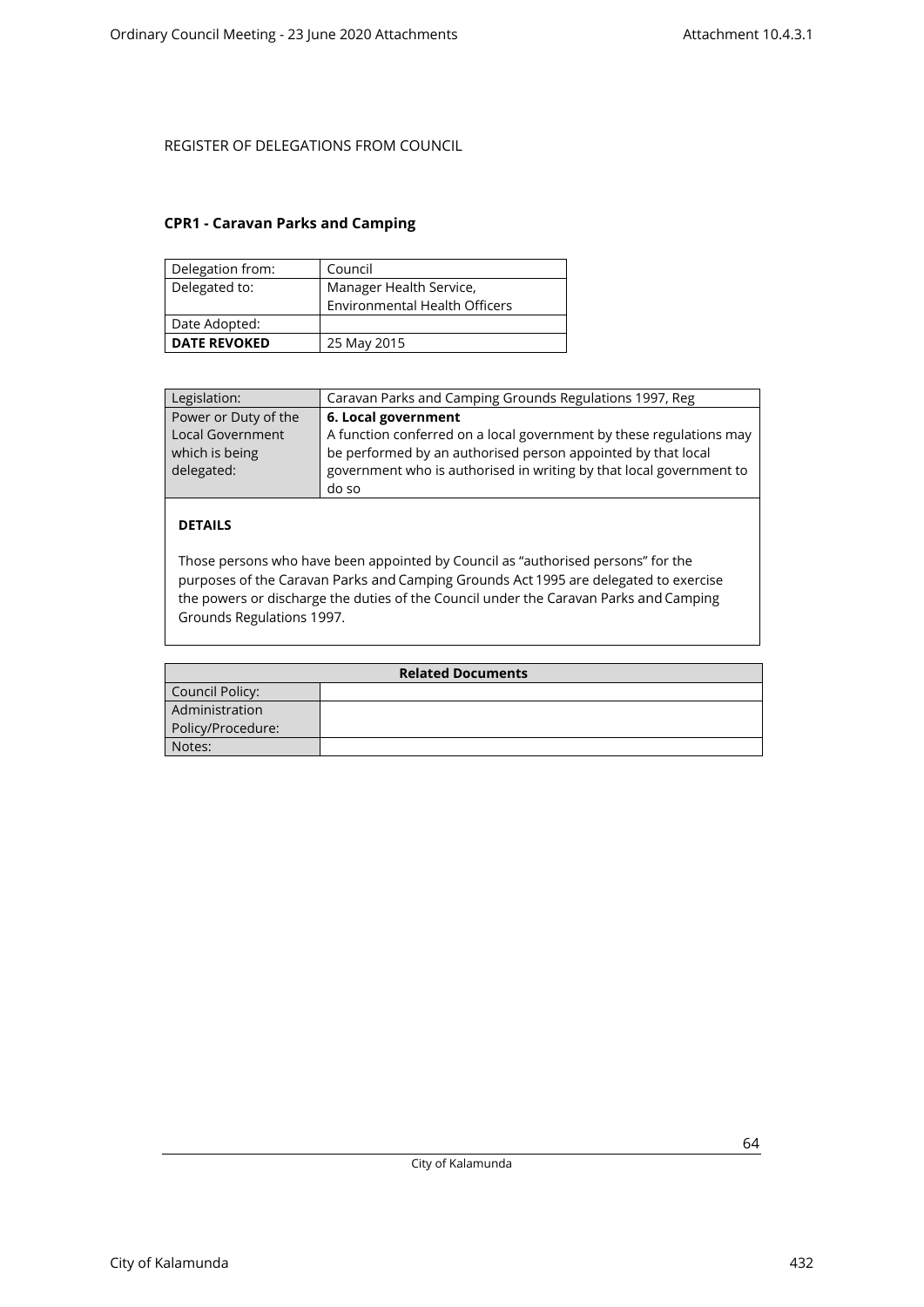REGISTER OF DELEGATIONS FROM COUNCIL

### CPR1 - Caravan Parks and Camping

| Delegation from: | Council |
|---|---|
| Delegated to: | Manager Health Service, Environmental Health Officers |
| Date Adopted: | |
| **DATE REVOKED** | 25 May 2015 |

| Legislation: | Caravan Parks and Camping Grounds Regulations 1997, Reg |
|---|---|
| Power or Duty of the Local Government which is being delegated: | **6. Local government** A function conferred on a local government by these regulations may be performed by an authorised person appointed by that local government who is authorised in writing by that local government to do so |

**DETAILS**

Those persons who have been appointed by Council as "authorised persons" for the purposes of the Caravan Parks and Camping Grounds Act 1995 are delegated to exercise the powers or discharge the duties of the Council under the Caravan Parks and Camping Grounds Regulations 1997.

| Related Documents | |
|---|---|
| Council Policy: | |
| Administration Policy/Procedure: | |
| Notes: | |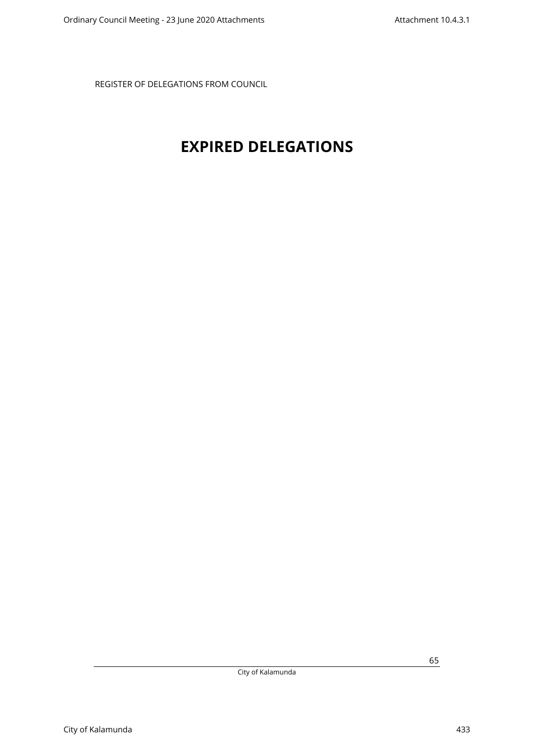REGISTER OF DELEGATIONS FROM COUNCIL

# EXPIRED DELEGATIONS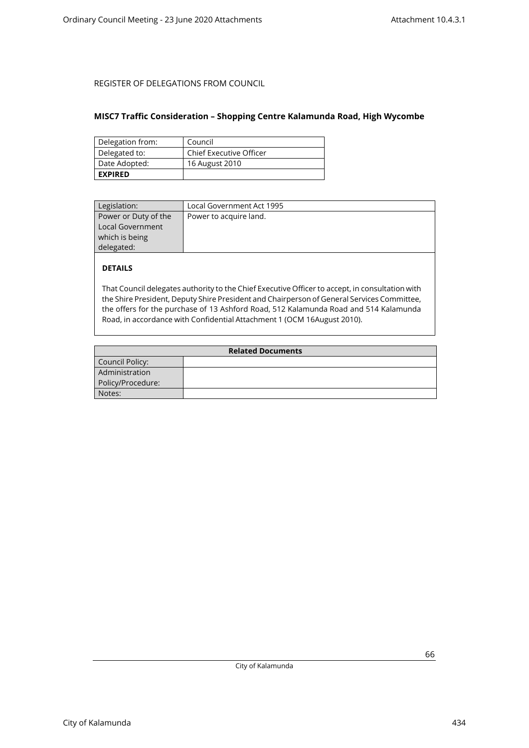REGISTER OF DELEGATIONS FROM COUNCIL

**MISC7 Traffic Consideration – Shopping Centre Kalamunda Road, High Wycombe**

| | |
|---|---|
| Delegation from: | Council |
| Delegated to: | Chief Executive Officer |
| Date Adopted: | 16 August 2010 |
| **EXPIRED** | |

| | |
|---|---|
| Legislation: | Local Government Act 1995 |
| Power or Duty of the Local Government which is being delegated: | Power to acquire land. |

**DETAILS**

That Council delegates authority to the Chief Executive Officer to accept, in consultation with the Shire President, Deputy Shire President and Chairperson of General Services Committee, the offers for the purchase of 13 Ashford Road, 512 Kalamunda Road and 514 Kalamunda Road, in accordance with Confidential Attachment 1 (OCM 16August 2010).

| Related Documents | |
|---|---|
| Council Policy: | |
| Administration Policy/Procedure: | |
| Notes: | |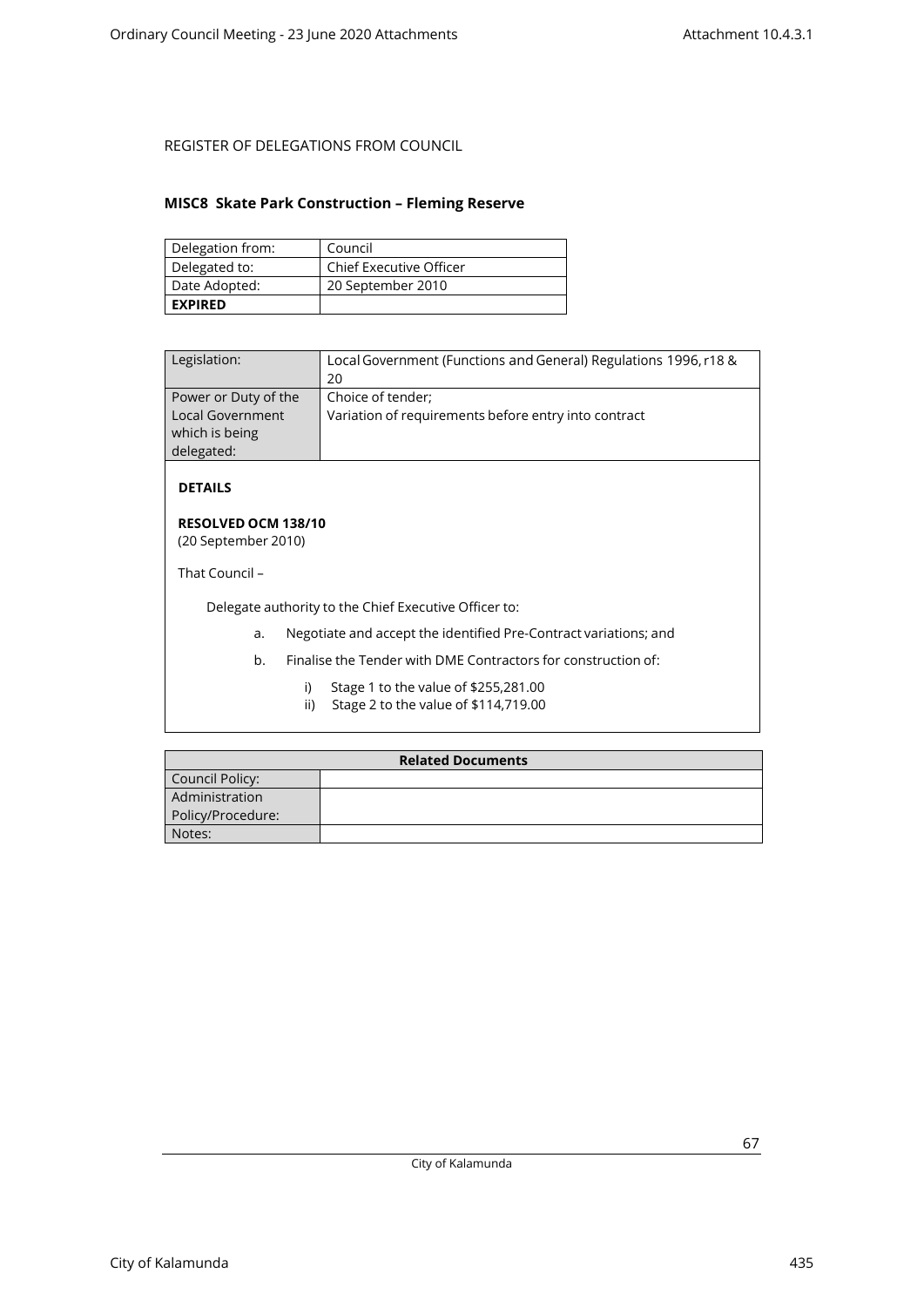REGISTER OF DELEGATIONS FROM COUNCIL

## MISC8 Skate Park Construction – Fleming Reserve

| Delegation from: | Council |
|---|---|
| Delegated to: | Chief Executive Officer |
| Date Adopted: | 20 September 2010 |
| **EXPIRED** | |

| Legislation: | Local Government (Functions and General) Regulations 1996, r18 & 20 |
|---|---|
| Power or Duty of the Local Government which is being delegated: | Choice of tender;<br>Variation of requirements before entry into contract |

**DETAILS**

**RESOLVED OCM 138/10**
(20 September 2010)

That Council –

Delegate authority to the Chief Executive Officer to:

a. Negotiate and accept the identified Pre-Contract variations; and

b. Finalise the Tender with DME Contractors for construction of:

   i) Stage 1 to the value of $255,281.00
   ii) Stage 2 to the value of $114,719.00

| Related Documents | |
|---|---|
| Council Policy: | |
| Administration Policy/Procedure: | |
| Notes: | |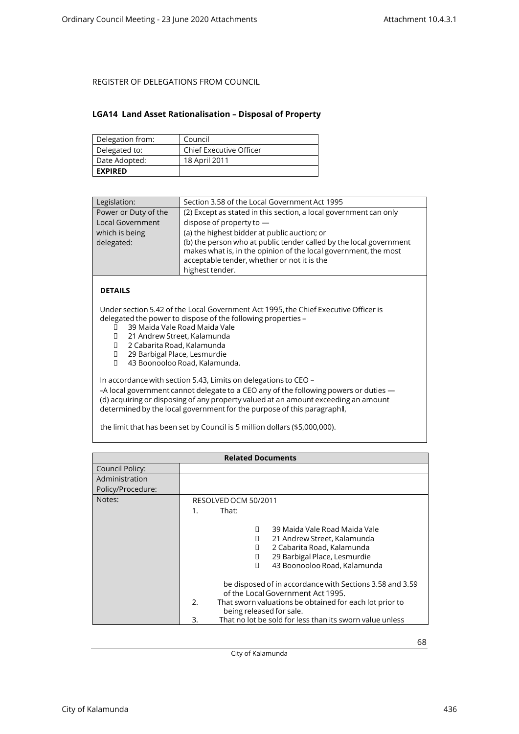REGISTER OF DELEGATIONS FROM COUNCIL

## LGA14 Land Asset Rationalisation – Disposal of Property

| Delegation from: | Council |
|---|---|
| Delegated to: | Chief Executive Officer |
| Date Adopted: | 18 April 2011 |
| **EXPIRED** | |

| Legislation: | Section 3.58 of the Local Government Act 1995 |
|---|---|
| Power or Duty of the Local Government which is being delegated: | (2) Except as stated in this section, a local government can only dispose of property to —<br>(a) the highest bidder at public auction; or<br>(b) the person who at public tender called by the local government makes what is, in the opinion of the local government, the most acceptable tender, whether or not it is the highest tender. |

**DETAILS**

Under section 5.42 of the Local Government Act 1995, the Chief Executive Officer is delegated the power to dispose of the following properties –

- 39 Maida Vale Road Maida Vale
- 21 Andrew Street, Kalamunda
- 2 Cabarita Road, Kalamunda
- 29 Barbigal Place, Lesmurdie
- 43 Boonooloo Road, Kalamunda.

In accordance with section 5.43, Limits on delegations to CEO –

–A local government cannot delegate to a CEO any of the following powers or duties —
(d) acquiring or disposing of any property valued at an amount exceeding an amount determined by the local government for the purpose of this paragraph‖,

the limit that has been set by Council is 5 million dollars ($5,000,000).

| Related Documents | |
|---|---|
| Council Policy: | |
| Administration Policy/Procedure: | |
| Notes: | RESOLVED OCM 50/2011<br>1. That:<br>- 39 Maida Vale Road Maida Vale<br>- 21 Andrew Street, Kalamunda<br>- 2 Cabarita Road, Kalamunda<br>- 29 Barbigal Place, Lesmurdie<br>- 43 Boonooloo Road, Kalamunda<br><br>be disposed of in accordance with Sections 3.58 and 3.59 of the Local Government Act 1995.<br>2. That sworn valuations be obtained for each lot prior to being released for sale.<br>3. That no lot be sold for less than its sworn value unless |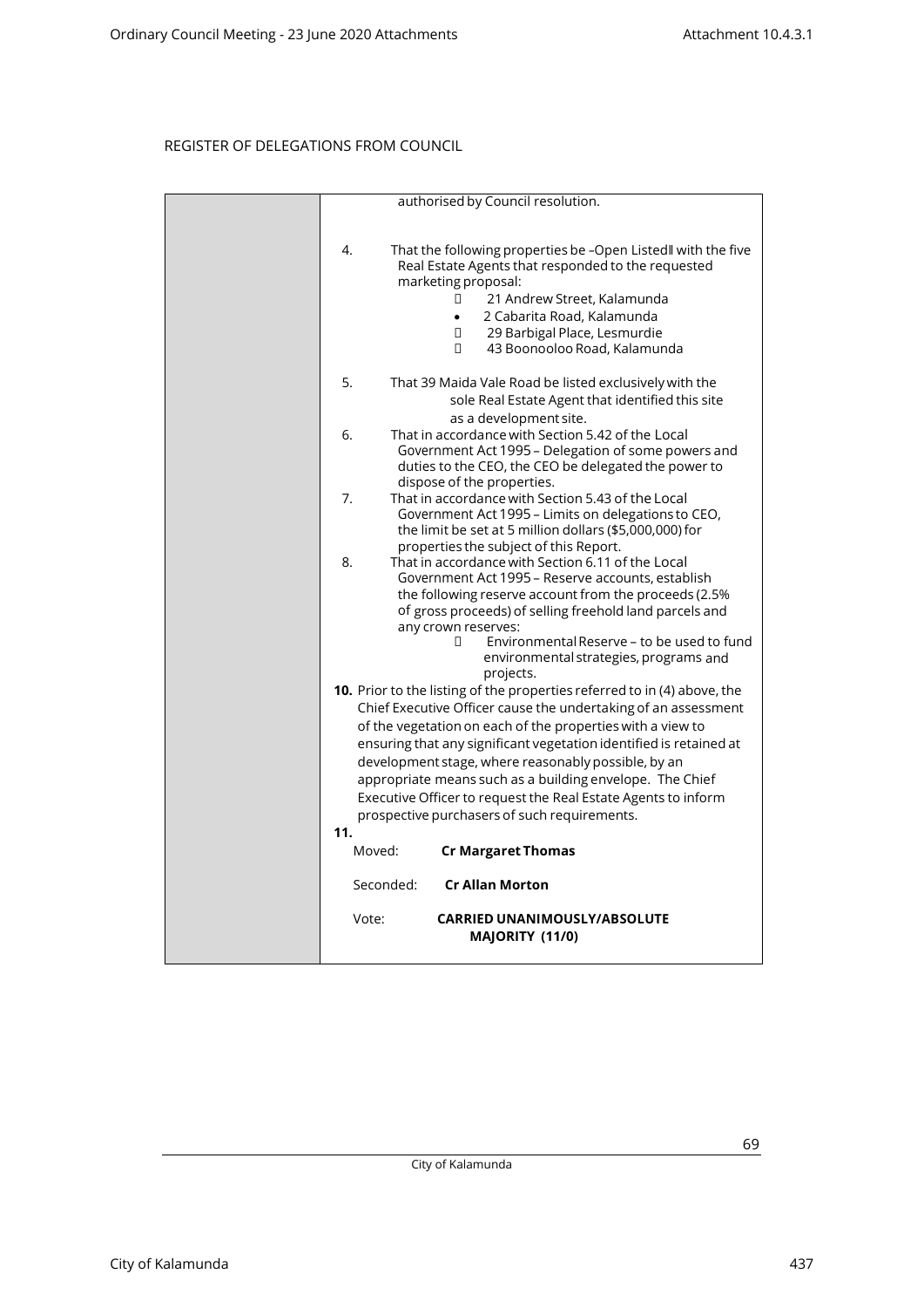REGISTER OF DELEGATIONS FROM COUNCIL

| | |
|---|---|
| | authorised by Council resolution.<br><br>4. That the following properties be –Open Listed‖ with the five Real Estate Agents that responded to the requested marketing proposal:<br>- 21 Andrew Street, Kalamunda<br>- 2 Cabarita Road, Kalamunda<br>- 29 Barbigal Place, Lesmurdie<br>- 43 Boonooloo Road, Kalamunda<br><br>5. That 39 Maida Vale Road be listed exclusively with the sole Real Estate Agent that identified this site as a development site.<br>6. That in accordance with Section 5.42 of the Local Government Act 1995 – Delegation of some powers and duties to the CEO, the CEO be delegated the power to dispose of the properties.<br>7. That in accordance with Section 5.43 of the Local Government Act 1995 – Limits on delegations to CEO, the limit be set at 5 million dollars ($5,000,000) for properties the subject of this Report.<br>8. That in accordance with Section 6.11 of the Local Government Act 1995 – Reserve accounts, establish the following reserve account from the proceeds (2.5% of gross proceeds) of selling freehold land parcels and any crown reserves:<br>- Environmental Reserve – to be used to fund environmental strategies, programs and projects.<br><br>**10.** Prior to the listing of the properties referred to in (4) above, the Chief Executive Officer cause the undertaking of an assessment of the vegetation on each of the properties with a view to ensuring that any significant vegetation identified is retained at development stage, where reasonably possible, by an appropriate means such as a building envelope. The Chief Executive Officer to request the Real Estate Agents to inform prospective purchasers of such requirements.<br>**11.**<br>Moved: **Cr Margaret Thomas**<br><br>Seconded: **Cr Allan Morton**<br><br>Vote: **CARRIED UNANIMOUSLY/ABSOLUTE MAJORITY (11/0)** |